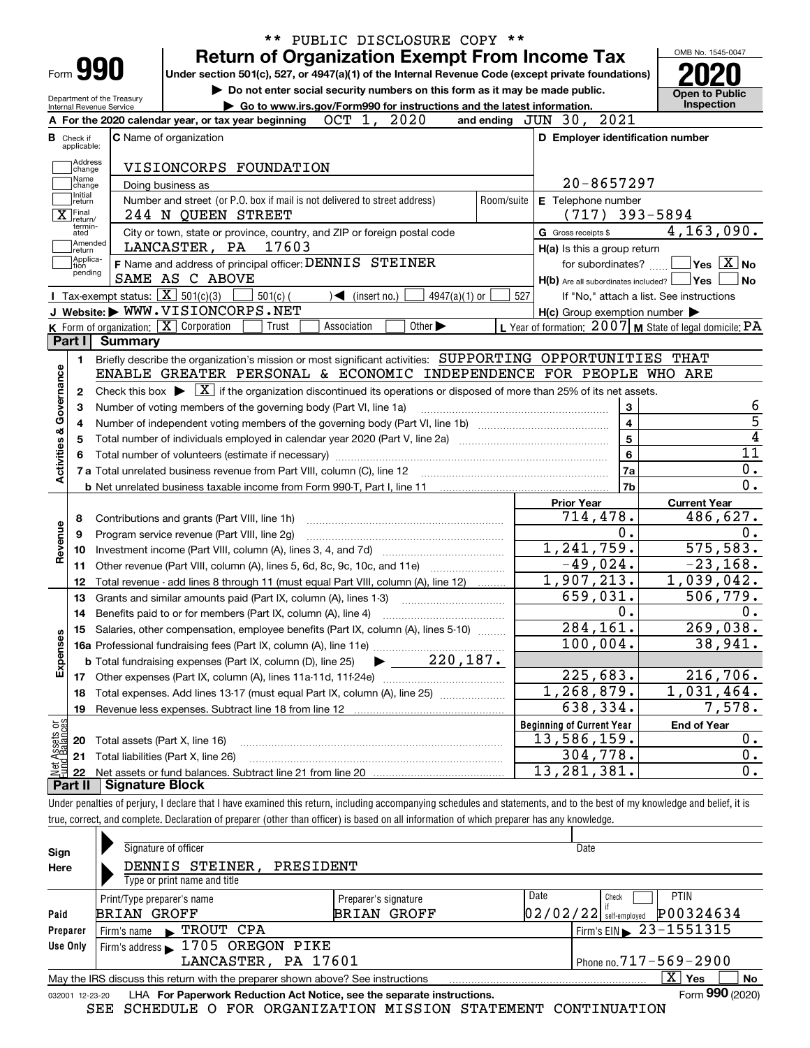\*\* PUBLIC DISCLOSURE COPY \*\*

# Form 990 — Return of Organization Exempt From Income Tax (2020)

Under section 501(c), 527, or 4947(a)(1) of the Internal Revenue Code (except private foundations)

▶ Do not enter social security numbers on this form as it may be made public.

▶ Go to www.irs.gov/Form990 for instructions and the latest information.

OMB No. 1545-0047 — Open to Public Inspection

Department of the Treasury, Internal Revenue Service

**A** For the 2020 calendar year, or tax year beginning OCT 1, 2020 and ending JUN 30, 2021

**B** Check if applicable: Address change; Name change; Initial return; [X] Final return/terminated; Amended return; Application pending

**C** Name of organization: VISIONCORPS FOUNDATION

Doing business as:

Number and street (or P.O. box if mail is not delivered to street address): 244 N QUEEN STREET — Room/suite:

City or town, state or province, country, and ZIP or foreign postal code: LANCASTER, PA 17603

**D** Employer identification number: 20-8657297

**E** Telephone number: (717) 393-5894

**G** Gross receipts $ 4,163,090.

**F** Name and address of principal officer: DENNIS STEINER, SAME AS C ABOVE

**H(a)** Is this a group return for subordinates? Yes [ ] No [X]

**H(b)** Are all subordinates included? Yes [ ] No [ ] — If "No," attach a list. See instructions

**H(c)** Group exemption number ▶

**I** Tax-exempt status: [X] 501(c)(3) [ ] 501(c) ( ) ◀ (insert no.) [ ] 4947(a)(1) or [ ] 527

**J** Website: ▶ WWW.VISIONCORPS.NET

**K** Form of organization: [X] Corporation [ ] Trust [ ] Association [ ] Other ▶

**L** Year of formation: 2007 **M** State of legal domicile: PA

## Part I Summary

**Activities & Governance**

1. Briefly describe the organization's mission or most significant activities: SUPPORTING OPPORTUNITIES THAT ENABLE GREATER PERSONAL & ECONOMIC INDEPENDENCE FOR PEOPLE WHO ARE
2. Check this box ▶ [X] if the organization discontinued its operations or disposed of more than 25% of its net assets.

| Line | Description | | Value |
|---|---|---|---|
| 3 | Number of voting members of the governing body (Part VI, line 1a) | 3 | 6 |
| 4 | Number of independent voting members of the governing body (Part VI, line 1b) | 4 | 5 |
| 5 | Total number of individuals employed in calendar year 2020 (Part V, line 2a) | 5 | 4 |
| 6 | Total number of volunteers (estimate if necessary) | 6 | 11 |
| 7a | Total unrelated business revenue from Part VIII, column (C), line 12 | 7a | 0. |
| 7b | Net unrelated business taxable income from Form 990-T, Part I, line 11 | 7b | 0. |

| Line | Description | Prior Year | Current Year |
|---|---|---|---|
| **Revenue** | | | |
| 8 | Contributions and grants (Part VIII, line 1h) | 714,478. | 486,627. |
| 9 | Program service revenue (Part VIII, line 2g) | 0. | 0. |
| 10 | Investment income (Part VIII, column (A), lines 3, 4, and 7d) | 1,241,759. | 575,583. |
| 11 | Other revenue (Part VIII, column (A), lines 5, 6d, 8c, 9c, 10c, and 11e) | -49,024. | -23,168. |
| 12 | Total revenue - add lines 8 through 11 (must equal Part VIII, column (A), line 12) | 1,907,213. | 1,039,042. |
| **Expenses** | | | |
| 13 | Grants and similar amounts paid (Part IX, column (A), lines 1-3) | 659,031. | 506,779. |
| 14 | Benefits paid to or for members (Part IX, column (A), line 4) | 0. | 0. |
| 15 | Salaries, other compensation, employee benefits (Part IX, column (A), lines 5-10) | 284,161. | 269,038. |
| 16a | Professional fundraising fees (Part IX, column (A), line 11e) | 100,004. | 38,941. |
| b | Total fundraising expenses (Part IX, column (D), line 25) ▶ 220,187. | | |
| 17 | Other expenses (Part IX, column (A), lines 11a-11d, 11f-24e) | 225,683. | 216,706. |
| 18 | Total expenses. Add lines 13-17 (must equal Part IX, column (A), line 25) | 1,268,879. | 1,031,464. |
| 19 | Revenue less expenses. Subtract line 18 from line 12 | 638,334. | 7,578. |
| **Net Assets or Fund Balances** | | **Beginning of Current Year** | **End of Year** |
| 20 | Total assets (Part X, line 16) | 13,586,159. | 0. |
| 21 | Total liabilities (Part X, line 26) | 304,778. | 0. |
| 22 | Net assets or fund balances. Subtract line 21 from line 20 | 13,281,381. | 0. |

## Part II Signature Block

Under penalties of perjury, I declare that I have examined this return, including accompanying schedules and statements, and to the best of my knowledge and belief, it is true, correct, and complete. Declaration of preparer (other than officer) is based on all information of which preparer has any knowledge.

**Sign Here** — Signature of officer / Date

DENNIS STEINER, PRESIDENT — Type or print name and title

**Paid Preparer Use Only**

| Print/Type preparer's name | Preparer's signature | Date | Check if self-employed | PTIN |
|---|---|---|---|---|
| BRIAN GROFF | BRIAN GROFF | 02/02/22 | | P00324634 |

Firm's name ▶ TROUT CPA — Firm's EIN ▶ 23-1551315

Firm's address ▶ 1705 OREGON PIKE, LANCASTER, PA 17601 — Phone no. 717-569-2900

May the IRS discuss this return with the preparer shown above? See instructions [X] Yes [ ] No

032001 12-23-20 LHA For Paperwork Reduction Act Notice, see the separate instructions. Form 990 (2020)

SEE SCHEDULE O FOR ORGANIZATION MISSION STATEMENT CONTINUATION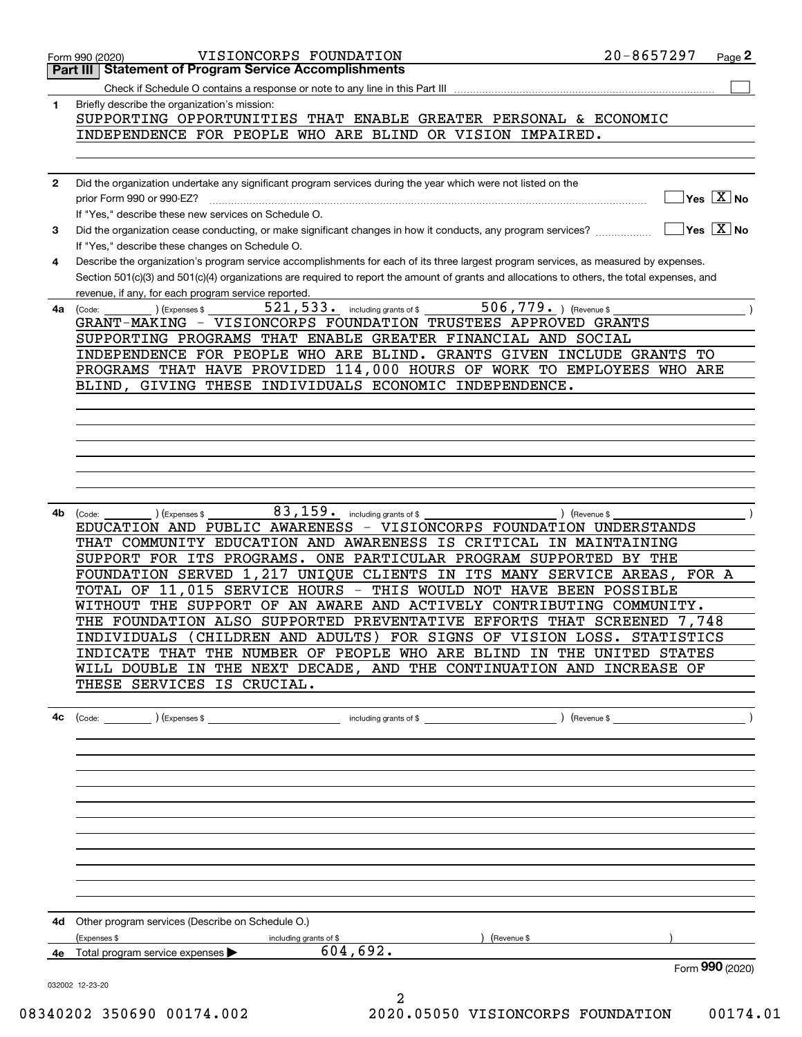Form 990 (2020) VISIONCORPS FOUNDATION 20-8657297

## Part III Statement of Program Service Accomplishments

Check if Schedule O contains a response or note to any line in this Part III ☐

**1** Briefly describe the organization's mission:

SUPPORTING OPPORTUNITIES THAT ENABLE GREATER PERSONAL & ECONOMIC INDEPENDENCE FOR PEOPLE WHO ARE BLIND OR VISION IMPAIRED.

**2** Did the organization undertake any significant program services during the year which were not listed on the prior Form 990 or 990-EZ? ☐ Yes ☒ No

If "Yes," describe these new services on Schedule O.

**3** Did the organization cease conducting, or make significant changes in how it conducts, any program services? ☐ Yes ☒ No

If "Yes," describe these changes on Schedule O.

**4** Describe the organization's program service accomplishments for each of its three largest program services, as measured by expenses. Section 501(c)(3) and 501(c)(4) organizations are required to report the amount of grants and allocations to others, the total expenses, and revenue, if any, for each program service reported.

**4a** (Code: ) (Expenses $ 521,533. including grants of $ 506,779. ) (Revenue $ )

GRANT-MAKING - VISIONCORPS FOUNDATION TRUSTEES APPROVED GRANTS SUPPORTING PROGRAMS THAT ENABLE GREATER FINANCIAL AND SOCIAL INDEPENDENCE FOR PEOPLE WHO ARE BLIND. GRANTS GIVEN INCLUDE GRANTS TO PROGRAMS THAT HAVE PROVIDED 114,000 HOURS OF WORK TO EMPLOYEES WHO ARE BLIND, GIVING THESE INDIVIDUALS ECONOMIC INDEPENDENCE.

**4b** (Code: ) (Expenses $ 83,159. including grants of $ ) (Revenue $ )

EDUCATION AND PUBLIC AWARENESS - VISIONCORPS FOUNDATION UNDERSTANDS THAT COMMUNITY EDUCATION AND AWARENESS IS CRITICAL IN MAINTAINING SUPPORT FOR ITS PROGRAMS. ONE PARTICULAR PROGRAM SUPPORTED BY THE FOUNDATION SERVED 1,217 UNIQUE CLIENTS IN ITS MANY SERVICE AREAS, FOR A TOTAL OF 11,015 SERVICE HOURS - THIS WOULD NOT HAVE BEEN POSSIBLE WITHOUT THE SUPPORT OF AN AWARE AND ACTIVELY CONTRIBUTING COMMUNITY. THE FOUNDATION ALSO SUPPORTED PREVENTATIVE EFFORTS THAT SCREENED 7,748 INDIVIDUALS (CHILDREN AND ADULTS) FOR SIGNS OF VISION LOSS. STATISTICS INDICATE THAT THE NUMBER OF PEOPLE WHO ARE BLIND IN THE UNITED STATES WILL DOUBLE IN THE NEXT DECADE, AND THE CONTINUATION AND INCREASE OF THESE SERVICES IS CRUCIAL.

**4c** (Code: ) (Expenses $ including grants of $ ) (Revenue $ )

**4d** Other program services (Describe on Schedule O.)

(Expenses $ including grants of $ ) (Revenue $ )

**4e** Total program service expenses ▶ 604,692.

Form **990** (2020)

032002 12-23-20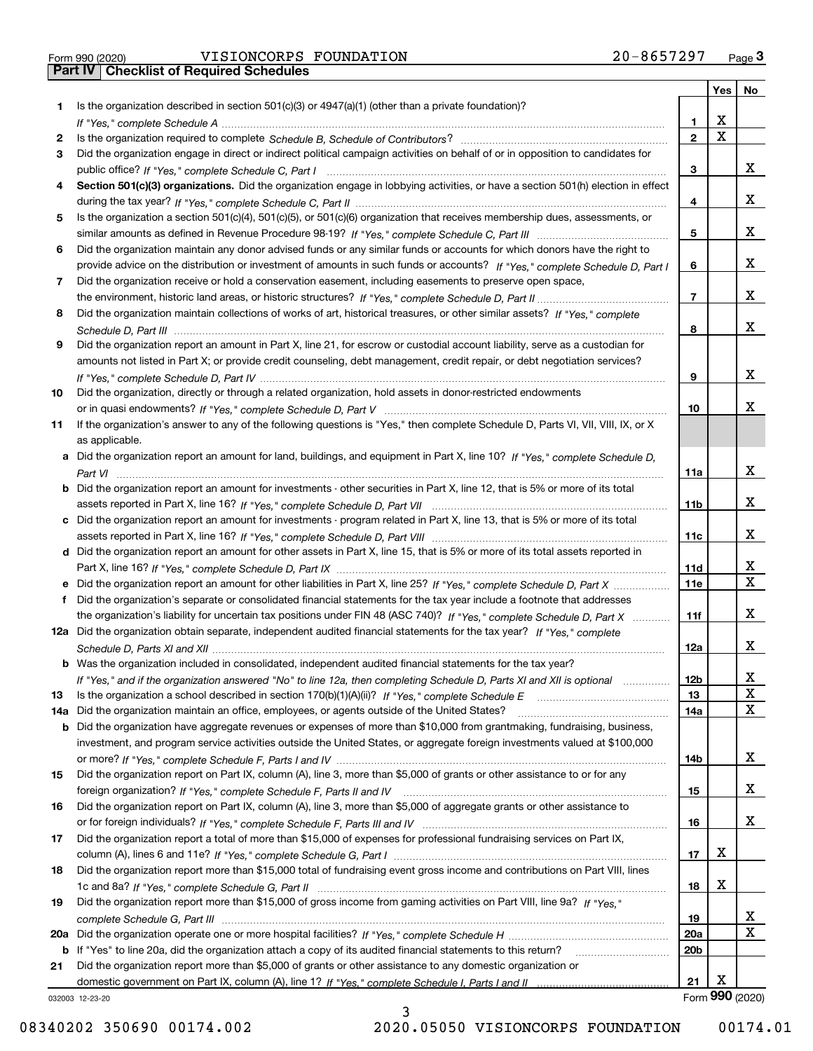Form 990 (2020) VISIONCORPS FOUNDATION 20-8657297

## Part IV Checklist of Required Schedules

| | | | Yes | No |
|---|---|---|---|---|
| 1 | Is the organization described in section 501(c)(3) or 4947(a)(1) (other than a private foundation)? *If "Yes," complete Schedule A* | 1 | X | |
| 2 | Is the organization required to complete *Schedule B, Schedule of Contributors*? | 2 | X | |
| 3 | Did the organization engage in direct or indirect political campaign activities on behalf of or in opposition to candidates for public office? *If "Yes," complete Schedule C, Part I* | 3 | | X |
| 4 | **Section 501(c)(3) organizations.** Did the organization engage in lobbying activities, or have a section 501(h) election in effect during the tax year? *If "Yes," complete Schedule C, Part II* | 4 | | X |
| 5 | Is the organization a section 501(c)(4), 501(c)(5), or 501(c)(6) organization that receives membership dues, assessments, or similar amounts as defined in Revenue Procedure 98-19? *If "Yes," complete Schedule C, Part III* | 5 | | X |
| 6 | Did the organization maintain any donor advised funds or any similar funds or accounts for which donors have the right to provide advice on the distribution or investment of amounts in such funds or accounts? *If "Yes," complete Schedule D, Part I* | 6 | | X |
| 7 | Did the organization receive or hold a conservation easement, including easements to preserve open space, the environment, historic land areas, or historic structures? *If "Yes," complete Schedule D, Part II* | 7 | | X |
| 8 | Did the organization maintain collections of works of art, historical treasures, or other similar assets? *If "Yes," complete Schedule D, Part III* | 8 | | X |
| 9 | Did the organization report an amount in Part X, line 21, for escrow or custodial account liability, serve as a custodian for amounts not listed in Part X; or provide credit counseling, debt management, credit repair, or debt negotiation services? *If "Yes," complete Schedule D, Part IV* | 9 | | X |
| 10 | Did the organization, directly or through a related organization, hold assets in donor-restricted endowments or in quasi endowments? *If "Yes," complete Schedule D, Part V* | 10 | | X |
| 11 | If the organization's answer to any of the following questions is "Yes," then complete Schedule D, Parts VI, VII, VIII, IX, or X as applicable. | | | |
| a | Did the organization report an amount for land, buildings, and equipment in Part X, line 10? *If "Yes," complete Schedule D, Part VI* | 11a | | X |
| b | Did the organization report an amount for investments - other securities in Part X, line 12, that is 5% or more of its total assets reported in Part X, line 16? *If "Yes," complete Schedule D, Part VII* | 11b | | X |
| c | Did the organization report an amount for investments - program related in Part X, line 13, that is 5% or more of its total assets reported in Part X, line 16? *If "Yes," complete Schedule D, Part VIII* | 11c | | X |
| d | Did the organization report an amount for other assets in Part X, line 15, that is 5% or more of its total assets reported in Part X, line 16? *If "Yes," complete Schedule D, Part IX* | 11d | | X |
| e | Did the organization report an amount for other liabilities in Part X, line 25? *If "Yes," complete Schedule D, Part X* | 11e | | X |
| f | Did the organization's separate or consolidated financial statements for the tax year include a footnote that addresses the organization's liability for uncertain tax positions under FIN 48 (ASC 740)? *If "Yes," complete Schedule D, Part X* | 11f | | X |
| 12a | Did the organization obtain separate, independent audited financial statements for the tax year? *If "Yes," complete Schedule D, Parts XI and XII* | 12a | | X |
| b | Was the organization included in consolidated, independent audited financial statements for the tax year? *If "Yes," and if the organization answered "No" to line 12a, then completing Schedule D, Parts XI and XII is optional* | 12b | | X |
| 13 | Is the organization a school described in section 170(b)(1)(A)(ii)? *If "Yes," complete Schedule E* | 13 | | X |
| 14a | Did the organization maintain an office, employees, or agents outside of the United States? | 14a | | X |
| b | Did the organization have aggregate revenues or expenses of more than $10,000 from grantmaking, fundraising, business, investment, and program service activities outside the United States, or aggregate foreign investments valued at $100,000 or more? *If "Yes," complete Schedule F, Parts I and IV* | 14b | | X |
| 15 | Did the organization report on Part IX, column (A), line 3, more than $5,000 of grants or other assistance to or for any foreign organization? *If "Yes," complete Schedule F, Parts II and IV* | 15 | | X |
| 16 | Did the organization report on Part IX, column (A), line 3, more than $5,000 of aggregate grants or other assistance to or for foreign individuals? *If "Yes," complete Schedule F, Parts III and IV* | 16 | | X |
| 17 | Did the organization report a total of more than $15,000 of expenses for professional fundraising services on Part IX, column (A), lines 6 and 11e? *If "Yes," complete Schedule G, Part I* | 17 | X | |
| 18 | Did the organization report more than $15,000 total of fundraising event gross income and contributions on Part VIII, lines 1c and 8a? *If "Yes," complete Schedule G, Part II* | 18 | X | |
| 19 | Did the organization report more than $15,000 of gross income from gaming activities on Part VIII, line 9a? *If "Yes," complete Schedule G, Part III* | 19 | | X |
| 20a | Did the organization operate one or more hospital facilities? *If "Yes," complete Schedule H* | 20a | | X |
| b | If "Yes" to line 20a, did the organization attach a copy of its audited financial statements to this return? | 20b | | |
| 21 | Did the organization report more than $5,000 of grants or other assistance to any domestic organization or domestic government on Part IX, column (A), line 1? *If "Yes," complete Schedule I, Parts I and II* | 21 | X | |

032003 12-23-20 Form **990** (2020)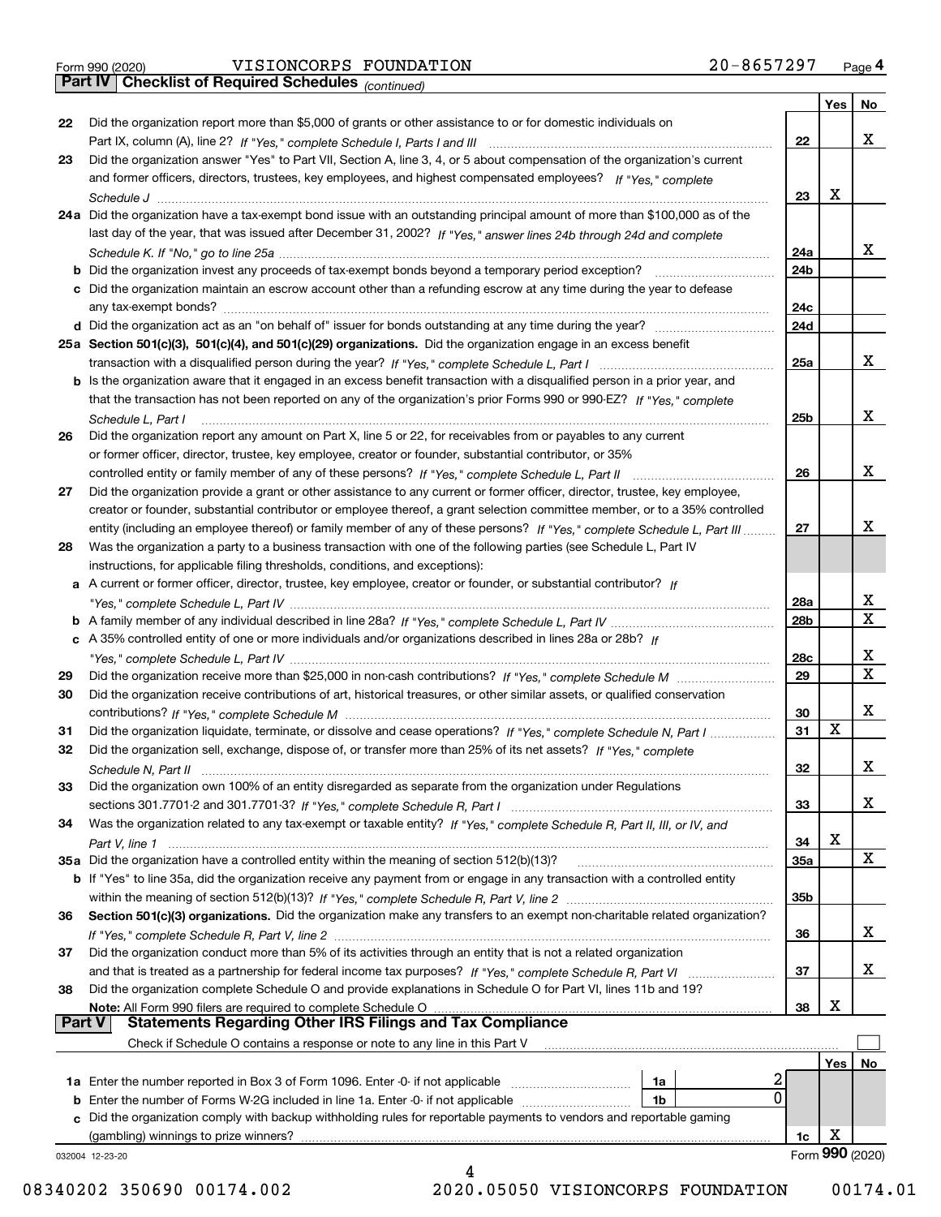Form 990 (2020) VISIONCORPS FOUNDATION 20-8657297

## Part IV Checklist of Required Schedules *(continued)*

| | | | Yes | No |
|---|---|---|---|---|
| 22 | Did the organization report more than $5,000 of grants or other assistance to or for domestic individuals on Part IX, column (A), line 2? *If "Yes," complete Schedule I, Parts I and III* | 22 | | X |
| 23 | Did the organization answer "Yes" to Part VII, Section A, line 3, 4, or 5 about compensation of the organization's current and former officers, directors, trustees, key employees, and highest compensated employees? *If "Yes," complete Schedule J* | 23 | X | |
| 24a | Did the organization have a tax-exempt bond issue with an outstanding principal amount of more than $100,000 as of the last day of the year, that was issued after December 31, 2002? *If "Yes," answer lines 24b through 24d and complete Schedule K. If "No," go to line 25a* | 24a | | X |
| b | Did the organization invest any proceeds of tax-exempt bonds beyond a temporary period exception? | 24b | | |
| c | Did the organization maintain an escrow account other than a refunding escrow at any time during the year to defease any tax-exempt bonds? | 24c | | |
| d | Did the organization act as an "on behalf of" issuer for bonds outstanding at any time during the year? | 24d | | |
| 25a | **Section 501(c)(3), 501(c)(4), and 501(c)(29) organizations.** Did the organization engage in an excess benefit transaction with a disqualified person during the year? *If "Yes," complete Schedule L, Part I* | 25a | | X |
| b | Is the organization aware that it engaged in an excess benefit transaction with a disqualified person in a prior year, and that the transaction has not been reported on any of the organization's prior Forms 990 or 990-EZ? *If "Yes," complete Schedule L, Part I* | 25b | | X |
| 26 | Did the organization report any amount on Part X, line 5 or 22, for receivables from or payables to any current or former officer, director, trustee, key employee, creator or founder, substantial contributor, or 35% controlled entity or family member of any of these persons? *If "Yes," complete Schedule L, Part II* | 26 | | X |
| 27 | Did the organization provide a grant or other assistance to any current or former officer, director, trustee, key employee, creator or founder, substantial contributor or employee thereof, a grant selection committee member, or to a 35% controlled entity (including an employee thereof) or family member of any of these persons? *If "Yes," complete Schedule L, Part III* | 27 | | X |
| 28 | Was the organization a party to a business transaction with one of the following parties (see Schedule L, Part IV instructions, for applicable filing thresholds, conditions, and exceptions): | | | |
| a | A current or former officer, director, trustee, key employee, creator or founder, or substantial contributor? *If "Yes," complete Schedule L, Part IV* | 28a | | X |
| b | A family member of any individual described in line 28a? *If "Yes," complete Schedule L, Part IV* | 28b | | X |
| c | A 35% controlled entity of one or more individuals and/or organizations described in lines 28a or 28b? *If "Yes," complete Schedule L, Part IV* | 28c | | X |
| 29 | Did the organization receive more than $25,000 in non-cash contributions? *If "Yes," complete Schedule M* | 29 | | X |
| 30 | Did the organization receive contributions of art, historical treasures, or other similar assets, or qualified conservation contributions? *If "Yes," complete Schedule M* | 30 | | X |
| 31 | Did the organization liquidate, terminate, or dissolve and cease operations? *If "Yes," complete Schedule N, Part I* | 31 | X | |
| 32 | Did the organization sell, exchange, dispose of, or transfer more than 25% of its net assets? *If "Yes," complete Schedule N, Part II* | 32 | | X |
| 33 | Did the organization own 100% of an entity disregarded as separate from the organization under Regulations sections 301.7701-2 and 301.7701-3? *If "Yes," complete Schedule R, Part I* | 33 | | X |
| 34 | Was the organization related to any tax-exempt or taxable entity? *If "Yes," complete Schedule R, Part II, III, or IV, and Part V, line 1* | 34 | X | |
| 35a | Did the organization have a controlled entity within the meaning of section 512(b)(13)? | 35a | | X |
| b | If "Yes" to line 35a, did the organization receive any payment from or engage in any transaction with a controlled entity within the meaning of section 512(b)(13)? *If "Yes," complete Schedule R, Part V, line 2* | 35b | | |
| 36 | **Section 501(c)(3) organizations.** Did the organization make any transfers to an exempt non-charitable related organization? *If "Yes," complete Schedule R, Part V, line 2* | 36 | | X |
| 37 | Did the organization conduct more than 5% of its activities through an entity that is not a related organization and that is treated as a partnership for federal income tax purposes? *If "Yes," complete Schedule R, Part VI* | 37 | | X |
| 38 | Did the organization complete Schedule O and provide explanations in Schedule O for Part VI, lines 11b and 19? **Note:** All Form 990 filers are required to complete Schedule O | 38 | X | |

## Part V Statements Regarding Other IRS Filings and Tax Compliance

Check if Schedule O contains a response or note to any line in this Part V ☐

| | | | | | Yes | No |
|---|---|---|---|---|---|---|
| 1a | Enter the number reported in Box 3 of Form 1096. Enter -0- if not applicable | 1a | 2 | | | |
| b | Enter the number of Forms W-2G included in line 1a. Enter -0- if not applicable | 1b | 0 | | | |
| c | Did the organization comply with backup withholding rules for reportable payments to vendors and reportable gaming (gambling) winnings to prize winners? | | | 1c | X | |

032004 12-23-20 Form **990** (2020)

08340202 350690 00174.002 2020.05050 VISIONCORPS FOUNDATION 00174.01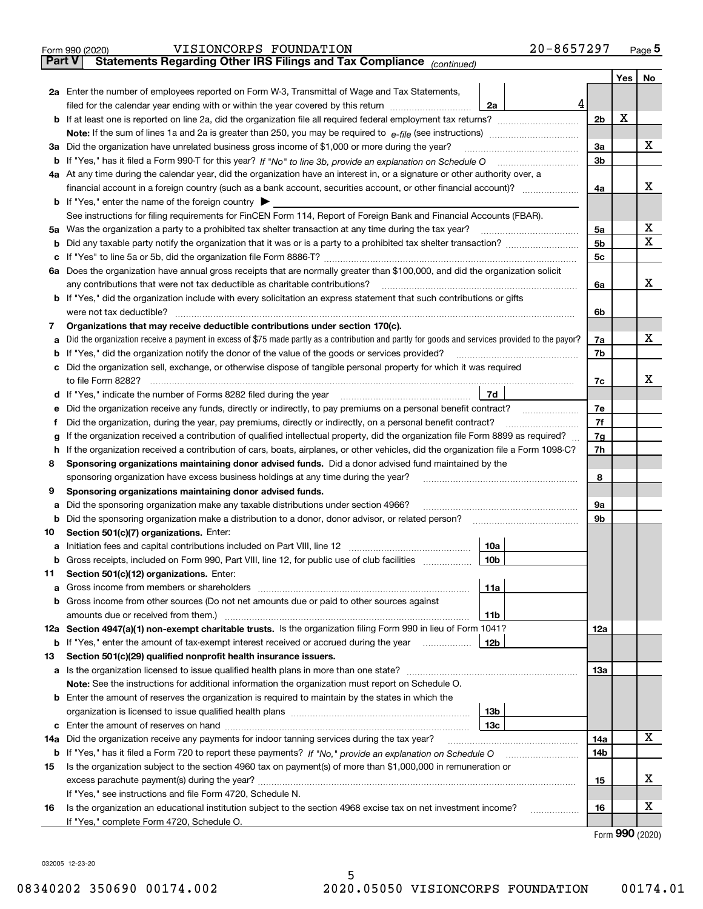Form 990 (2020) VISIONCORPS FOUNDATION 20-8657297

## Part V Statements Regarding Other IRS Filings and Tax Compliance *(continued)*

| | | | | | Yes | No |
|---|---|---|---|---|---|---|
| **2a** | Enter the number of employees reported on Form W-3, Transmittal of Wage and Tax Statements, filed for the calendar year ending with or within the year covered by this return | 2a | 4 | | | |
| **b** | If at least one is reported on line 2a, did the organization file all required federal employment tax returns? | | | 2b | X | |
| | **Note:** If the sum of lines 1a and 2a is greater than 250, you may be required to *e-file* (see instructions) | | | | | |
| **3a** | Did the organization have unrelated business gross income of $1,000 or more during the year? | | | 3a | | X |
| **b** | If "Yes," has it filed a Form 990-T for this year? *If "No" to line 3b, provide an explanation on Schedule O* | | | 3b | | |
| **4a** | At any time during the calendar year, did the organization have an interest in, or a signature or other authority over, a financial account in a foreign country (such as a bank account, securities account, or other financial account)? | | | 4a | | X |
| **b** | If "Yes," enter the name of the foreign country ▶ | | | | | |
| | See instructions for filing requirements for FinCEN Form 114, Report of Foreign Bank and Financial Accounts (FBAR). | | | | | |
| **5a** | Was the organization a party to a prohibited tax shelter transaction at any time during the tax year? | | | 5a | | X |
| **b** | Did any taxable party notify the organization that it was or is a party to a prohibited tax shelter transaction? | | | 5b | | X |
| **c** | If "Yes" to line 5a or 5b, did the organization file Form 8886-T? | | | 5c | | |
| **6a** | Does the organization have annual gross receipts that are normally greater than $100,000, and did the organization solicit any contributions that were not tax deductible as charitable contributions? | | | 6a | | X |
| **b** | If "Yes," did the organization include with every solicitation an express statement that such contributions or gifts were not tax deductible? | | | 6b | | |
| **7** | **Organizations that may receive deductible contributions under section 170(c).** | | | | | |
| **a** | Did the organization receive a payment in excess of $75 made partly as a contribution and partly for goods and services provided to the payor? | | | 7a | | X |
| **b** | If "Yes," did the organization notify the donor of the value of the goods or services provided? | | | 7b | | |
| **c** | Did the organization sell, exchange, or otherwise dispose of tangible personal property for which it was required to file Form 8282? | | | 7c | | X |
| **d** | If "Yes," indicate the number of Forms 8282 filed during the year | 7d | | | | |
| **e** | Did the organization receive any funds, directly or indirectly, to pay premiums on a personal benefit contract? | | | 7e | | |
| **f** | Did the organization, during the year, pay premiums, directly or indirectly, on a personal benefit contract? | | | 7f | | |
| **g** | If the organization received a contribution of qualified intellectual property, did the organization file Form 8899 as required? | | | 7g | | |
| **h** | If the organization received a contribution of cars, boats, airplanes, or other vehicles, did the organization file a Form 1098-C? | | | 7h | | |
| **8** | **Sponsoring organizations maintaining donor advised funds.** Did a donor advised fund maintained by the sponsoring organization have excess business holdings at any time during the year? | | | 8 | | |
| **9** | **Sponsoring organizations maintaining donor advised funds.** | | | | | |
| **a** | Did the sponsoring organization make any taxable distributions under section 4966? | | | 9a | | |
| **b** | Did the sponsoring organization make a distribution to a donor, donor advisor, or related person? | | | 9b | | |
| **10** | **Section 501(c)(7) organizations.** Enter: | | | | | |
| **a** | Initiation fees and capital contributions included on Part VIII, line 12 | 10a | | | | |
| **b** | Gross receipts, included on Form 990, Part VIII, line 12, for public use of club facilities | 10b | | | | |
| **11** | **Section 501(c)(12) organizations.** Enter: | | | | | |
| **a** | Gross income from members or shareholders | 11a | | | | |
| **b** | Gross income from other sources (Do not net amounts due or paid to other sources against amounts due or received from them.) | 11b | | | | |
| **12a** | **Section 4947(a)(1) non-exempt charitable trusts.** Is the organization filing Form 990 in lieu of Form 1041? | | | 12a | | |
| **b** | If "Yes," enter the amount of tax-exempt interest received or accrued during the year | 12b | | | | |
| **13** | **Section 501(c)(29) qualified nonprofit health insurance issuers.** | | | | | |
| **a** | Is the organization licensed to issue qualified health plans in more than one state? | | | 13a | | |
| | **Note:** See the instructions for additional information the organization must report on Schedule O. | | | | | |
| **b** | Enter the amount of reserves the organization is required to maintain by the states in which the organization is licensed to issue qualified health plans | 13b | | | | |
| **c** | Enter the amount of reserves on hand | 13c | | | | |
| **14a** | Did the organization receive any payments for indoor tanning services during the tax year? | | | 14a | | X |
| **b** | If "Yes," has it filed a Form 720 to report these payments? *If "No," provide an explanation on Schedule O* | | | 14b | | |
| **15** | Is the organization subject to the section 4960 tax on payment(s) of more than $1,000,000 in remuneration or excess parachute payment(s) during the year? | | | 15 | | X |
| | If "Yes," see instructions and file Form 4720, Schedule N. | | | | | |
| **16** | Is the organization an educational institution subject to the section 4968 excise tax on net investment income? | | | 16 | | X |
| | If "Yes," complete Form 4720, Schedule O. | | | | | |

Form **990** (2020)

032005 12-23-20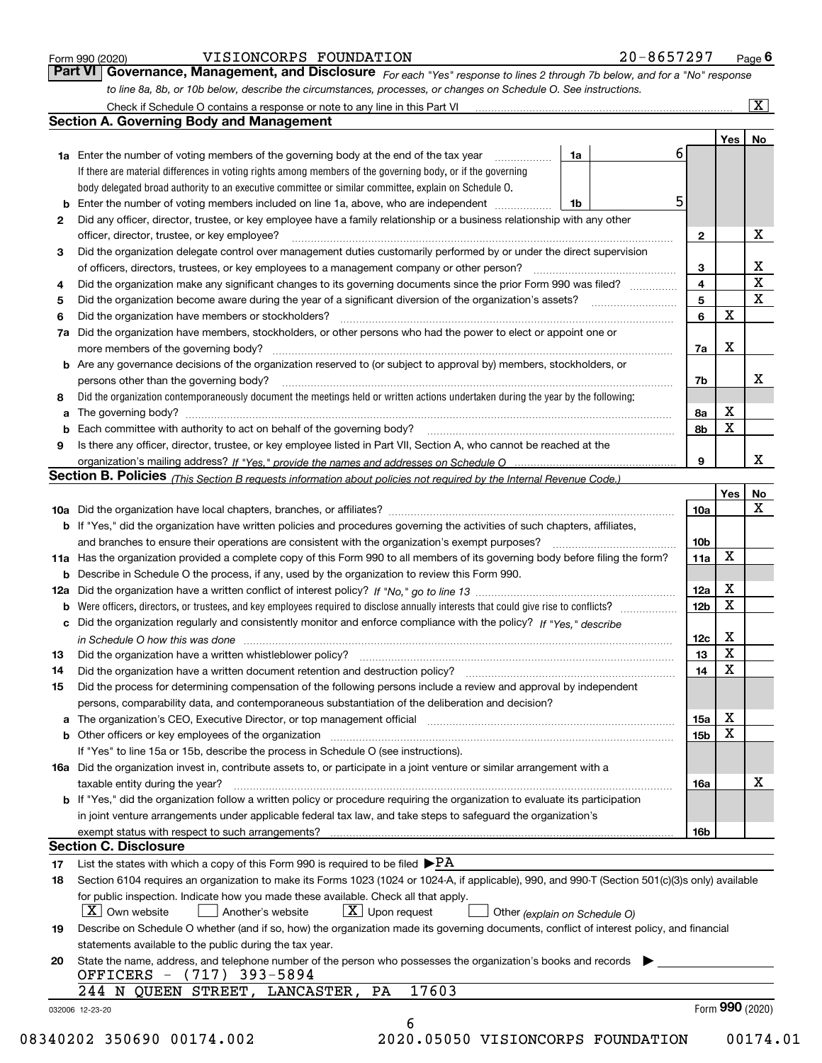Form 990 (2020) VISIONCORPS FOUNDATION 20-8657297

## Part VI Governance, Management, and Disclosure

*For each "Yes" response to lines 2 through 7b below, and for a "No" response to line 8a, 8b, or 10b below, describe the circumstances, processes, or changes on Schedule O. See instructions.*

Check if Schedule O contains a response or note to any line in this Part VI [X]

### Section A. Governing Body and Management

| | | | | Yes | No |
|---|---|---|---|---|---|
| **1a** | Enter the number of voting members of the governing body at the end of the tax year. If there are material differences in voting rights among members of the governing body, or if the governing body delegated broad authority to an executive committee or similar committee, explain on Schedule O. | 1a | 6 | | |
| **b** | Enter the number of voting members included on line 1a, above, who are independent | 1b | 5 | | |
| **2** | Did any officer, director, trustee, or key employee have a family relationship or a business relationship with any other officer, director, trustee, or key employee? | | 2 | | X |
| **3** | Did the organization delegate control over management duties customarily performed by or under the direct supervision of officers, directors, trustees, or key employees to a management company or other person? | | 3 | | X |
| **4** | Did the organization make any significant changes to its governing documents since the prior Form 990 was filed? | | 4 | | X |
| **5** | Did the organization become aware during the year of a significant diversion of the organization's assets? | | 5 | | X |
| **6** | Did the organization have members or stockholders? | | 6 | X | |
| **7a** | Did the organization have members, stockholders, or other persons who had the power to elect or appoint one or more members of the governing body? | | 7a | X | |
| **b** | Are any governance decisions of the organization reserved to (or subject to approval by) members, stockholders, or persons other than the governing body? | | 7b | | X |
| **8** | Did the organization contemporaneously document the meetings held or written actions undertaken during the year by the following: | | | | |
| **a** | The governing body? | | 8a | X | |
| **b** | Each committee with authority to act on behalf of the governing body? | | 8b | X | |
| **9** | Is there any officer, director, trustee, or key employee listed in Part VII, Section A, who cannot be reached at the organization's mailing address? *If "Yes," provide the names and addresses on Schedule O* | | 9 | | X |

### Section B. Policies *(This Section B requests information about policies not required by the Internal Revenue Code.)*

| | | | Yes | No |
|---|---|---|---|---|
| **10a** | Did the organization have local chapters, branches, or affiliates? | 10a | | X |
| **b** | If "Yes," did the organization have written policies and procedures governing the activities of such chapters, affiliates, and branches to ensure their operations are consistent with the organization's exempt purposes? | 10b | | |
| **11a** | Has the organization provided a complete copy of this Form 990 to all members of its governing body before filing the form? | 11a | X | |
| **b** | Describe in Schedule O the process, if any, used by the organization to review this Form 990. | | | |
| **12a** | Did the organization have a written conflict of interest policy? *If "No," go to line 13* | 12a | X | |
| **b** | Were officers, directors, or trustees, and key employees required to disclose annually interests that could give rise to conflicts? | 12b | X | |
| **c** | Did the organization regularly and consistently monitor and enforce compliance with the policy? *If "Yes," describe in Schedule O how this was done* | 12c | X | |
| **13** | Did the organization have a written whistleblower policy? | 13 | X | |
| **14** | Did the organization have a written document retention and destruction policy? | 14 | X | |
| **15** | Did the process for determining compensation of the following persons include a review and approval by independent persons, comparability data, and contemporaneous substantiation of the deliberation and decision? | | | |
| **a** | The organization's CEO, Executive Director, or top management official | 15a | X | |
| **b** | Other officers or key employees of the organization | 15b | X | |
| | If "Yes" to line 15a or 15b, describe the process in Schedule O (see instructions). | | | |
| **16a** | Did the organization invest in, contribute assets to, or participate in a joint venture or similar arrangement with a taxable entity during the year? | 16a | | X |
| **b** | If "Yes," did the organization follow a written policy or procedure requiring the organization to evaluate its participation in joint venture arrangements under applicable federal tax law, and take steps to safeguard the organization's exempt status with respect to such arrangements? | 16b | | |

### Section C. Disclosure

**17** List the states with which a copy of this Form 990 is required to be filed ▶ PA

**18** Section 6104 requires an organization to make its Forms 1023 (1024 or 1024-A, if applicable), 990, and 990-T (Section 501(c)(3)s only) available for public inspection. Indicate how you made these available. Check all that apply.

[X] Own website [ ] Another's website [X] Upon request [ ] Other *(explain on Schedule O)*

**19** Describe on Schedule O whether (and if so, how) the organization made its governing documents, conflict of interest policy, and financial statements available to the public during the tax year.

**20** State the name, address, and telephone number of the person who possesses the organization's books and records ▶

OFFICERS - (717) 393-5894
244 N QUEEN STREET, LANCASTER, PA 17603

032006 12-23-20 Form **990** (2020)

08340202 350690 00174.002 2020.05050 VISIONCORPS FOUNDATION 00174.01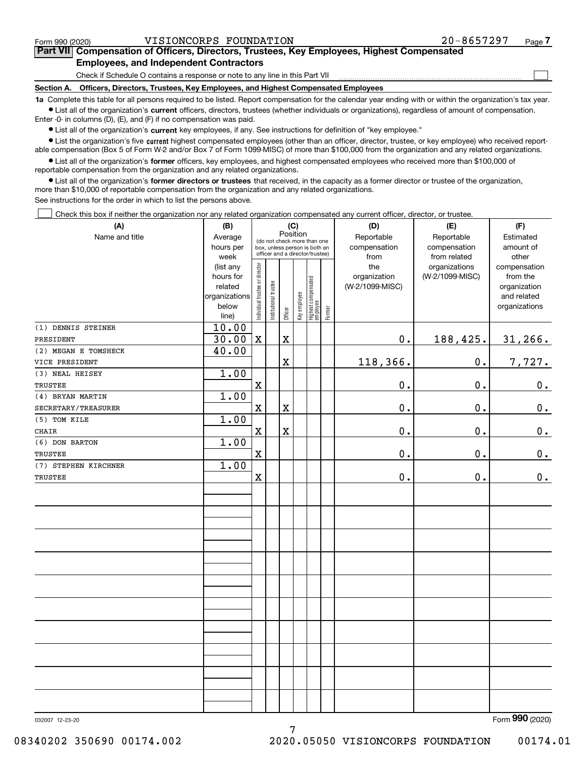Form 990 (2020) VISIONCORPS FOUNDATION 20-8657297 Page 7

## Part VII Compensation of Officers, Directors, Trustees, Key Employees, Highest Compensated Employees, and Independent Contractors

Check if Schedule O contains a response or note to any line in this Part VII ☐

**Section A. Officers, Directors, Trustees, Key Employees, and Highest Compensated Employees**

**1a** Complete this table for all persons required to be listed. Report compensation for the calendar year ending with or within the organization's tax year.

- List all of the organization's **current** officers, directors, trustees (whether individuals or organizations), regardless of amount of compensation. Enter -0- in columns (D), (E), and (F) if no compensation was paid.
- List all of the organization's **current** key employees, if any. See instructions for definition of "key employee."
- List the organization's five **current** highest compensated employees (other than an officer, director, trustee, or key employee) who received reportable compensation (Box 5 of Form W-2 and/or Box 7 of Form 1099-MISC) of more than $100,000 from the organization and any related organizations.
- List all of the organization's **former** officers, key employees, and highest compensated employees who received more than $100,000 of reportable compensation from the organization and any related organizations.
- List all of the organization's **former directors or trustees** that received, in the capacity as a former director or trustee of the organization, more than $10,000 of reportable compensation from the organization and any related organizations.

See instructions for the order in which to list the persons above.

☐ Check this box if neither the organization nor any related organization compensated any current officer, director, or trustee.

| (A) Name and title | (B) Average hours per week (list any hours for related organizations below line) | (C) Position: Individual trustee or director | Institutional trustee | Officer | Key employee | Highest compensated employee | Former | (D) Reportable compensation from the organization (W-2/1099-MISC) | (E) Reportable compensation from related organizations (W-2/1099-MISC) | (F) Estimated amount of other compensation from the organization and related organizations |
|---|---|---|---|---|---|---|---|---|---|---|
| (1) DENNIS STEINER<br>PRESIDENT | 10.00<br>30.00 | X | | X | | | | 0. | 188,425. | 31,266. |
| (2) MEGAN E TOMSHECK<br>VICE PRESIDENT | 40.00 | | | X | | | | 118,366. | 0. | 7,727. |
| (3) NEAL HEISEY<br>TRUSTEE | 1.00 | X | | | | | | 0. | 0. | 0. |
| (4) BRYAN MARTIN<br>SECRETARY/TREASURER | 1.00 | X | | X | | | | 0. | 0. | 0. |
| (5) TOM KILE<br>CHAIR | 1.00 | X | | X | | | | 0. | 0. | 0. |
| (6) DON BARTON<br>TRUSTEE | 1.00 | X | | | | | | 0. | 0. | 0. |
| (7) STEPHEN KIRCHNER<br>TRUSTEE | 1.00 | X | | | | | | 0. | 0. | 0. |

032007 12-23-20 Form **990** (2020)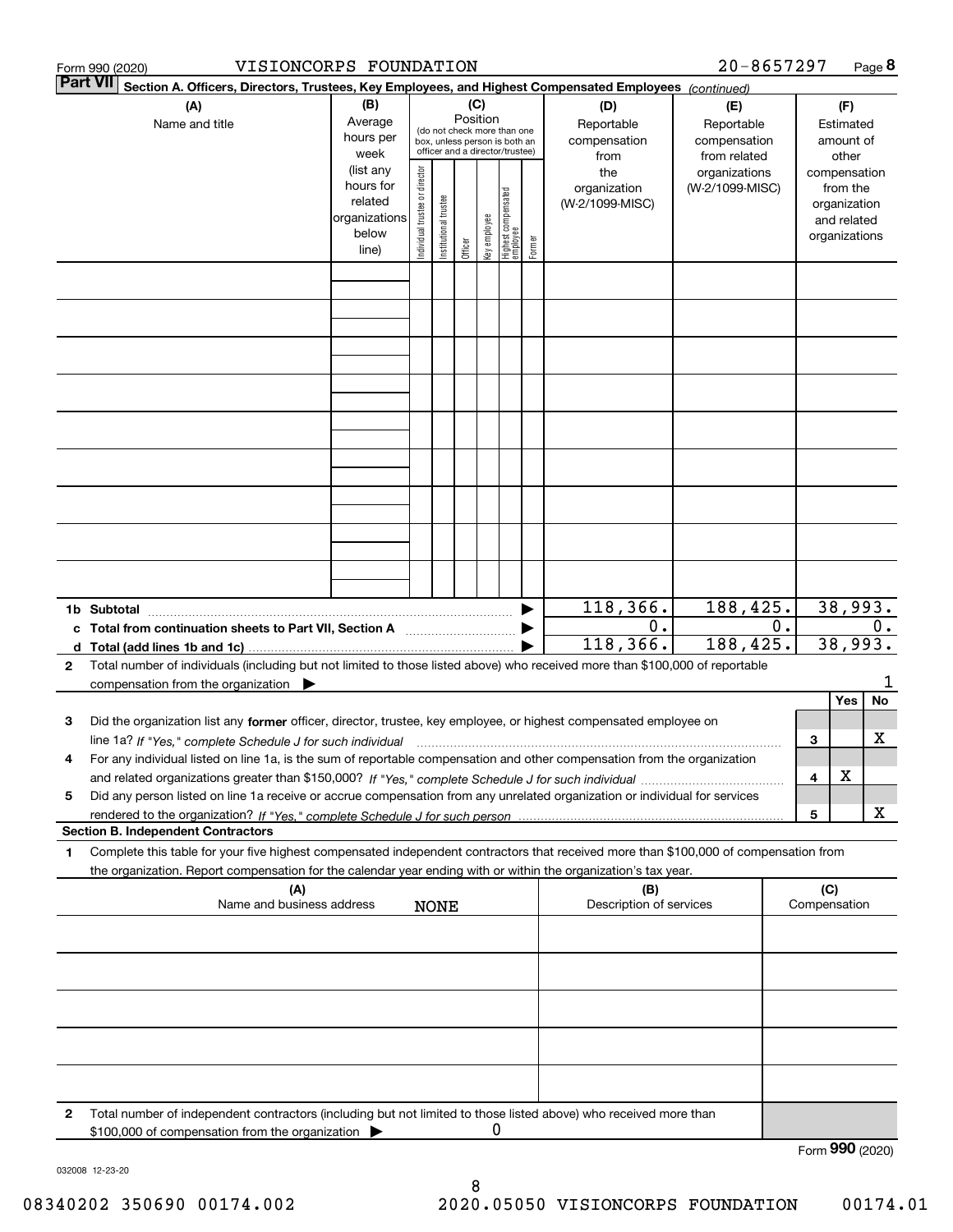Form 990 (2020) VISIONCORPS FOUNDATION 20-8657297

**Part VII Section A. Officers, Directors, Trustees, Key Employees, and Highest Compensated Employees** *(continued)*

| (A) Name and title | (B) Average hours per week (list any hours for related organizations below line) | (C) Position: Individual trustee or director | Institutional trustee | Officer | Key employee | Highest compensated employee | Former | (D) Reportable compensation from the organization (W-2/1099-MISC) | (E) Reportable compensation from related organizations (W-2/1099-MISC) | (F) Estimated amount of other compensation from the organization and related organizations |
|---|---|---|---|---|---|---|---|---|---|---|
| | | | | | | | | | | |
| | | | | | | | | | | |
| | | | | | | | | | | |
| | | | | | | | | | | |
| | | | | | | | | | | |
| | | | | | | | | | | |
| | | | | | | | | | | |
| | | | | | | | | | | |
| | | | | | | | | | | |
| **1b Subtotal** | | | | | | | ▶ | 118,366. | 188,425. | 38,993. |
| **c Total from continuation sheets to Part VII, Section A** | | | | | | | ▶ | 0. | 0. | 0. |
| **d Total (add lines 1b and 1c)** | | | | | | | ▶ | 118,366. | 188,425. | 38,993. |

**2** Total number of individuals (including but not limited to those listed above) who received more than $100,000 of reportable compensation from the organization ▶ 1

| | | Yes | No |
|---|---|---|---|
| **3** Did the organization list any **former** officer, director, trustee, key employee, or highest compensated employee on line 1a? *If "Yes," complete Schedule J for such individual* | 3 | | X |
| **4** For any individual listed on line 1a, is the sum of reportable compensation and other compensation from the organization and related organizations greater than $150,000? *If "Yes," complete Schedule J for such individual* | 4 | X | |
| **5** Did any person listed on line 1a receive or accrue compensation from any unrelated organization or individual for services rendered to the organization? *If "Yes," complete Schedule J for such person* | 5 | | X |

**Section B. Independent Contractors**

**1** Complete this table for your five highest compensated independent contractors that received more than $100,000 of compensation from the organization. Report compensation for the calendar year ending with or within the organization's tax year.

| (A) Name and business address NONE | (B) Description of services | (C) Compensation |
|---|---|---|
| | | |
| | | |
| | | |
| | | |
| | | |

**2** Total number of independent contractors (including but not limited to those listed above) who received more than $100,000 of compensation from the organization ▶ 0

Form **990** (2020)

032008 12-23-20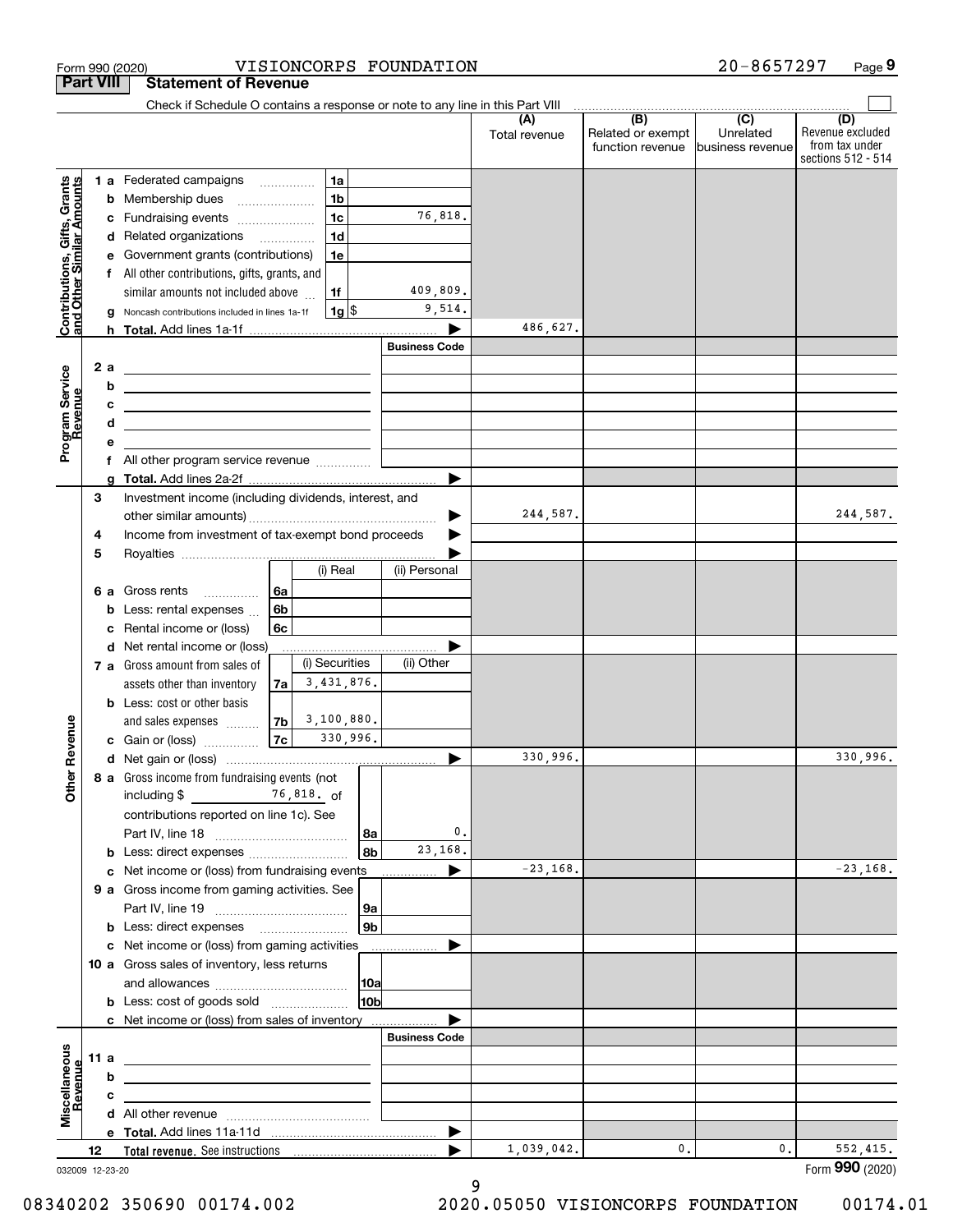Form 990 (2020) VISIONCORPS FOUNDATION 20-8657297 Page 9

**Part VIII Statement of Revenue**

Check if Schedule O contains a response or note to any line in this Part VIII

| | | | (A) Total revenue | (B) Related or exempt function revenue | (C) Unrelated business revenue | (D) Revenue excluded from tax under sections 512 - 514 |
|---|---|---|---|---|---|---|
| **Contributions, Gifts, Grants and Other Similar Amounts** | 1 a Federated campaigns | 1a | | | | |
| | b Membership dues | 1b | | | | |
| | c Fundraising events | 1c 76,818. | | | | |
| | d Related organizations | 1d | | | | |
| | e Government grants (contributions) | 1e | | | | |
| | f All other contributions, gifts, grants, and similar amounts not included above | 1f 409,809. | | | | |
| | g Noncash contributions included in lines 1a-1f | 1g $ 9,514. | | | | |
| | h **Total.** Add lines 1a-1f | | 486,627. | | | |
| **Program Service Revenue** | | Business Code | | | | |
| | 2 a | | | | | |
| | b | | | | | |
| | c | | | | | |
| | d | | | | | |
| | e | | | | | |
| | f All other program service revenue | | | | | |
| | g **Total.** Add lines 2a-2f | | | | | |
| **Other Revenue** | 3 Investment income (including dividends, interest, and other similar amounts) | | 244,587. | | | 244,587. |
| | 4 Income from investment of tax-exempt bond proceeds | | | | | |
| | 5 Royalties | | | | | |
| | | (i) Real / (ii) Personal | | | | |
| | 6 a Gross rents | 6a | | | | |
| | b Less: rental expenses | 6b | | | | |
| | c Rental income or (loss) | 6c | | | | |
| | d Net rental income or (loss) | | | | | |
| | | (i) Securities / (ii) Other | | | | |
| | 7 a Gross amount from sales of assets other than inventory | 7a 3,431,876. | | | | |
| | b Less: cost or other basis and sales expenses | 7b 3,100,880. | | | | |
| | c Gain or (loss) | 7c 330,996. | | | | |
| | d Net gain or (loss) | | 330,996. | | | 330,996. |
| | 8 a Gross income from fundraising events (not including $ 76,818. of contributions reported on line 1c). See Part IV, line 18 | 8a 0. | | | | |
| | b Less: direct expenses | 8b 23,168. | | | | |
| | c Net income or (loss) from fundraising events | | -23,168. | | | -23,168. |
| | 9 a Gross income from gaming activities. See Part IV, line 19 | 9a | | | | |
| | b Less: direct expenses | 9b | | | | |
| | c Net income or (loss) from gaming activities | | | | | |
| | 10 a Gross sales of inventory, less returns and allowances | 10a | | | | |
| | b Less: cost of goods sold | 10b | | | | |
| | c Net income or (loss) from sales of inventory | | | | | |
| **Miscellaneous Revenue** | | Business Code | | | | |
| | 11 a | | | | | |
| | b | | | | | |
| | c | | | | | |
| | d All other revenue | | | | | |
| | e **Total.** Add lines 11a-11d | | | | | |
| | 12 **Total revenue.** See instructions | | 1,039,042. | 0. | 0. | 552,415. |

032009 12-23-20

Form **990** (2020)

08340202 350690 00174.002 2020.05050 VISIONCORPS FOUNDATION 00174.01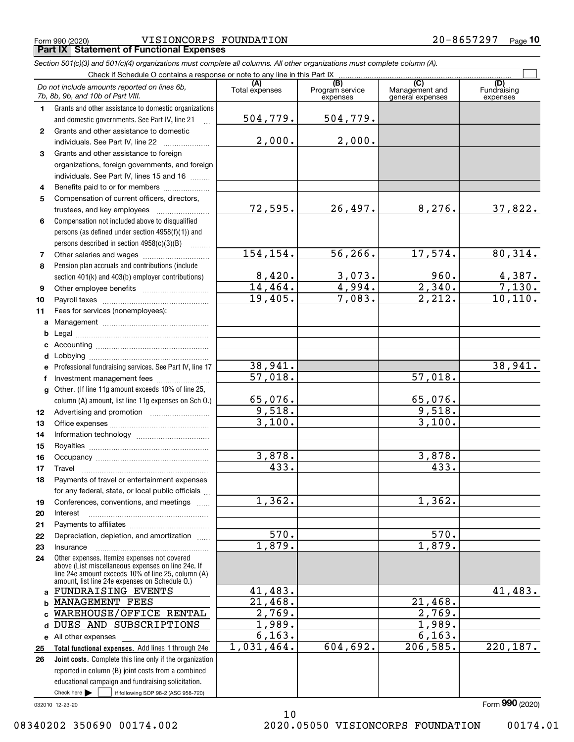Form 990 (2020) VISIONCORPS FOUNDATION 20-8657297

## Part IX Statement of Functional Expenses

*Section 501(c)(3) and 501(c)(4) organizations must complete all columns. All other organizations must complete column (A).*

Check if Schedule O contains a response or note to any line in this Part IX ☐

| | *Do not include amounts reported on lines 6b, 7b, 8b, 9b, and 10b of Part VIII.* | (A) Total expenses | (B) Program service expenses | (C) Management and general expenses | (D) Fundraising expenses |
|---|---|---|---|---|---|
| 1 | Grants and other assistance to domestic organizations and domestic governments. See Part IV, line 21 | 504,779. | 504,779. | | |
| 2 | Grants and other assistance to domestic individuals. See Part IV, line 22 | 2,000. | 2,000. | | |
| 3 | Grants and other assistance to foreign organizations, foreign governments, and foreign individuals. See Part IV, lines 15 and 16 | | | | |
| 4 | Benefits paid to or for members | | | | |
| 5 | Compensation of current officers, directors, trustees, and key employees | 72,595. | 26,497. | 8,276. | 37,822. |
| 6 | Compensation not included above to disqualified persons (as defined under section 4958(f)(1)) and persons described in section 4958(c)(3)(B) | | | | |
| 7 | Other salaries and wages | 154,154. | 56,266. | 17,574. | 80,314. |
| 8 | Pension plan accruals and contributions (include section 401(k) and 403(b) employer contributions) | 8,420. | 3,073. | 960. | 4,387. |
| 9 | Other employee benefits | 14,464. | 4,994. | 2,340. | 7,130. |
| 10 | Payroll taxes | 19,405. | 7,083. | 2,212. | 10,110. |
| 11 | Fees for services (nonemployees): | | | | |
| a | Management | | | | |
| b | Legal | | | | |
| c | Accounting | | | | |
| d | Lobbying | | | | |
| e | Professional fundraising services. See Part IV, line 17 | 38,941. | | | 38,941. |
| f | Investment management fees | 57,018. | | 57,018. | |
| g | Other. (If line 11g amount exceeds 10% of line 25, column (A) amount, list line 11g expenses on Sch O.) | 65,076. | | 65,076. | |
| 12 | Advertising and promotion | 9,518. | | 9,518. | |
| 13 | Office expenses | 3,100. | | 3,100. | |
| 14 | Information technology | | | | |
| 15 | Royalties | | | | |
| 16 | Occupancy | 3,878. | | 3,878. | |
| 17 | Travel | 433. | | 433. | |
| 18 | Payments of travel or entertainment expenses for any federal, state, or local public officials | | | | |
| 19 | Conferences, conventions, and meetings | 1,362. | | 1,362. | |
| 20 | Interest | | | | |
| 21 | Payments to affiliates | | | | |
| 22 | Depreciation, depletion, and amortization | 570. | | 570. | |
| 23 | Insurance | 1,879. | | 1,879. | |
| 24 | Other expenses. Itemize expenses not covered above (List miscellaneous expenses on line 24e. If line 24e amount exceeds 10% of line 25, column (A) amount, list line 24e expenses on Schedule O.) | | | | |
| a | FUNDRAISING EVENTS | 41,483. | | | 41,483. |
| b | MANAGEMENT FEES | 21,468. | | 21,468. | |
| c | WAREHOUSE/OFFICE RENTAL | 2,769. | | 2,769. | |
| d | DUES AND SUBSCRIPTIONS | 1,989. | | 1,989. | |
| e | All other expenses | 6,163. | | 6,163. | |
| 25 | **Total functional expenses.** Add lines 1 through 24e | 1,031,464. | 604,692. | 206,585. | 220,187. |
| 26 | **Joint costs.** Complete this line only if the organization reported in column (B) joint costs from a combined educational campaign and fundraising solicitation. Check here ☐ if following SOP 98-2 (ASC 958-720) | | | | |

032010 12-23-20

Form **990** (2020)

08340202 350690 00174.002 2020.05050 VISIONCORPS FOUNDATION 00174.01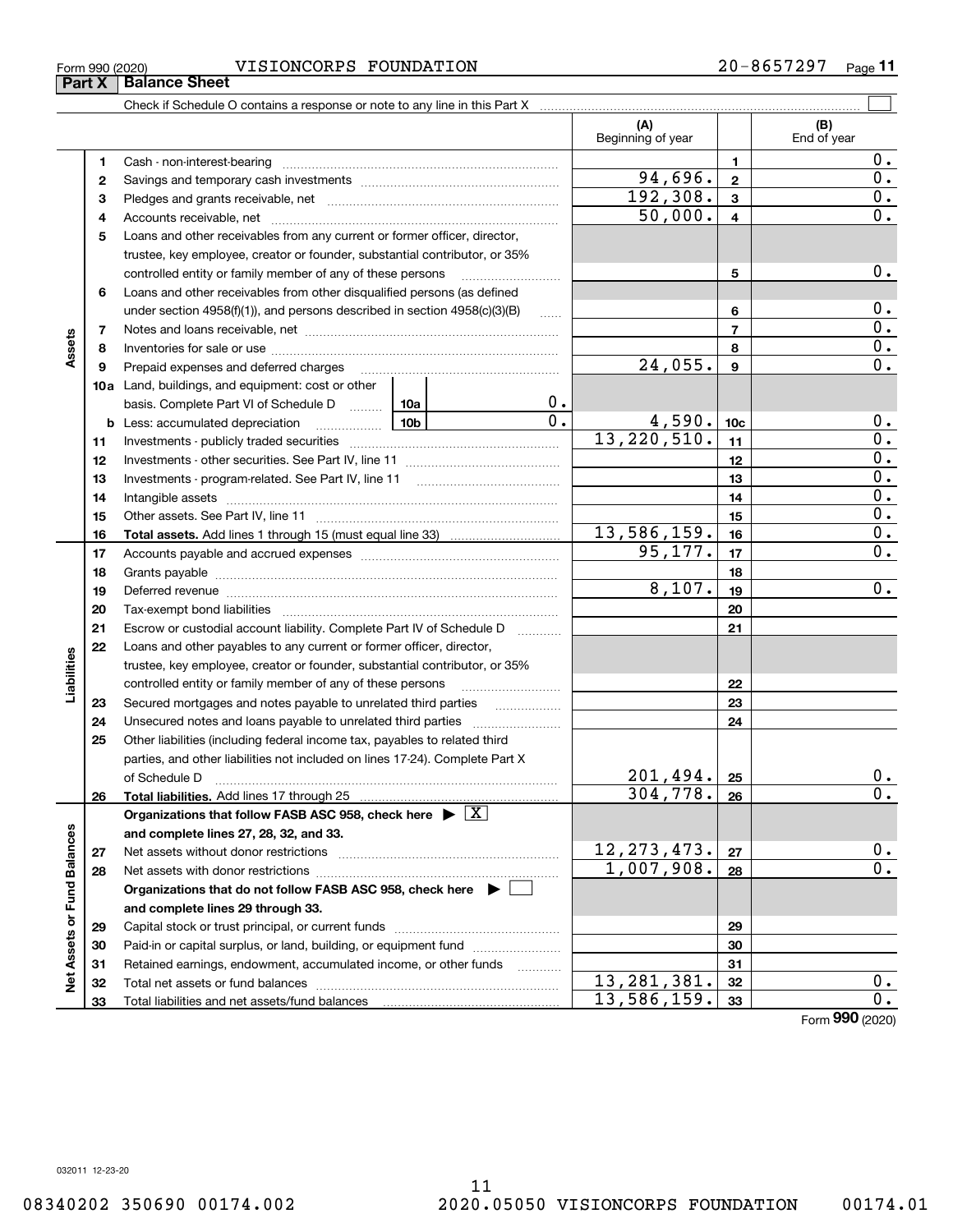Form 990 (2020) VISIONCORPS FOUNDATION 20-8657297

## Part X Balance Sheet

Check if Schedule O contains a response or note to any line in this Part X

| | | | (A) Beginning of year | | (B) End of year |
|---|---|---|---|---|---|
| **Assets** | 1 | Cash - non-interest-bearing | | 1 | 0. |
| | 2 | Savings and temporary cash investments | 94,696. | 2 | 0. |
| | 3 | Pledges and grants receivable, net | 192,308. | 3 | 0. |
| | 4 | Accounts receivable, net | 50,000. | 4 | 0. |
| | 5 | Loans and other receivables from any current or former officer, director, trustee, key employee, creator or founder, substantial contributor, or 35% controlled entity or family member of any of these persons | | 5 | 0. |
| | 6 | Loans and other receivables from other disqualified persons (as defined under section 4958(f)(1)), and persons described in section 4958(c)(3)(B) | | 6 | 0. |
| | 7 | Notes and loans receivable, net | | 7 | 0. |
| | 8 | Inventories for sale or use | | 8 | 0. |
| | 9 | Prepaid expenses and deferred charges | 24,055. | 9 | 0. |
| | 10a | Land, buildings, and equipment: cost or other basis. Complete Part VI of Schedule D 10a 0. | | | |
| | b | Less: accumulated depreciation 10b 0. | 4,590. | 10c | 0. |
| | 11 | Investments - publicly traded securities | 13,220,510. | 11 | 0. |
| | 12 | Investments - other securities. See Part IV, line 11 | | 12 | 0. |
| | 13 | Investments - program-related. See Part IV, line 11 | | 13 | 0. |
| | 14 | Intangible assets | | 14 | 0. |
| | 15 | Other assets. See Part IV, line 11 | | 15 | 0. |
| | 16 | **Total assets.** Add lines 1 through 15 (must equal line 33) | 13,586,159. | 16 | 0. |
| **Liabilities** | 17 | Accounts payable and accrued expenses | 95,177. | 17 | 0. |
| | 18 | Grants payable | | 18 | |
| | 19 | Deferred revenue | 8,107. | 19 | 0. |
| | 20 | Tax-exempt bond liabilities | | 20 | |
| | 21 | Escrow or custodial account liability. Complete Part IV of Schedule D | | 21 | |
| | 22 | Loans and other payables to any current or former officer, director, trustee, key employee, creator or founder, substantial contributor, or 35% controlled entity or family member of any of these persons | | 22 | |
| | 23 | Secured mortgages and notes payable to unrelated third parties | | 23 | |
| | 24 | Unsecured notes and loans payable to unrelated third parties | | 24 | |
| | 25 | Other liabilities (including federal income tax, payables to related third parties, and other liabilities not included on lines 17-24). Complete Part X of Schedule D | 201,494. | 25 | 0. |
| | 26 | **Total liabilities.** Add lines 17 through 25 | 304,778. | 26 | 0. |
| **Net Assets or Fund Balances** | | **Organizations that follow FASB ASC 958, check here** [X] **and complete lines 27, 28, 32, and 33.** | | | |
| | 27 | Net assets without donor restrictions | 12,273,473. | 27 | 0. |
| | 28 | Net assets with donor restrictions | 1,007,908. | 28 | 0. |
| | | **Organizations that do not follow FASB ASC 958, check here** [ ] **and complete lines 29 through 33.** | | | |
| | 29 | Capital stock or trust principal, or current funds | | 29 | |
| | 30 | Paid-in or capital surplus, or land, building, or equipment fund | | 30 | |
| | 31 | Retained earnings, endowment, accumulated income, or other funds | | 31 | |
| | 32 | Total net assets or fund balances | 13,281,381. | 32 | 0. |
| | 33 | Total liabilities and net assets/fund balances | 13,586,159. | 33 | 0. |

Form 990 (2020)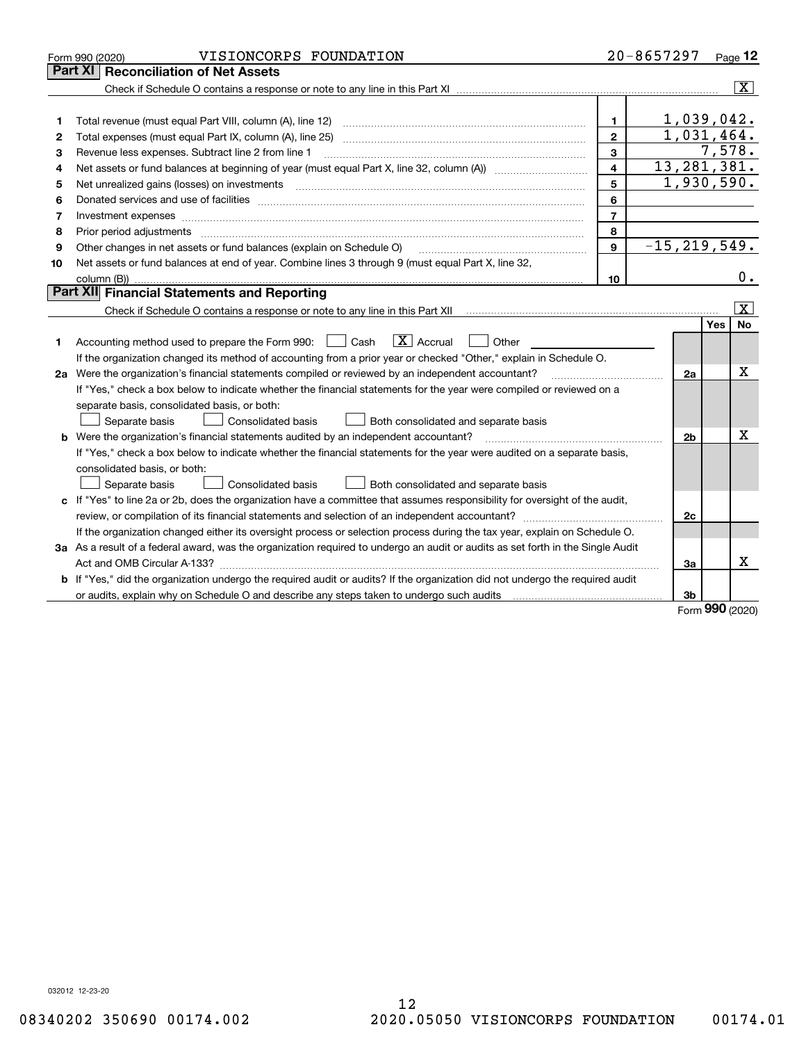Form 990 (2020) VISIONCORPS FOUNDATION 20-8657297

## Part XI Reconciliation of Net Assets

Check if Schedule O contains a response or note to any line in this Part XI ..... [X]

| | | | |
|---|---|---|---|
| 1 | Total revenue (must equal Part VIII, column (A), line 12) | 1 | 1,039,042. |
| 2 | Total expenses (must equal Part IX, column (A), line 25) | 2 | 1,031,464. |
| 3 | Revenue less expenses. Subtract line 2 from line 1 | 3 | 7,578. |
| 4 | Net assets or fund balances at beginning of year (must equal Part X, line 32, column (A)) | 4 | 13,281,381. |
| 5 | Net unrealized gains (losses) on investments | 5 | 1,930,590. |
| 6 | Donated services and use of facilities | 6 | |
| 7 | Investment expenses | 7 | |
| 8 | Prior period adjustments | 8 | |
| 9 | Other changes in net assets or fund balances (explain on Schedule O) | 9 | -15,219,549. |
| 10 | Net assets or fund balances at end of year. Combine lines 3 through 9 (must equal Part X, line 32, column (B)) | 10 | 0. |

## Part XII Financial Statements and Reporting

Check if Schedule O contains a response or note to any line in this Part XII ..... [X]

| | | | Yes | No |
|---|---|---|---|---|
| 1 | Accounting method used to prepare the Form 990: [ ] Cash [X] Accrual [ ] Other<br>If the organization changed its method of accounting from a prior year or checked "Other," explain in Schedule O. | | | |
| 2a | Were the organization's financial statements compiled or reviewed by an independent accountant?<br>If "Yes," check a box below to indicate whether the financial statements for the year were compiled or reviewed on a separate basis, consolidated basis, or both:<br>[ ] Separate basis [ ] Consolidated basis [ ] Both consolidated and separate basis | 2a | | X |
| b | Were the organization's financial statements audited by an independent accountant?<br>If "Yes," check a box below to indicate whether the financial statements for the year were audited on a separate basis, consolidated basis, or both:<br>[ ] Separate basis [ ] Consolidated basis [ ] Both consolidated and separate basis | 2b | | X |
| c | If "Yes" to line 2a or 2b, does the organization have a committee that assumes responsibility for oversight of the audit, review, or compilation of its financial statements and selection of an independent accountant?<br>If the organization changed either its oversight process or selection process during the tax year, explain on Schedule O. | 2c | | |
| 3a | As a result of a federal award, was the organization required to undergo an audit or audits as set forth in the Single Audit Act and OMB Circular A-133? | 3a | | X |
| b | If "Yes," did the organization undergo the required audit or audits? If the organization did not undergo the required audit or audits, explain why on Schedule O and describe any steps taken to undergo such audits | 3b | | |

Form **990** (2020)

032012 12-23-20

08340202 350690 00174.002 2020.05050 VISIONCORPS FOUNDATION 00174.01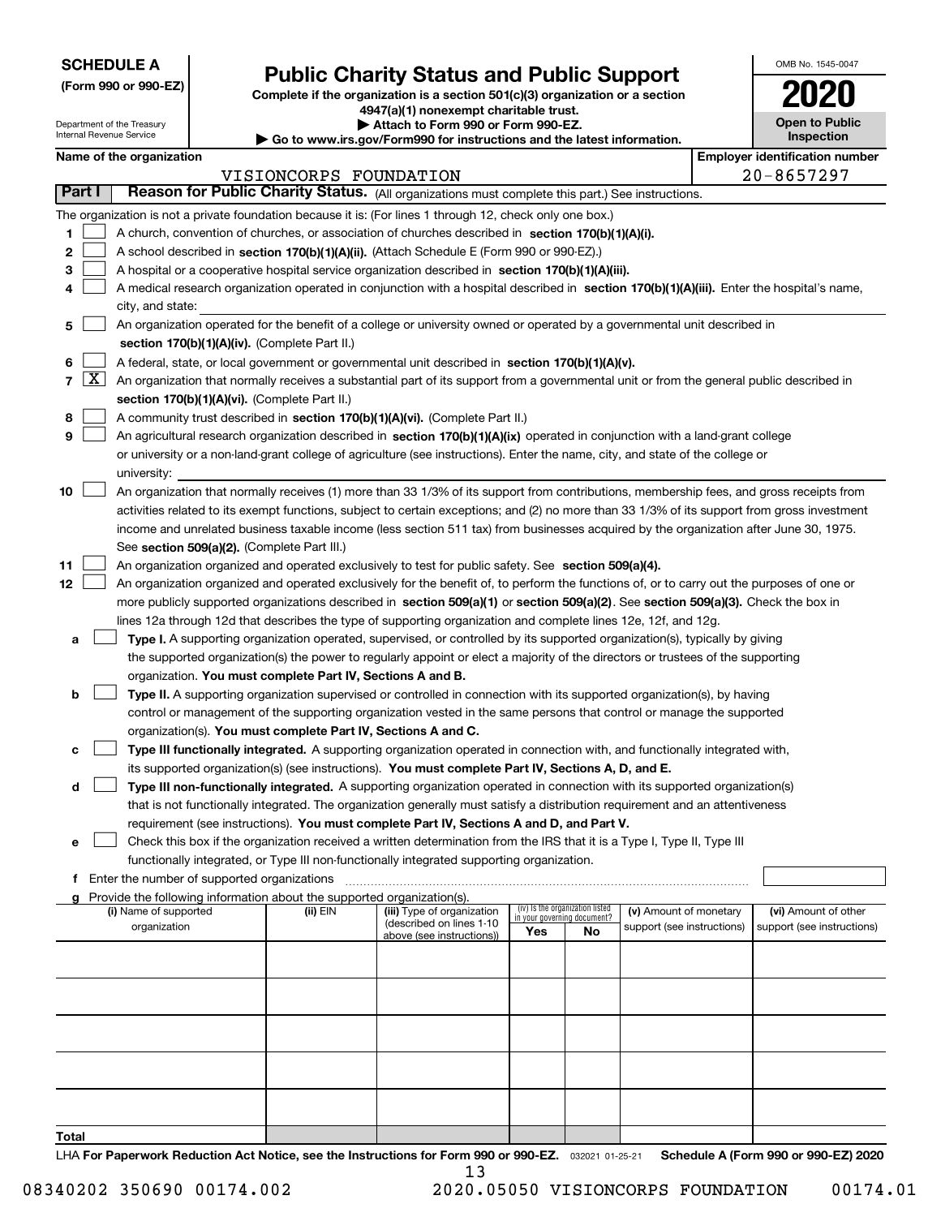**SCHEDULE A**
**(Form 990 or 990-EZ)**

Department of the Treasury
Internal Revenue Service

# Public Charity Status and Public Support

**Complete if the organization is a section 501(c)(3) organization or a section 4947(a)(1) nonexempt charitable trust.**
**▶ Attach to Form 990 or Form 990-EZ.**
**▶ Go to www.irs.gov/Form990 for instructions and the latest information.**

OMB No. 1545-0047
**2020**
**Open to Public Inspection**

**Name of the organization:** VISIONCORPS FOUNDATION
**Employer identification number:** 20-8657297

**Part I — Reason for Public Charity Status.** (All organizations must complete this part.) See instructions.

The organization is not a private foundation because it is: (For lines 1 through 12, check only one box.)

1. [ ] A church, convention of churches, or association of churches described in **section 170(b)(1)(A)(i).**
2. [ ] A school described in **section 170(b)(1)(A)(ii).** (Attach Schedule E (Form 990 or 990-EZ).)
3. [ ] A hospital or a cooperative hospital service organization described in **section 170(b)(1)(A)(iii).**
4. [ ] A medical research organization operated in conjunction with a hospital described in **section 170(b)(1)(A)(iii).** Enter the hospital's name, city, and state:
5. [ ] An organization operated for the benefit of a college or university owned or operated by a governmental unit described in **section 170(b)(1)(A)(iv).** (Complete Part II.)
6. [ ] A federal, state, or local government or governmental unit described in **section 170(b)(1)(A)(v).**
7. [X] An organization that normally receives a substantial part of its support from a governmental unit or from the general public described in **section 170(b)(1)(A)(vi).** (Complete Part II.)
8. [ ] A community trust described in **section 170(b)(1)(A)(vi).** (Complete Part II.)
9. [ ] An agricultural research organization described in **section 170(b)(1)(A)(ix)** operated in conjunction with a land-grant college or university or a non-land-grant college of agriculture (see instructions). Enter the name, city, and state of the college or university:
10. [ ] An organization that normally receives (1) more than 33 1/3% of its support from contributions, membership fees, and gross receipts from activities related to its exempt functions, subject to certain exceptions; and (2) no more than 33 1/3% of its support from gross investment income and unrelated business taxable income (less section 511 tax) from businesses acquired by the organization after June 30, 1975. See **section 509(a)(2).** (Complete Part III.)
11. [ ] An organization organized and operated exclusively to test for public safety. See **section 509(a)(4).**
12. [ ] An organization organized and operated exclusively for the benefit of, to perform the functions of, or to carry out the purposes of one or more publicly supported organizations described in **section 509(a)(1)** or **section 509(a)(2)**. See **section 509(a)(3).** Check the box in lines 12a through 12d that describes the type of supporting organization and complete lines 12e, 12f, and 12g.
   - **a** [ ] **Type I.** A supporting organization operated, supervised, or controlled by its supported organization(s), typically by giving the supported organization(s) the power to regularly appoint or elect a majority of the directors or trustees of the supporting organization. **You must complete Part IV, Sections A and B.**
   - **b** [ ] **Type II.** A supporting organization supervised or controlled in connection with its supported organization(s), by having control or management of the supporting organization vested in the same persons that control or manage the supported organization(s). **You must complete Part IV, Sections A and C.**
   - **c** [ ] **Type III functionally integrated.** A supporting organization operated in connection with, and functionally integrated with, its supported organization(s) (see instructions). **You must complete Part IV, Sections A, D, and E.**
   - **d** [ ] **Type III non-functionally integrated.** A supporting organization operated in connection with its supported organization(s) that is not functionally integrated. The organization generally must satisfy a distribution requirement and an attentiveness requirement (see instructions). **You must complete Part IV, Sections A and D, and Part V.**
   - **e** [ ] Check this box if the organization received a written determination from the IRS that it is a Type I, Type II, Type III functionally integrated, or Type III non-functionally integrated supporting organization.
   - **f** Enter the number of supported organizations
   - **g** Provide the following information about the supported organization(s).

| (i) Name of supported organization | (ii) EIN | (iii) Type of organization (described on lines 1-10 above (see instructions)) | (iv) Is the organization listed in your governing document? Yes | No | (v) Amount of monetary support (see instructions) | (vi) Amount of other support (see instructions) |
|---|---|---|---|---|---|---|
| | | | | | | |
| | | | | | | |
| | | | | | | |
| | | | | | | |
| | | | | | | |
| **Total** | | | | | | |

LHA **For Paperwork Reduction Act Notice, see the Instructions for Form 990 or 990-EZ.** 032021 01-25-21 **Schedule A (Form 990 or 990-EZ) 2020**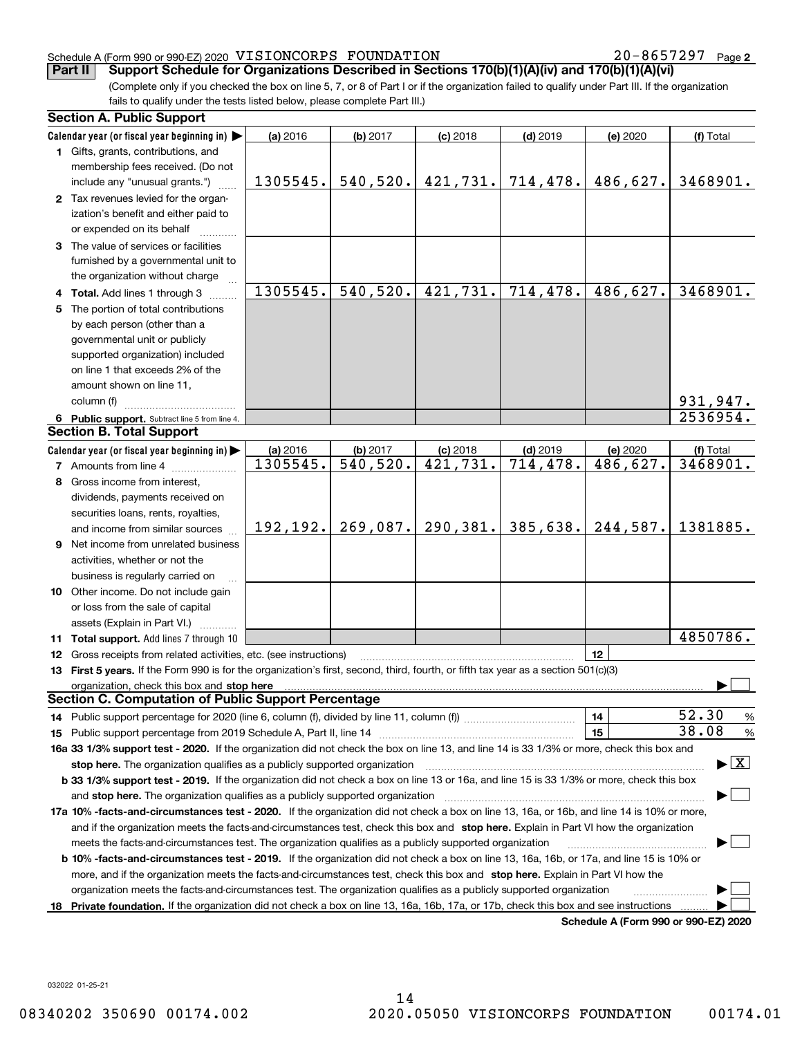Schedule A (Form 990 or 990-EZ) 2020 VISIONCORPS FOUNDATION 20-8657297 Page 2

**Part II Support Schedule for Organizations Described in Sections 170(b)(1)(A)(iv) and 170(b)(1)(A)(vi)**

(Complete only if you checked the box on line 5, 7, or 8 of Part I or if the organization failed to qualify under Part III. If the organization fails to qualify under the tests listed below, please complete Part III.)

**Section A. Public Support**

| Calendar year (or fiscal year beginning in) ▶ | (a) 2016 | (b) 2017 | (c) 2018 | (d) 2019 | (e) 2020 | (f) Total |
|---|---|---|---|---|---|---|
| 1 Gifts, grants, contributions, and membership fees received. (Do not include any "unusual grants.") | 1305545. | 540,520. | 421,731. | 714,478. | 486,627. | 3468901. |
| 2 Tax revenues levied for the organization's benefit and either paid to or expended on its behalf | | | | | | |
| 3 The value of services or facilities furnished by a governmental unit to the organization without charge | | | | | | |
| 4 **Total.** Add lines 1 through 3 | 1305545. | 540,520. | 421,731. | 714,478. | 486,627. | 3468901. |
| 5 The portion of total contributions by each person (other than a governmental unit or publicly supported organization) included on line 1 that exceeds 2% of the amount shown on line 11, column (f) | | | | | | 931,947. |
| 6 **Public support.** Subtract line 5 from line 4. | | | | | | 2536954. |

**Section B. Total Support**

| Calendar year (or fiscal year beginning in) ▶ | (a) 2016 | (b) 2017 | (c) 2018 | (d) 2019 | (e) 2020 | (f) Total |
|---|---|---|---|---|---|---|
| 7 Amounts from line 4 | 1305545. | 540,520. | 421,731. | 714,478. | 486,627. | 3468901. |
| 8 Gross income from interest, dividends, payments received on securities loans, rents, royalties, and income from similar sources | 192,192. | 269,087. | 290,381. | 385,638. | 244,587. | 1381885. |
| 9 Net income from unrelated business activities, whether or not the business is regularly carried on | | | | | | |
| 10 Other income. Do not include gain or loss from the sale of capital assets (Explain in Part VI.) | | | | | | |
| 11 **Total support.** Add lines 7 through 10 | | | | | | 4850786. |

12 Gross receipts from related activities, etc. (see instructions) | 12 |

13 **First 5 years.** If the Form 990 is for the organization's first, second, third, fourth, or fifth tax year as a section 501(c)(3) organization, check this box and **stop here** ▶ ☐

**Section C. Computation of Public Support Percentage**

14 Public support percentage for 2020 (line 6, column (f), divided by line 11, column (f)) | 14 | 52.30 %

15 Public support percentage from 2019 Schedule A, Part II, line 14 | 15 | 38.08 %

**16a 33 1/3% support test - 2020.** If the organization did not check the box on line 13, and line 14 is 33 1/3% or more, check this box and **stop here.** The organization qualifies as a publicly supported organization ▶ ☒

**b 33 1/3% support test - 2019.** If the organization did not check a box on line 13 or 16a, and line 15 is 33 1/3% or more, check this box and **stop here.** The organization qualifies as a publicly supported organization ▶ ☐

**17a 10% -facts-and-circumstances test - 2020.** If the organization did not check a box on line 13, 16a, or 16b, and line 14 is 10% or more, and if the organization meets the facts-and-circumstances test, check this box and **stop here.** Explain in Part VI how the organization meets the facts-and-circumstances test. The organization qualifies as a publicly supported organization ▶ ☐

**b 10% -facts-and-circumstances test - 2019.** If the organization did not check a box on line 13, 16a, 16b, or 17a, and line 15 is 10% or more, and if the organization meets the facts-and-circumstances test, check this box and **stop here.** Explain in Part VI how the organization meets the facts-and-circumstances test. The organization qualifies as a publicly supported organization ▶ ☐

**18 Private foundation.** If the organization did not check a box on line 13, 16a, 16b, 17a, or 17b, check this box and see instructions ▶ ☐

**Schedule A (Form 990 or 990-EZ) 2020**

032022 01-25-21

08340202 350690 00174.002 2020.05050 VISIONCORPS FOUNDATION 00174.01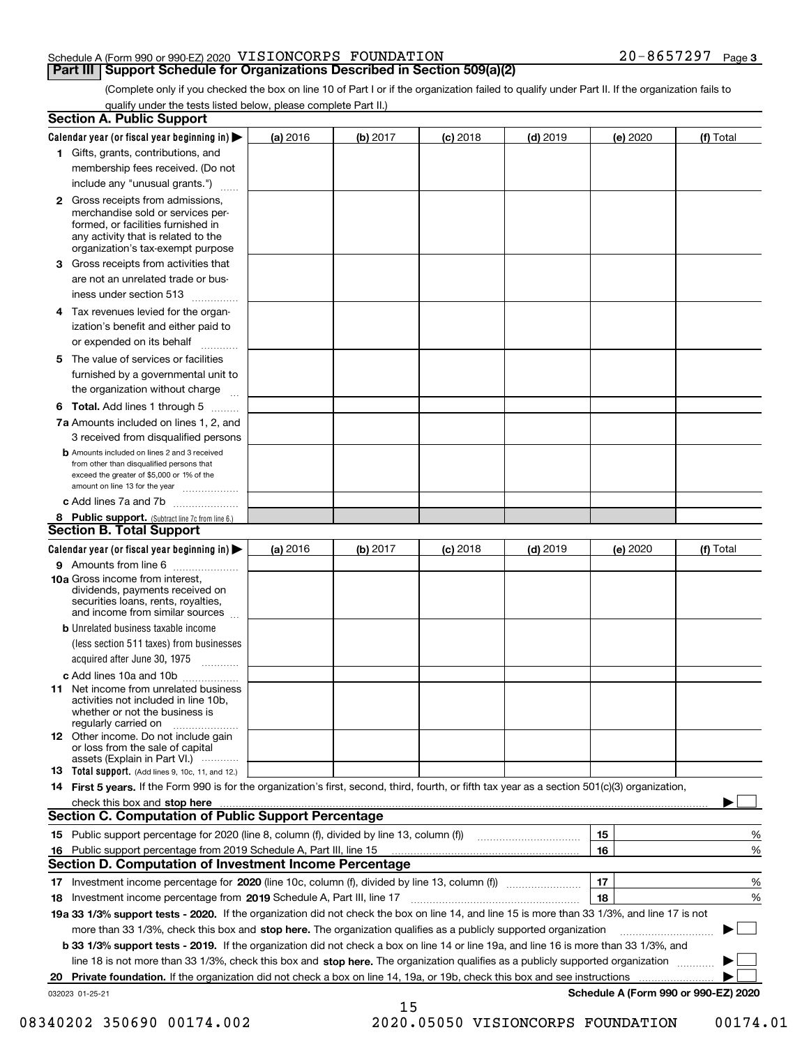Schedule A (Form 990 or 990-EZ) 2020 VISIONCORPS FOUNDATION 20-8657297 Page 3

## Part III Support Schedule for Organizations Described in Section 509(a)(2)

(Complete only if you checked the box on line 10 of Part I or if the organization failed to qualify under Part II. If the organization fails to qualify under the tests listed below, please complete Part II.)

### Section A. Public Support

| Calendar year (or fiscal year beginning in) ▶ | (a) 2016 | (b) 2017 | (c) 2018 | (d) 2019 | (e) 2020 | (f) Total |
|---|---|---|---|---|---|---|
| 1 Gifts, grants, contributions, and membership fees received. (Do not include any "unusual grants.") | | | | | | |
| 2 Gross receipts from admissions, merchandise sold or services performed, or facilities furnished in any activity that is related to the organization's tax-exempt purpose | | | | | | |
| 3 Gross receipts from activities that are not an unrelated trade or business under section 513 | | | | | | |
| 4 Tax revenues levied for the organization's benefit and either paid to or expended on its behalf | | | | | | |
| 5 The value of services or facilities furnished by a governmental unit to the organization without charge | | | | | | |
| 6 Total. Add lines 1 through 5 | | | | | | |
| 7a Amounts included on lines 1, 2, and 3 received from disqualified persons | | | | | | |
| b Amounts included on lines 2 and 3 received from other than disqualified persons that exceed the greater of $5,000 or 1% of the amount on line 13 for the year | | | | | | |
| c Add lines 7a and 7b | | | | | | |
| 8 Public support. (Subtract line 7c from line 6.) | | | | | | |

### Section B. Total Support

| Calendar year (or fiscal year beginning in) ▶ | (a) 2016 | (b) 2017 | (c) 2018 | (d) 2019 | (e) 2020 | (f) Total |
|---|---|---|---|---|---|---|
| 9 Amounts from line 6 | | | | | | |
| 10a Gross income from interest, dividends, payments received on securities loans, rents, royalties, and income from similar sources | | | | | | |
| b Unrelated business taxable income (less section 511 taxes) from businesses acquired after June 30, 1975 | | | | | | |
| c Add lines 10a and 10b | | | | | | |
| 11 Net income from unrelated business activities not included in line 10b, whether or not the business is regularly carried on | | | | | | |
| 12 Other income. Do not include gain or loss from the sale of capital assets (Explain in Part VI.) | | | | | | |
| 13 Total support. (Add lines 9, 10c, 11, and 12.) | | | | | | |

14 **First 5 years.** If the Form 990 is for the organization's first, second, third, fourth, or fifth tax year as a section 501(c)(3) organization, check this box and **stop here** ▶ ☐

### Section C. Computation of Public Support Percentage

| | | |
|---|---|---|
| 15 Public support percentage for 2020 (line 8, column (f), divided by line 13, column (f)) | 15 | % |
| 16 Public support percentage from 2019 Schedule A, Part III, line 15 | 16 | % |

### Section D. Computation of Investment Income Percentage

| | | |
|---|---|---|
| 17 Investment income percentage for **2020** (line 10c, column (f), divided by line 13, column (f)) | 17 | % |
| 18 Investment income percentage from **2019** Schedule A, Part III, line 17 | 18 | % |

**19a 33 1/3% support tests - 2020.** If the organization did not check the box on line 14, and line 15 is more than 33 1/3%, and line 17 is not more than 33 1/3%, check this box and **stop here.** The organization qualifies as a publicly supported organization ▶ ☐

**b 33 1/3% support tests - 2019.** If the organization did not check a box on line 14 or line 19a, and line 16 is more than 33 1/3%, and line 18 is not more than 33 1/3%, check this box and **stop here.** The organization qualifies as a publicly supported organization ▶ ☐

**20 Private foundation.** If the organization did not check a box on line 14, 19a, or 19b, check this box and see instructions ▶ ☐

032023 01-25-21 **Schedule A (Form 990 or 990-EZ) 2020**

08340202 350690 00174.002 2020.05050 VISIONCORPS FOUNDATION 00174.01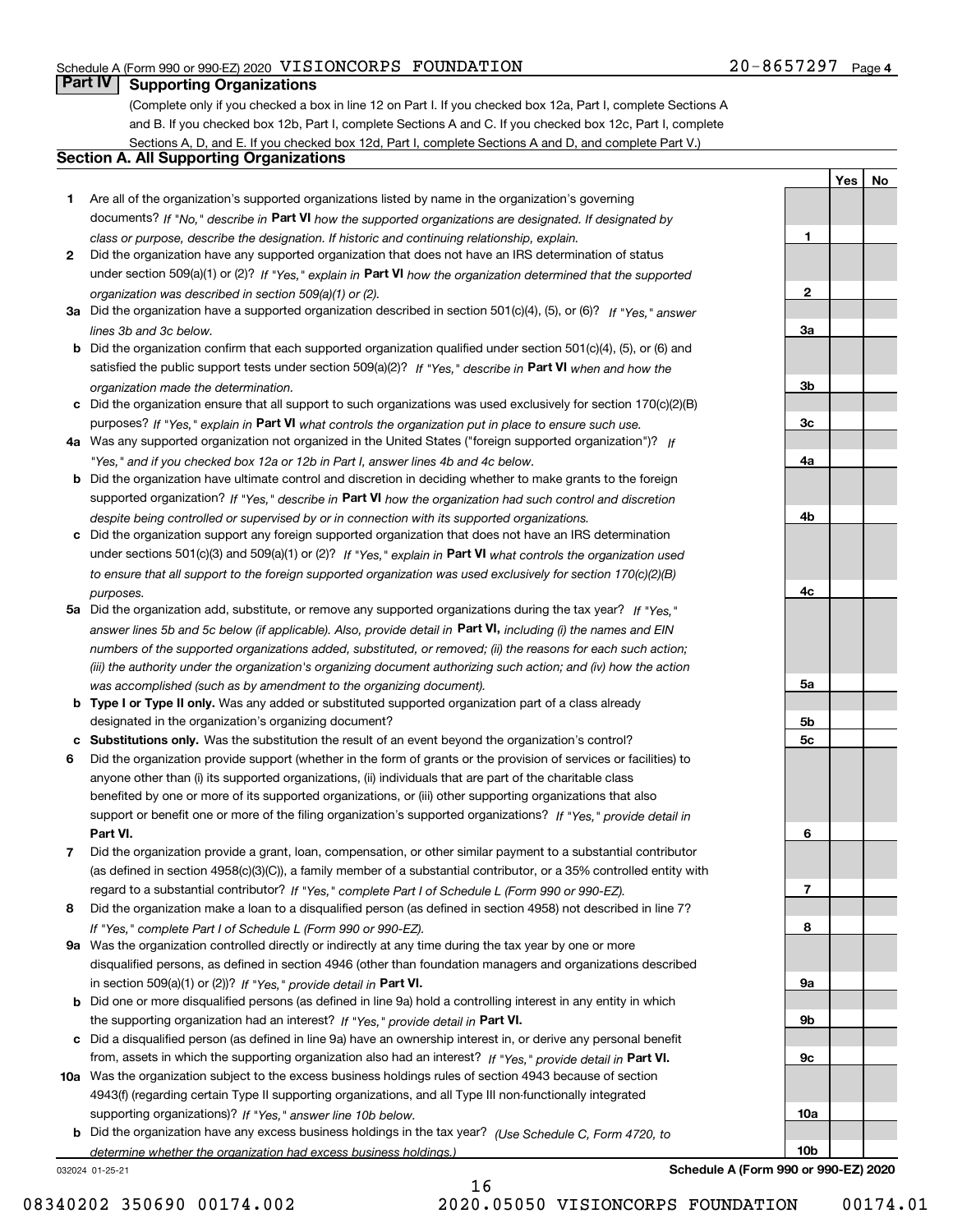## Part IV Supporting Organizations

(Complete only if you checked a box in line 12 on Part I. If you checked box 12a, Part I, complete Sections A and B. If you checked box 12b, Part I, complete Sections A and C. If you checked box 12c, Part I, complete Sections A, D, and E. If you checked box 12d, Part I, complete Sections A and D, and complete Part V.)

### Section A. All Supporting Organizations

| | | | Yes | No |
|---|---|---|---|---|
| **1** | Are all of the organization's supported organizations listed by name in the organization's governing documents? *If "No," describe in* **Part VI** *how the supported organizations are designated. If designated by class or purpose, describe the designation. If historic and continuing relationship, explain.* | **1** | | |
| **2** | Did the organization have any supported organization that does not have an IRS determination of status under section 509(a)(1) or (2)? *If "Yes," explain in* **Part VI** *how the organization determined that the supported organization was described in section 509(a)(1) or (2).* | **2** | | |
| **3a** | Did the organization have a supported organization described in section 501(c)(4), (5), or (6)? *If "Yes," answer lines 3b and 3c below.* | **3a** | | |
| **b** | Did the organization confirm that each supported organization qualified under section 501(c)(4), (5), or (6) and satisfied the public support tests under section 509(a)(2)? *If "Yes," describe in* **Part VI** *when and how the organization made the determination.* | **3b** | | |
| **c** | Did the organization ensure that all support to such organizations was used exclusively for section 170(c)(2)(B) purposes? *If "Yes," explain in* **Part VI** *what controls the organization put in place to ensure such use.* | **3c** | | |
| **4a** | Was any supported organization not organized in the United States ("foreign supported organization")? *If "Yes," and if you checked box 12a or 12b in Part I, answer lines 4b and 4c below.* | **4a** | | |
| **b** | Did the organization have ultimate control and discretion in deciding whether to make grants to the foreign supported organization? *If "Yes," describe in* **Part VI** *how the organization had such control and discretion despite being controlled or supervised by or in connection with its supported organizations.* | **4b** | | |
| **c** | Did the organization support any foreign supported organization that does not have an IRS determination under sections 501(c)(3) and 509(a)(1) or (2)? *If "Yes," explain in* **Part VI** *what controls the organization used to ensure that all support to the foreign supported organization was used exclusively for section 170(c)(2)(B) purposes.* | **4c** | | |
| **5a** | Did the organization add, substitute, or remove any supported organizations during the tax year? *If "Yes," answer lines 5b and 5c below (if applicable). Also, provide detail in* **Part VI,** *including (i) the names and EIN numbers of the supported organizations added, substituted, or removed; (ii) the reasons for each such action; (iii) the authority under the organization's organizing document authorizing such action; and (iv) how the action was accomplished (such as by amendment to the organizing document).* | **5a** | | |
| **b** | **Type I or Type II only.** Was any added or substituted supported organization part of a class already designated in the organization's organizing document? | **5b** | | |
| **c** | **Substitutions only.** Was the substitution the result of an event beyond the organization's control? | **5c** | | |
| **6** | Did the organization provide support (whether in the form of grants or the provision of services or facilities) to anyone other than (i) its supported organizations, (ii) individuals that are part of the charitable class benefited by one or more of its supported organizations, or (iii) other supporting organizations that also support or benefit one or more of the filing organization's supported organizations? *If "Yes," provide detail in* **Part VI.** | **6** | | |
| **7** | Did the organization provide a grant, loan, compensation, or other similar payment to a substantial contributor (as defined in section 4958(c)(3)(C)), a family member of a substantial contributor, or a 35% controlled entity with regard to a substantial contributor? *If "Yes," complete Part I of Schedule L (Form 990 or 990-EZ).* | **7** | | |
| **8** | Did the organization make a loan to a disqualified person (as defined in section 4958) not described in line 7? *If "Yes," complete Part I of Schedule L (Form 990 or 990-EZ).* | **8** | | |
| **9a** | Was the organization controlled directly or indirectly at any time during the tax year by one or more disqualified persons, as defined in section 4946 (other than foundation managers and organizations described in section 509(a)(1) or (2))? *If "Yes," provide detail in* **Part VI.** | **9a** | | |
| **b** | Did one or more disqualified persons (as defined in line 9a) hold a controlling interest in any entity in which the supporting organization had an interest? *If "Yes," provide detail in* **Part VI.** | **9b** | | |
| **c** | Did a disqualified person (as defined in line 9a) have an ownership interest in, or derive any personal benefit from, assets in which the supporting organization also had an interest? *If "Yes," provide detail in* **Part VI.** | **9c** | | |
| **10a** | Was the organization subject to the excess business holdings rules of section 4943 because of section 4943(f) (regarding certain Type II supporting organizations, and all Type III non-functionally integrated supporting organizations)? *If "Yes," answer line 10b below.* | **10a** | | |
| **b** | Did the organization have any excess business holdings in the tax year? *(Use Schedule C, Form 4720, to determine whether the organization had excess business holdings.)* | **10b** | | |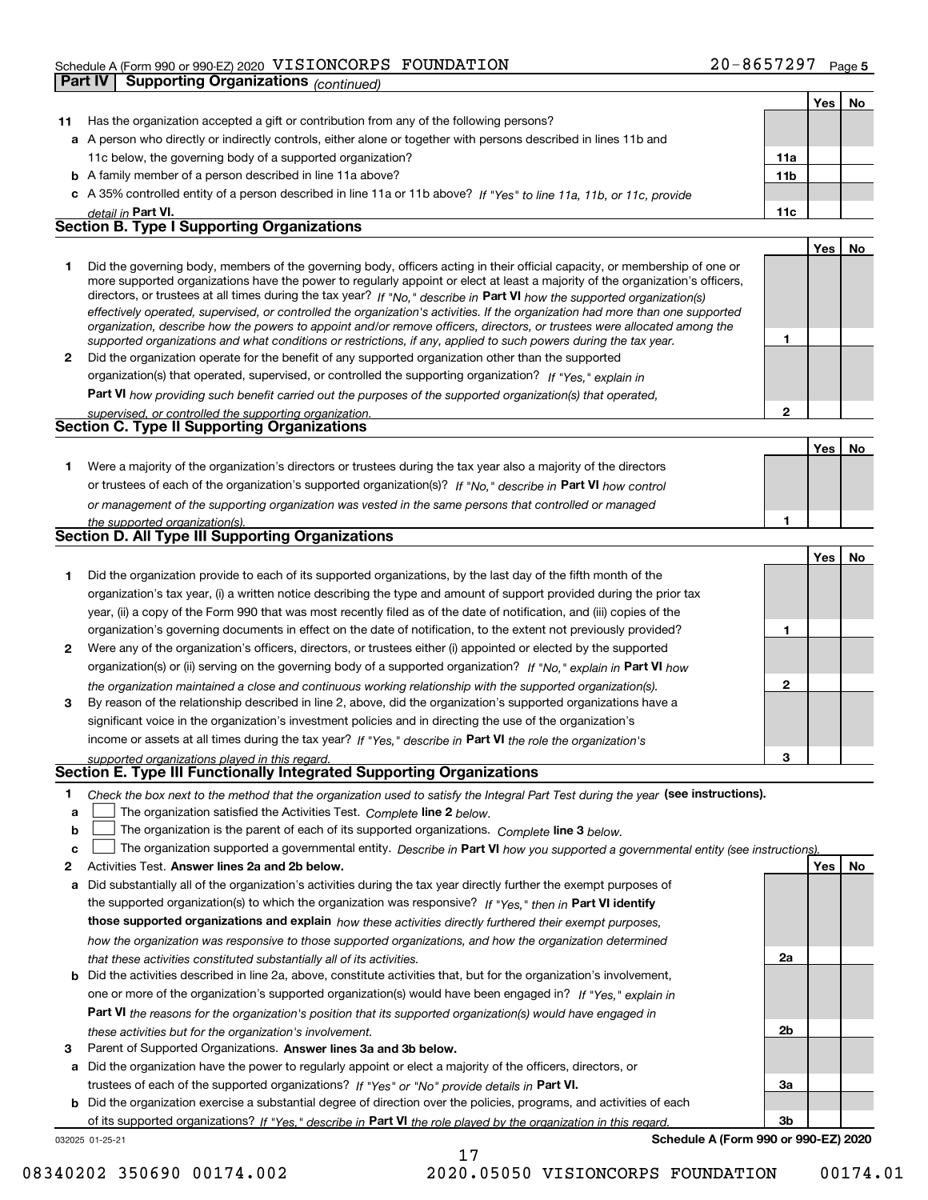Schedule A (Form 990 or 990-EZ) 2020 VISIONCORPS FOUNDATION 20-8657297 Page 5

**Part IV | Supporting Organizations** *(continued)*

| | | | Yes | No |
|---|---|---|---|---|
| **11** | Has the organization accepted a gift or contribution from any of the following persons? | | | |
| **a** | A person who directly or indirectly controls, either alone or together with persons described in lines 11b and 11c below, the governing body of a supported organization? | **11a** | | |
| **b** | A family member of a person described in line 11a above? | **11b** | | |
| **c** | A 35% controlled entity of a person described in line 11a or 11b above? *If "Yes" to line 11a, 11b, or 11c, provide detail in* **Part VI.** | **11c** | | |

## Section B. Type I Supporting Organizations

| | | | Yes | No |
|---|---|---|---|---|
| **1** | Did the governing body, members of the governing body, officers acting in their official capacity, or membership of one or more supported organizations have the power to regularly appoint or elect at least a majority of the organization's officers, directors, or trustees at all times during the tax year? *If "No," describe in* **Part VI** *how the supported organization(s) effectively operated, supervised, or controlled the organization's activities. If the organization had more than one supported organization, describe how the powers to appoint and/or remove officers, directors, or trustees were allocated among the supported organizations and what conditions or restrictions, if any, applied to such powers during the tax year.* | **1** | | |
| **2** | Did the organization operate for the benefit of any supported organization other than the supported organization(s) that operated, supervised, or controlled the supporting organization? *If "Yes," explain in* **Part VI** *how providing such benefit carried out the purposes of the supported organization(s) that operated, supervised, or controlled the supporting organization.* | **2** | | |

## Section C. Type II Supporting Organizations

| | | | Yes | No |
|---|---|---|---|---|
| **1** | Were a majority of the organization's directors or trustees during the tax year also a majority of the directors or trustees of each of the organization's supported organization(s)? *If "No," describe in* **Part VI** *how control or management of the supporting organization was vested in the same persons that controlled or managed the supported organization(s).* | **1** | | |

## Section D. All Type III Supporting Organizations

| | | | Yes | No |
|---|---|---|---|---|
| **1** | Did the organization provide to each of its supported organizations, by the last day of the fifth month of the organization's tax year, (i) a written notice describing the type and amount of support provided during the prior tax year, (ii) a copy of the Form 990 that was most recently filed as of the date of notification, and (iii) copies of the organization's governing documents in effect on the date of notification, to the extent not previously provided? | **1** | | |
| **2** | Were any of the organization's officers, directors, or trustees either (i) appointed or elected by the supported organization(s) or (ii) serving on the governing body of a supported organization? *If "No," explain in* **Part VI** *how the organization maintained a close and continuous working relationship with the supported organization(s).* | **2** | | |
| **3** | By reason of the relationship described in line 2, above, did the organization's supported organizations have a significant voice in the organization's investment policies and in directing the use of the organization's income or assets at all times during the tax year? *If "Yes," describe in* **Part VI** *the role the organization's supported organizations played in this regard.* | **3** | | |

## Section E. Type III Functionally Integrated Supporting Organizations

**1** *Check the box next to the method that the organization used to satisfy the Integral Part Test during the year* **(see instructions).**

**a** ☐ The organization satisfied the Activities Test. *Complete* **line 2** *below.*

**b** ☐ The organization is the parent of each of its supported organizations. *Complete* **line 3** *below.*

**c** ☐ The organization supported a governmental entity. *Describe in* **Part VI** *how you supported a governmental entity (see instructions).*

| | | | Yes | No |
|---|---|---|---|---|
| **2** | Activities Test. **Answer lines 2a and 2b below.** | | | |
| **a** | Did substantially all of the organization's activities during the tax year directly further the exempt purposes of the supported organization(s) to which the organization was responsive? *If "Yes," then in* **Part VI identify those supported organizations and explain** *how these activities directly furthered their exempt purposes, how the organization was responsive to those supported organizations, and how the organization determined that these activities constituted substantially all of its activities.* | **2a** | | |
| **b** | Did the activities described in line 2a, above, constitute activities that, but for the organization's involvement, one or more of the organization's supported organization(s) would have been engaged in? *If "Yes," explain in* **Part VI** *the reasons for the organization's position that its supported organization(s) would have engaged in these activities but for the organization's involvement.* | **2b** | | |
| **3** | Parent of Supported Organizations. **Answer lines 3a and 3b below.** | | | |
| **a** | Did the organization have the power to regularly appoint or elect a majority of the officers, directors, or trustees of each of the supported organizations? *If "Yes" or "No" provide details in* **Part VI.** | **3a** | | |
| **b** | Did the organization exercise a substantial degree of direction over the policies, programs, and activities of each of its supported organizations? *If "Yes," describe in* **Part VI** *the role played by the organization in this regard.* | **3b** | | |

032025 01-25-21 **Schedule A (Form 990 or 990-EZ) 2020**

08340202 350690 00174.002 2020.05050 VISIONCORPS FOUNDATION 00174.01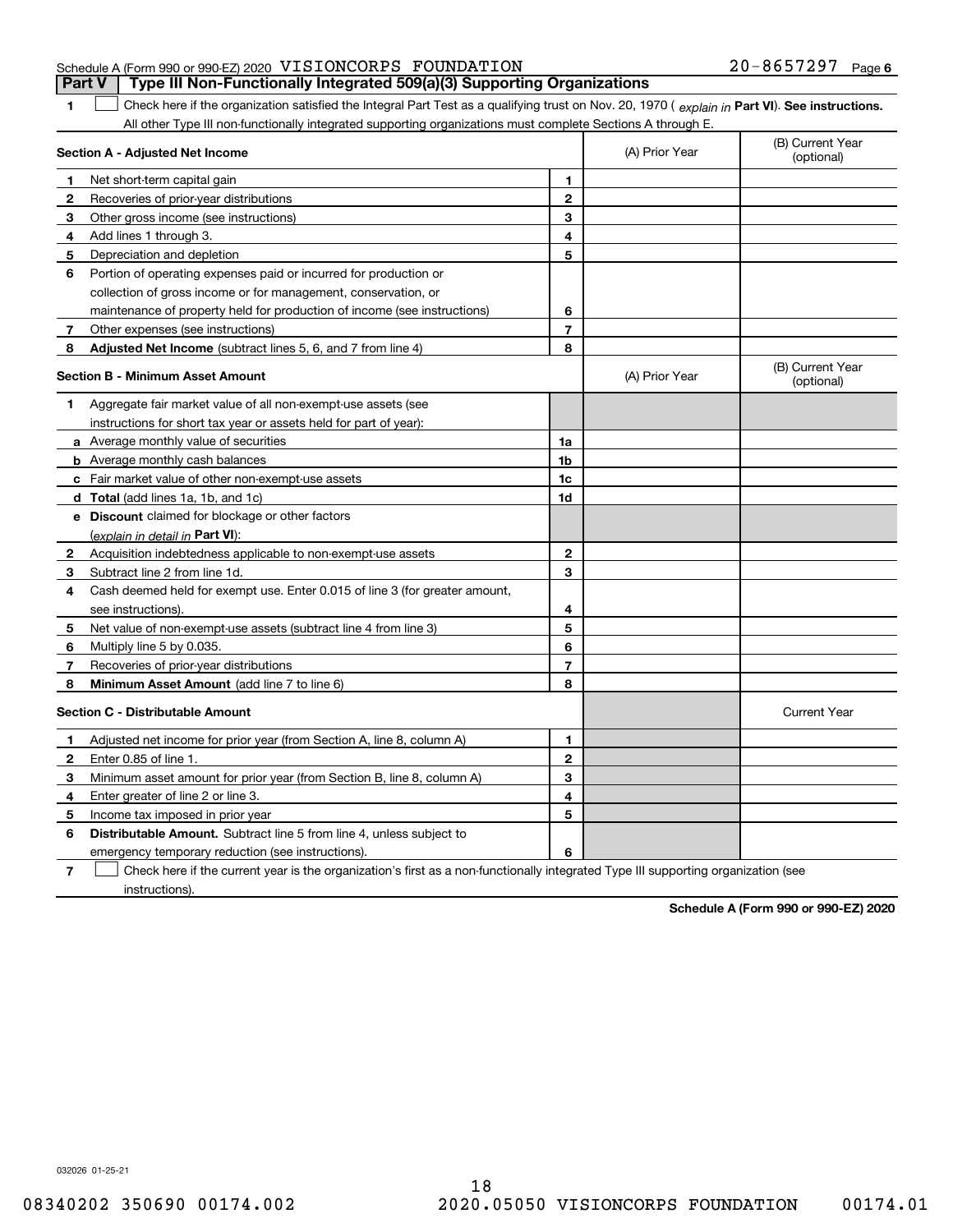Schedule A (Form 990 or 990-EZ) 2020 VISIONCORPS FOUNDATION 20-8657297 Page 6

## Part V Type III Non-Functionally Integrated 509(a)(3) Supporting Organizations

**1** ☐ Check here if the organization satisfied the Integral Part Test as a qualifying trust on Nov. 20, 1970 ( *explain in* **Part VI**). **See instructions.** All other Type III non-functionally integrated supporting organizations must complete Sections A through E.

| **Section A - Adjusted Net Income** | | (A) Prior Year | (B) Current Year (optional) |
|---|---|---|---|
| **1** Net short-term capital gain | 1 | | |
| **2** Recoveries of prior-year distributions | 2 | | |
| **3** Other gross income (see instructions) | 3 | | |
| **4** Add lines 1 through 3. | 4 | | |
| **5** Depreciation and depletion | 5 | | |
| **6** Portion of operating expenses paid or incurred for production or collection of gross income or for management, conservation, or maintenance of property held for production of income (see instructions) | 6 | | |
| **7** Other expenses (see instructions) | 7 | | |
| **8** **Adjusted Net Income** (subtract lines 5, 6, and 7 from line 4) | 8 | | |

| **Section B - Minimum Asset Amount** | | (A) Prior Year | (B) Current Year (optional) |
|---|---|---|---|
| **1** Aggregate fair market value of all non-exempt-use assets (see instructions for short tax year or assets held for part of year): | | | |
| **a** Average monthly value of securities | 1a | | |
| **b** Average monthly cash balances | 1b | | |
| **c** Fair market value of other non-exempt-use assets | 1c | | |
| **d** **Total** (add lines 1a, 1b, and 1c) | 1d | | |
| **e** **Discount** claimed for blockage or other factors (*explain in detail in* **Part VI**): | | | |
| **2** Acquisition indebtedness applicable to non-exempt-use assets | 2 | | |
| **3** Subtract line 2 from line 1d. | 3 | | |
| **4** Cash deemed held for exempt use. Enter 0.015 of line 3 (for greater amount, see instructions). | 4 | | |
| **5** Net value of non-exempt-use assets (subtract line 4 from line 3) | 5 | | |
| **6** Multiply line 5 by 0.035. | 6 | | |
| **7** Recoveries of prior-year distributions | 7 | | |
| **8** **Minimum Asset Amount** (add line 7 to line 6) | 8 | | |

| **Section C - Distributable Amount** | | | Current Year |
|---|---|---|---|
| **1** Adjusted net income for prior year (from Section A, line 8, column A) | 1 | | |
| **2** Enter 0.85 of line 1. | 2 | | |
| **3** Minimum asset amount for prior year (from Section B, line 8, column A) | 3 | | |
| **4** Enter greater of line 2 or line 3. | 4 | | |
| **5** Income tax imposed in prior year | 5 | | |
| **6** **Distributable Amount.** Subtract line 5 from line 4, unless subject to emergency temporary reduction (see instructions). | 6 | | |

**7** ☐ Check here if the current year is the organization's first as a non-functionally integrated Type III supporting organization (see instructions).

**Schedule A (Form 990 or 990-EZ) 2020**

032026 01-25-21

08340202 350690 00174.002 2020.05050 VISIONCORPS FOUNDATION 00174.01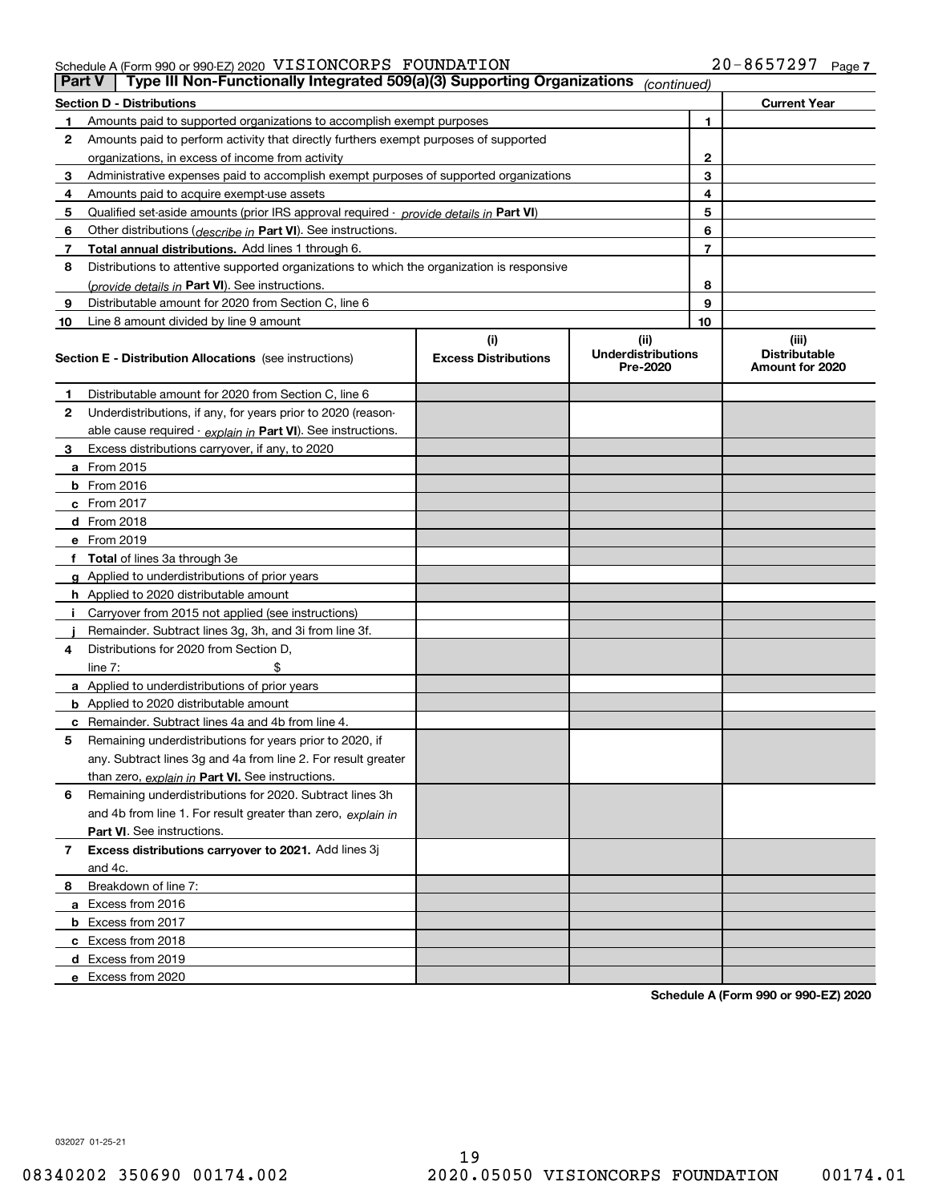Schedule A (Form 990 or 990-EZ) 2020 VISIONCORPS FOUNDATION 20-8657297 Page 7

**Part V | Type III Non-Functionally Integrated 509(a)(3) Supporting Organizations** *(continued)*

| **Section D - Distributions** | | | **Current Year** |
|---|---|---|---|
| 1 | Amounts paid to supported organizations to accomplish exempt purposes | 1 | |
| 2 | Amounts paid to perform activity that directly furthers exempt purposes of supported organizations, in excess of income from activity | 2 | |
| 3 | Administrative expenses paid to accomplish exempt purposes of supported organizations | 3 | |
| 4 | Amounts paid to acquire exempt-use assets | 4 | |
| 5 | Qualified set-aside amounts (prior IRS approval required - *provide details in* **Part VI**) | 5 | |
| 6 | Other distributions (*describe in* **Part VI**). See instructions. | 6 | |
| 7 | **Total annual distributions.** Add lines 1 through 6. | 7 | |
| 8 | Distributions to attentive supported organizations to which the organization is responsive (*provide details in* **Part VI**). See instructions. | 8 | |
| 9 | Distributable amount for 2020 from Section C, line 6 | 9 | |
| 10 | Line 8 amount divided by line 9 amount | 10 | |

| **Section E - Distribution Allocations** (see instructions) | (i) **Excess Distributions** | (ii) **Underdistributions Pre-2020** | (iii) **Distributable Amount for 2020** |
|---|---|---|---|
| **1** Distributable amount for 2020 from Section C, line 6 | | | |
| **2** Underdistributions, if any, for years prior to 2020 (reasonable cause required - *explain in* **Part VI**). See instructions. | | | |
| **3** Excess distributions carryover, if any, to 2020 | | | |
| **a** From 2015 | | | |
| **b** From 2016 | | | |
| **c** From 2017 | | | |
| **d** From 2018 | | | |
| **e** From 2019 | | | |
| **f** **Total** of lines 3a through 3e | | | |
| **g** Applied to underdistributions of prior years | | | |
| **h** Applied to 2020 distributable amount | | | |
| **i** Carryover from 2015 not applied (see instructions) | | | |
| **j** Remainder. Subtract lines 3g, 3h, and 3i from line 3f. | | | |
| **4** Distributions for 2020 from Section D, line 7: $ | | | |
| **a** Applied to underdistributions of prior years | | | |
| **b** Applied to 2020 distributable amount | | | |
| **c** Remainder. Subtract lines 4a and 4b from line 4. | | | |
| **5** Remaining underdistributions for years prior to 2020, if any. Subtract lines 3g and 4a from line 2. For result greater than zero, *explain in* **Part VI.** See instructions. | | | |
| **6** Remaining underdistributions for 2020. Subtract lines 3h and 4b from line 1. For result greater than zero, *explain in* **Part VI**. See instructions. | | | |
| **7** **Excess distributions carryover to 2021.** Add lines 3j and 4c. | | | |
| **8** Breakdown of line 7: | | | |
| **a** Excess from 2016 | | | |
| **b** Excess from 2017 | | | |
| **c** Excess from 2018 | | | |
| **d** Excess from 2019 | | | |
| **e** Excess from 2020 | | | |

**Schedule A (Form 990 or 990-EZ) 2020**

032027 01-25-21

08340202 350690 00174.002 2020.05050 VISIONCORPS FOUNDATION 00174.01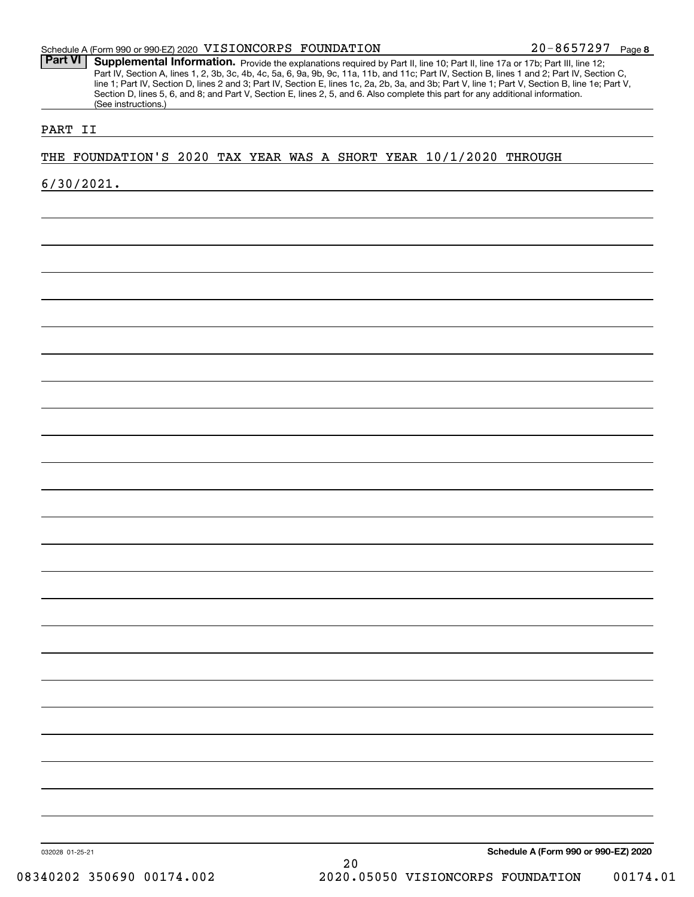## Part VI Supplemental Information.

Provide the explanations required by Part II, line 10; Part II, line 17a or 17b; Part III, line 12; Part IV, Section A, lines 1, 2, 3b, 3c, 4b, 4c, 5a, 6, 9a, 9b, 9c, 11a, 11b, and 11c; Part IV, Section B, lines 1 and 2; Part IV, Section C, line 1; Part IV, Section D, lines 2 and 3; Part IV, Section E, lines 1c, 2a, 2b, 3a, and 3b; Part V, line 1; Part V, Section B, line 1e; Part V, Section D, lines 5, 6, and 8; and Part V, Section E, lines 2, 5, and 6. Also complete this part for any additional information. (See instructions.)

PART II

THE FOUNDATION'S 2020 TAX YEAR WAS A SHORT YEAR 10/1/2020 THROUGH 6/30/2021.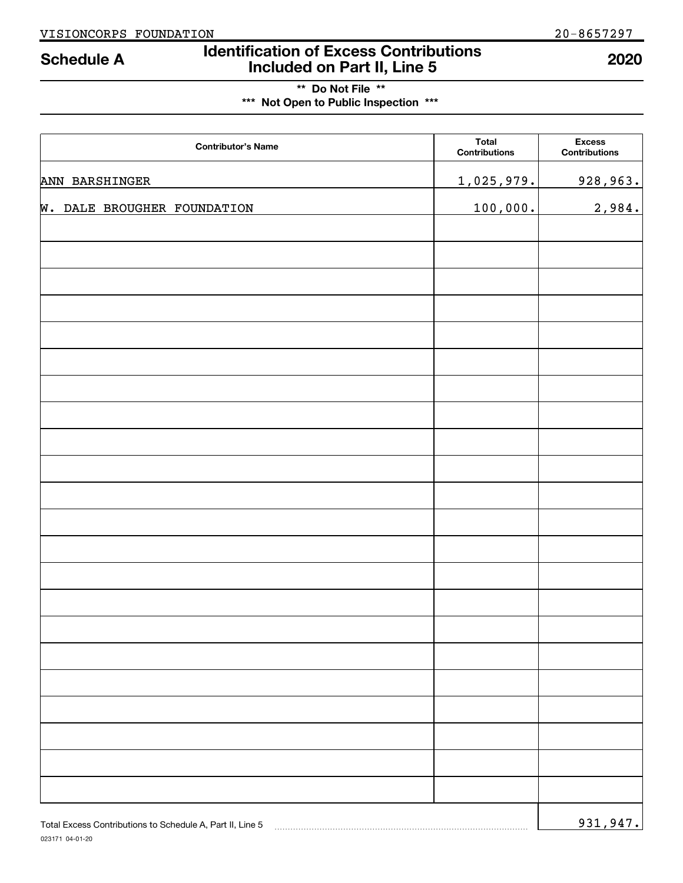VISIONCORPS FOUNDATION 20-8657297

# Schedule A — Identification of Excess Contributions Included on Part II, Line 5 — 2020

**\*\* Do Not File \*\***

**\*\*\* Not Open to Public Inspection \*\*\***

| Contributor's Name | Total Contributions | Excess Contributions |
|---|---|---|
| ANN BARSHINGER | 1,025,979. | 928,963. |
| W. DALE BROUGHER FOUNDATION | 100,000. | 2,984. |

Total Excess Contributions to Schedule A, Part II, Line 5 ........ 931,947.

023171 04-01-20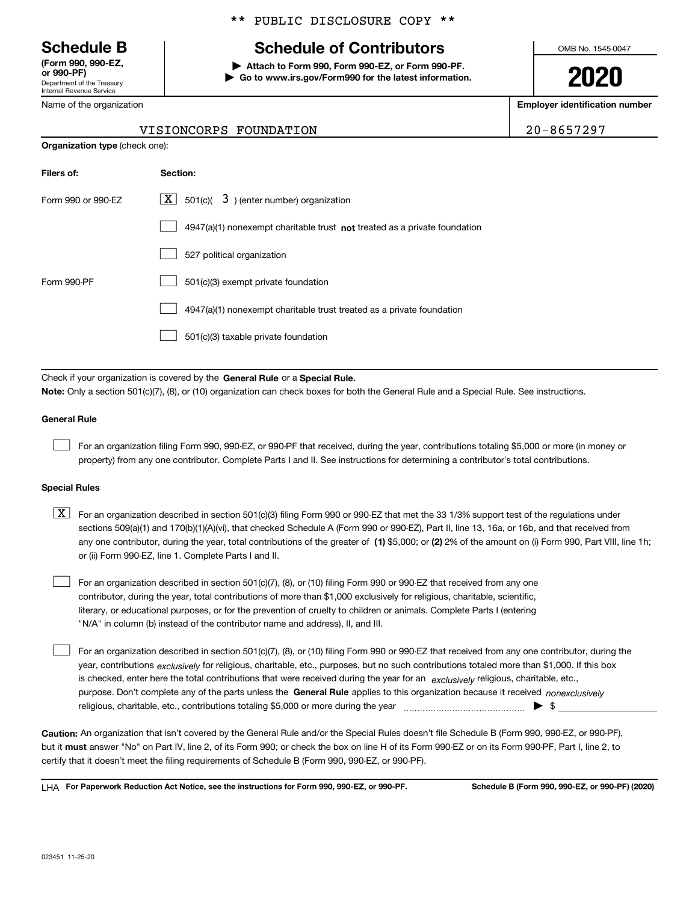** PUBLIC DISCLOSURE COPY **

# Schedule B

**(Form 990, 990-EZ, or 990-PF)**

Department of the Treasury
Internal Revenue Service

## Schedule of Contributors

**▶ Attach to Form 990, Form 990-EZ, or Form 990-PF.**
**▶ Go to www.irs.gov/Form990 for the latest information.**

OMB No. 1545-0047

**2020**

Name of the organization: VISIONCORPS FOUNDATION

**Employer identification number:** 20-8657297

**Organization type** (check one):

| Filers of: | Section: |
|---|---|
| Form 990 or 990-EZ | [X] 501(c)( 3 ) (enter number) organization |
| | [ ] 4947(a)(1) nonexempt charitable trust **not** treated as a private foundation |
| | [ ] 527 political organization |
| Form 990-PF | [ ] 501(c)(3) exempt private foundation |
| | [ ] 4947(a)(1) nonexempt charitable trust treated as a private foundation |
| | [ ] 501(c)(3) taxable private foundation |

Check if your organization is covered by the **General Rule** or a **Special Rule.**

**Note:** Only a section 501(c)(7), (8), or (10) organization can check boxes for both the General Rule and a Special Rule. See instructions.

**General Rule**

[ ] For an organization filing Form 990, 990-EZ, or 990-PF that received, during the year, contributions totaling $5,000 or more (in money or property) from any one contributor. Complete Parts I and II. See instructions for determining a contributor's total contributions.

**Special Rules**

[X] For an organization described in section 501(c)(3) filing Form 990 or 990-EZ that met the 33 1/3% support test of the regulations under sections 509(a)(1) and 170(b)(1)(A)(vi), that checked Schedule A (Form 990 or 990-EZ), Part II, line 13, 16a, or 16b, and that received from any one contributor, during the year, total contributions of the greater of **(1)** $5,000; or **(2)** 2% of the amount on (i) Form 990, Part VIII, line 1h; or (ii) Form 990-EZ, line 1. Complete Parts I and II.

[ ] For an organization described in section 501(c)(7), (8), or (10) filing Form 990 or 990-EZ that received from any one contributor, during the year, total contributions of more than $1,000 exclusively for religious, charitable, scientific, literary, or educational purposes, or for the prevention of cruelty to children or animals. Complete Parts I (entering "N/A" in column (b) instead of the contributor name and address), II, and III.

[ ] For an organization described in section 501(c)(7), (8), or (10) filing Form 990 or 990-EZ that received from any one contributor, during the year, contributions *exclusively* for religious, charitable, etc., purposes, but no such contributions totaled more than $1,000. If this box is checked, enter here the total contributions that were received during the year for an *exclusively* religious, charitable, etc., purpose. Don't complete any of the parts unless the **General Rule** applies to this organization because it received *nonexclusively* religious, charitable, etc., contributions totaling $5,000 or more during the year ▶ $

**Caution:** An organization that isn't covered by the General Rule and/or the Special Rules doesn't file Schedule B (Form 990, 990-EZ, or 990-PF), but it **must** answer "No" on Part IV, line 2, of its Form 990; or check the box on line H of its Form 990-EZ or on its Form 990-PF, Part I, line 2, to certify that it doesn't meet the filing requirements of Schedule B (Form 990, 990-EZ, or 990-PF).

LHA **For Paperwork Reduction Act Notice, see the instructions for Form 990, 990-EZ, or 990-PF.** **Schedule B (Form 990, 990-EZ, or 990-PF) (2020)**

023451 11-25-20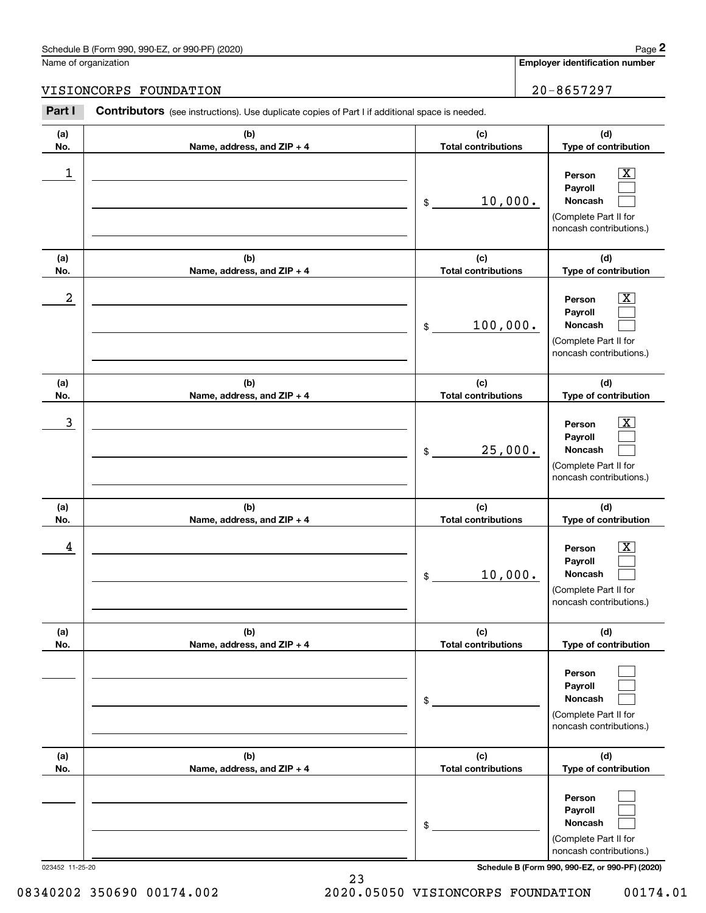Schedule B (Form 990, 990-EZ, or 990-PF) (2020)

Name of organization: VISIONCORPS FOUNDATION

**Employer identification number:** 20-8657297

**Part I — Contributors** (see instructions). Use duplicate copies of Part I if additional space is needed.

| (a) No. | (b) Name, address, and ZIP + 4 | (c) Total contributions | (d) Type of contribution |
|---|---|---|---|
| 1 | | $ 10,000. | Person [X] Payroll [ ] Noncash [ ] (Complete Part II for noncash contributions.) |
| 2 | | $ 100,000. | Person [X] Payroll [ ] Noncash [ ] (Complete Part II for noncash contributions.) |
| 3 | | $ 25,000. | Person [X] Payroll [ ] Noncash [ ] (Complete Part II for noncash contributions.) |
| 4 | | $ 10,000. | Person [X] Payroll [ ] Noncash [ ] (Complete Part II for noncash contributions.) |
| | | $ | Person [ ] Payroll [ ] Noncash [ ] (Complete Part II for noncash contributions.) |
| | | $ | Person [ ] Payroll [ ] Noncash [ ] (Complete Part II for noncash contributions.) |

023452 11-25-20

Schedule B (Form 990, 990-EZ, or 990-PF) (2020)

08340202 350690 00174.002 2020.05050 VISIONCORPS FOUNDATION 00174.01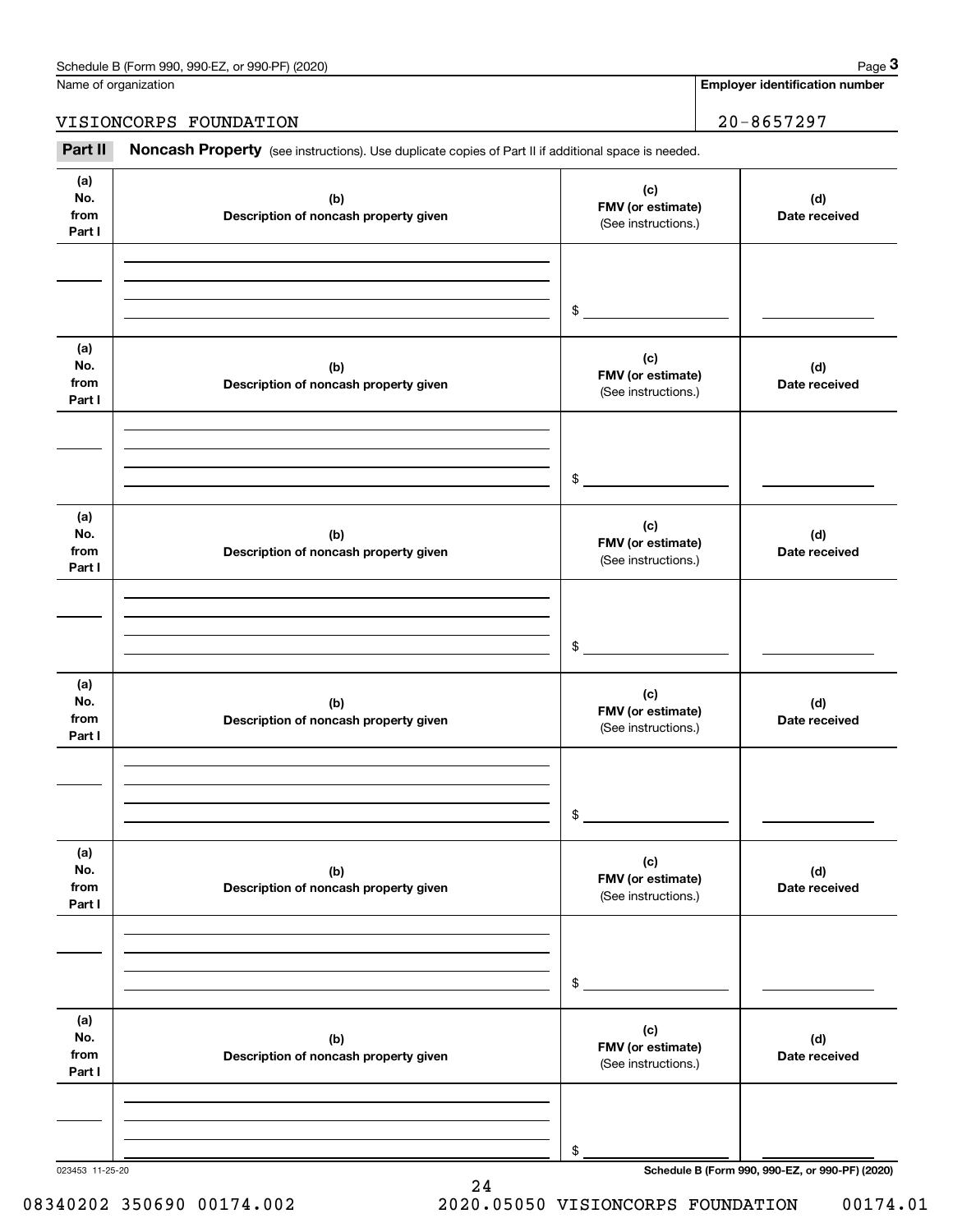Name of organization

VISIONCORPS FOUNDATION

**Employer identification number**

20-8657297

**Part II** **Noncash Property** (see instructions). Use duplicate copies of Part II if additional space is needed.

| (a) No. from Part I | (b) Description of noncash property given | (c) FMV (or estimate) (See instructions.) | (d) Date received |
|---|---|---|---|
| | | $ | |

| (a) No. from Part I | (b) Description of noncash property given | (c) FMV (or estimate) (See instructions.) | (d) Date received |
|---|---|---|---|
| | | $ | |

| (a) No. from Part I | (b) Description of noncash property given | (c) FMV (or estimate) (See instructions.) | (d) Date received |
|---|---|---|---|
| | | $ | |

| (a) No. from Part I | (b) Description of noncash property given | (c) FMV (or estimate) (See instructions.) | (d) Date received |
|---|---|---|---|
| | | $ | |

| (a) No. from Part I | (b) Description of noncash property given | (c) FMV (or estimate) (See instructions.) | (d) Date received |
|---|---|---|---|
| | | $ | |

| (a) No. from Part I | (b) Description of noncash property given | (c) FMV (or estimate) (See instructions.) | (d) Date received |
|---|---|---|---|
| | | $ | |

023453 11-25-20

08340202 350690 00174.002 2020.05050 VISIONCORPS FOUNDATION 00174.01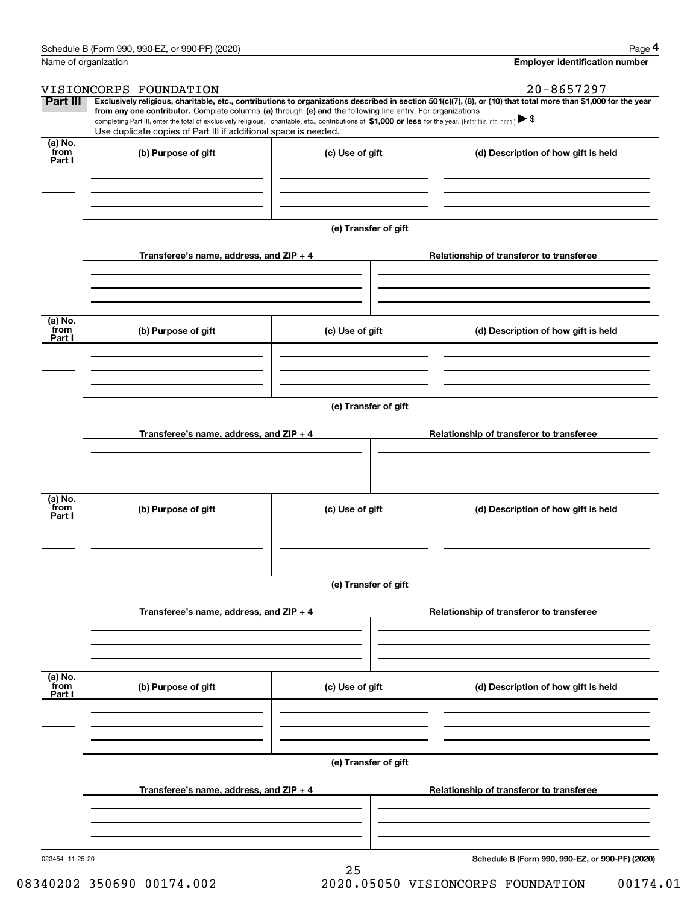Schedule B (Form 990, 990-EZ, or 990-PF) (2020) Page **4**

Name of organization: VISIONCORPS FOUNDATION

**Employer identification number**: 20-8657297

**Part III** **Exclusively religious, charitable, etc., contributions to organizations described in section 501(c)(7), (8), or (10) that total more than $1,000 for the year from any one contributor.** Complete columns **(a)** through **(e) and** the following line entry. For organizations completing Part III, enter the total of exclusively religious, charitable, etc., contributions of **$1,000 or less** for the year. (Enter this info. once.) ▶ $

Use duplicate copies of Part III if additional space is needed.

| (a) No. from Part I | (b) Purpose of gift | (c) Use of gift | (d) Description of how gift is held |
|---|---|---|---|
| | | | |

**(e) Transfer of gift**

| Transferee's name, address, and ZIP + 4 | Relationship of transferor to transferee |
|---|---|
| | |

| (a) No. from Part I | (b) Purpose of gift | (c) Use of gift | (d) Description of how gift is held |
|---|---|---|---|
| | | | |

**(e) Transfer of gift**

| Transferee's name, address, and ZIP + 4 | Relationship of transferor to transferee |
|---|---|
| | |

| (a) No. from Part I | (b) Purpose of gift | (c) Use of gift | (d) Description of how gift is held |
|---|---|---|---|
| | | | |

**(e) Transfer of gift**

| Transferee's name, address, and ZIP + 4 | Relationship of transferor to transferee |
|---|---|
| | |

| (a) No. from Part I | (b) Purpose of gift | (c) Use of gift | (d) Description of how gift is held |
|---|---|---|---|
| | | | |

**(e) Transfer of gift**

| Transferee's name, address, and ZIP + 4 | Relationship of transferor to transferee |
|---|---|
| | |

023454 11-25-20 **Schedule B (Form 990, 990-EZ, or 990-PF) (2020)**

08340202 350690 00174.002 2020.05050 VISIONCORPS FOUNDATION 00174.01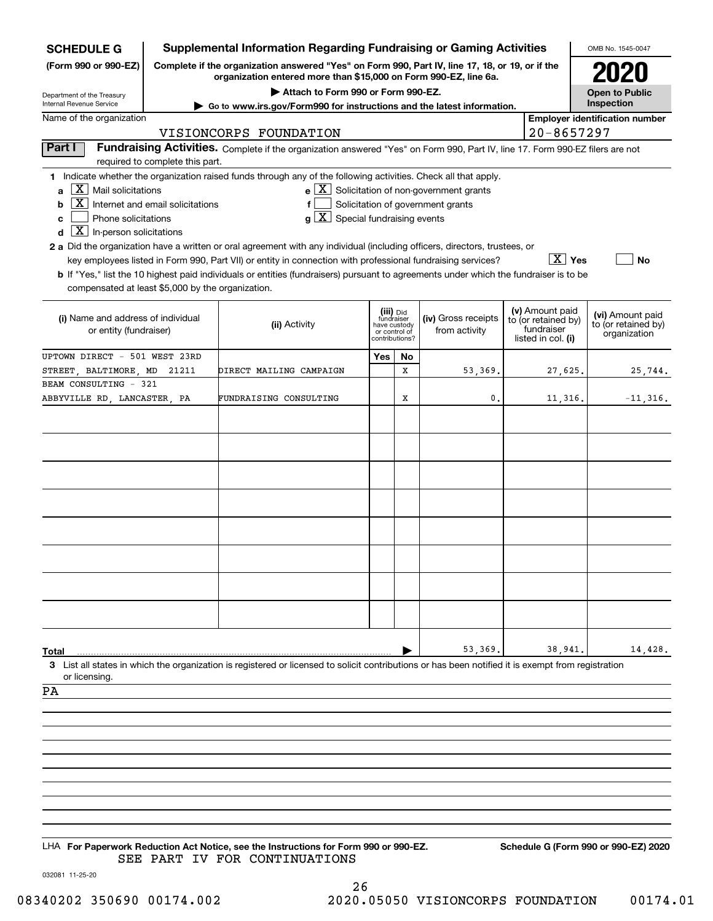**SCHEDULE G (Form 990 or 990-EZ)**

Department of the Treasury
Internal Revenue Service

# Supplemental Information Regarding Fundraising or Gaming Activities

**Complete if the organization answered "Yes" on Form 990, Part IV, line 17, 18, or 19, or if the organization entered more than $15,000 on Form 990-EZ, line 6a.**

**▶ Attach to Form 990 or Form 990-EZ.**

**▶ Go to www.irs.gov/Form990 for instructions and the latest information.**

OMB No. 1545-0047

**2020**

**Open to Public Inspection**

Name of the organization: VISIONCORPS FOUNDATION

Employer identification number: 20-8657297

## Part I Fundraising Activities.

Complete if the organization answered "Yes" on Form 990, Part IV, line 17. Form 990-EZ filers are not required to complete this part.

**1** Indicate whether the organization raised funds through any of the following activities. Check all that apply.

- **a** [X] Mail solicitations
- **b** [X] Internet and email solicitations
- **c** [ ] Phone solicitations
- **d** [X] In-person solicitations
- **e** [X] Solicitation of non-government grants
- **f** [ ] Solicitation of government grants
- **g** [X] Special fundraising events

**2 a** Did the organization have a written or oral agreement with any individual (including officers, directors, trustees, or key employees listed in Form 990, Part VII) or entity in connection with professional fundraising services? [X] Yes [ ] No

**b** If "Yes," list the 10 highest paid individuals or entities (fundraisers) pursuant to agreements under which the fundraiser is to be compensated at least $5,000 by the organization.

| (i) Name and address of individual or entity (fundraiser) | (ii) Activity | (iii) Did fundraiser have custody or control of contributions? Yes | No | (iv) Gross receipts from activity | (v) Amount paid to (or retained by) fundraiser listed in col. (i) | (vi) Amount paid to (or retained by) organization |
|---|---|---|---|---|---|---|
| UPTOWN DIRECT - 501 WEST 23RD STREET, BALTIMORE, MD 21211 | DIRECT MAILING CAMPAIGN | | X | 53,369. | 27,625. | 25,744. |
| BEAM CONSULTING - 321 ABBYVILLE RD, LANCASTER, PA | FUNDRAISING CONSULTING | | X | 0. | 11,316. | -11,316. |
| | | | | | | |
| | | | | | | |
| | | | | | | |
| | | | | | | |
| | | | | | | |
| | | | | | | |
| | | | | | | |
| | | | | | | |
| **Total** | | | ▶ | 53,369. | 38,941. | 14,428. |

**3** List all states in which the organization is registered or licensed to solicit contributions or has been notified it is exempt from registration or licensing.

PA

LHA **For Paperwork Reduction Act Notice, see the Instructions for Form 990 or 990-EZ.** **Schedule G (Form 990 or 990-EZ) 2020**

SEE PART IV FOR CONTINUATIONS

032081 11-25-20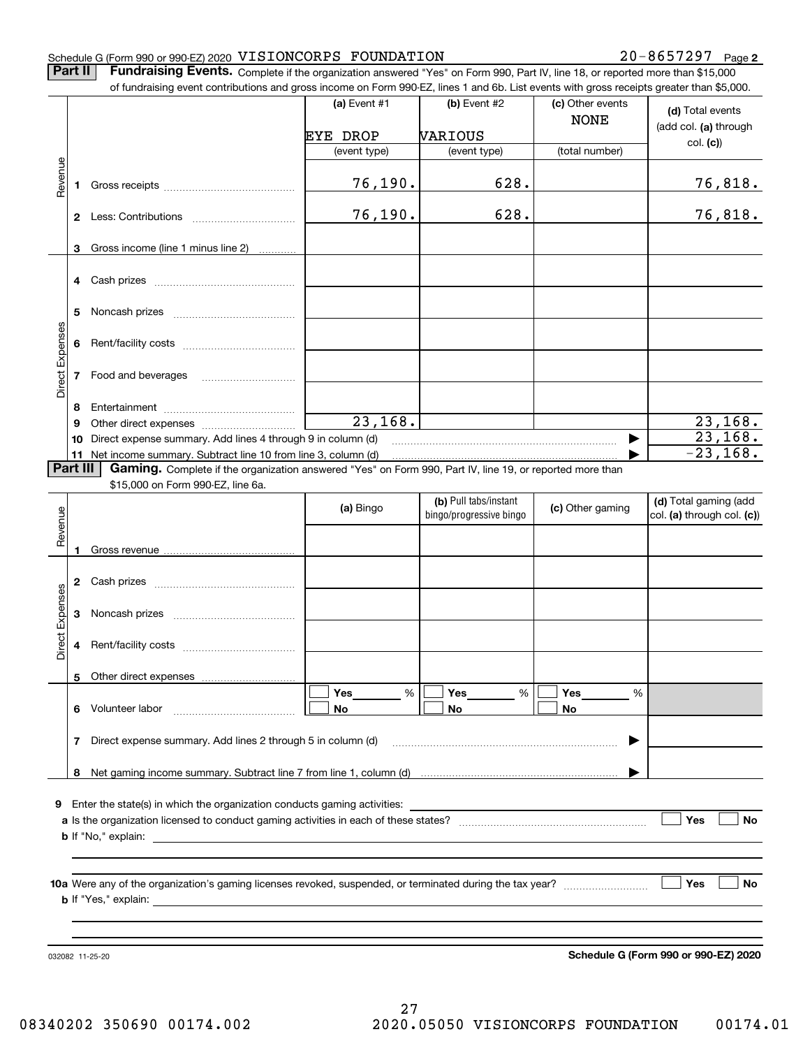Schedule G (Form 990 or 990-EZ) 2020 VISIONCORPS FOUNDATION 20-8657297 Page **2**

**Part II** **Fundraising Events.** Complete if the organization answered "Yes" on Form 990, Part IV, line 18, or reported more than $15,000 of fundraising event contributions and gross income on Form 990-EZ, lines 1 and 6b. List events with gross receipts greater than $5,000.

| | | (a) Event #1 | (b) Event #2 | (c) Other events | (d) Total events (add col. (a) through col. (c)) |
|---|---|---|---|---|---|
| | | EYE DROP | VARIOUS | NONE | |
| | | (event type) | (event type) | (total number) | |
| Revenue | 1 Gross receipts | 76,190. | 628. | | 76,818. |
| | 2 Less: Contributions | 76,190. | 628. | | 76,818. |
| | 3 Gross income (line 1 minus line 2) | | | | |
| Direct Expenses | 4 Cash prizes | | | | |
| | 5 Noncash prizes | | | | |
| | 6 Rent/facility costs | | | | |
| | 7 Food and beverages | | | | |
| | 8 Entertainment | | | | |
| | 9 Other direct expenses | 23,168. | | | 23,168. |
| | 10 Direct expense summary. Add lines 4 through 9 in column (d) | | | ▶ | 23,168. |
| | 11 Net income summary. Subtract line 10 from line 3, column (d) | | | ▶ | -23,168. |

**Part III** **Gaming.** Complete if the organization answered "Yes" on Form 990, Part IV, line 19, or reported more than $15,000 on Form 990-EZ, line 6a.

| | | (a) Bingo | (b) Pull tabs/instant bingo/progressive bingo | (c) Other gaming | (d) Total gaming (add col. (a) through col. (c)) |
|---|---|---|---|---|---|
| Revenue | 1 Gross revenue | | | | |
| Direct Expenses | 2 Cash prizes | | | | |
| | 3 Noncash prizes | | | | |
| | 4 Rent/facility costs | | | | |
| | 5 Other direct expenses | | | | |
| | 6 Volunteer labor | ☐ Yes ___ % ☐ No | ☐ Yes ___ % ☐ No | ☐ Yes ___ % ☐ No | |
| | 7 Direct expense summary. Add lines 2 through 5 in column (d) | | | ▶ | |
| | 8 Net gaming income summary. Subtract line 7 from line 1, column (d) | | | ▶ | |

**9** Enter the state(s) in which the organization conducts gaming activities: ______

**a** Is the organization licensed to conduct gaming activities in each of these states? ☐ Yes ☐ No

**b** If "No," explain: ______

**10a** Were any of the organization's gaming licenses revoked, suspended, or terminated during the tax year? ☐ Yes ☐ No

**b** If "Yes," explain: ______

032082 11-25-20 **Schedule G (Form 990 or 990-EZ) 2020**

08340202 350690 00174.002 2020.05050 VISIONCORPS FOUNDATION 00174.01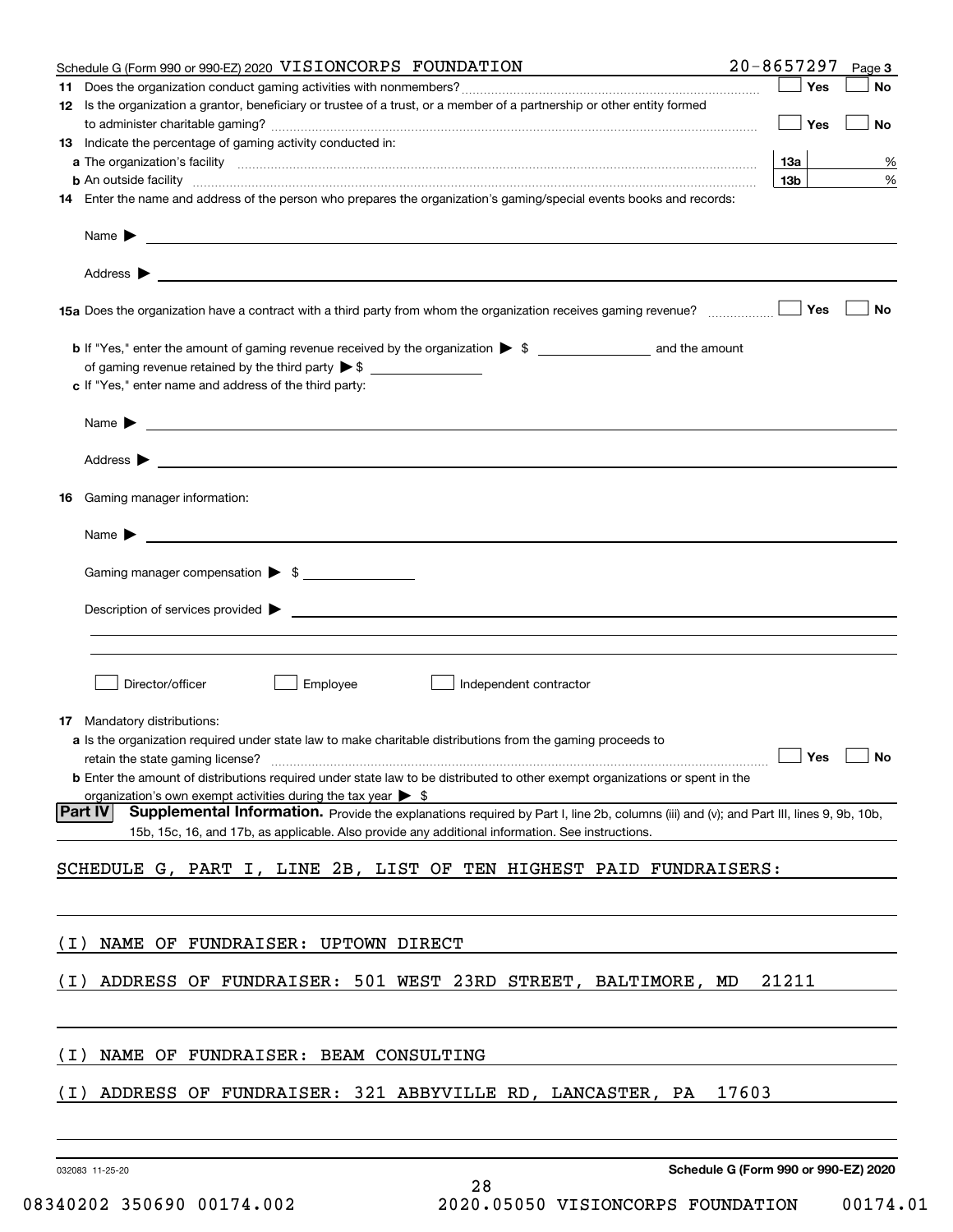Schedule G (Form 990 or 990-EZ) 2020 VISIONCORPS FOUNDATION 20-8657297 Page 3

**11** Does the organization conduct gaming activities with nonmembers? ☐ Yes ☐ No

**12** Is the organization a grantor, beneficiary or trustee of a trust, or a member of a partnership or other entity formed to administer charitable gaming? ☐ Yes ☐ No

**13** Indicate the percentage of gaming activity conducted in:

**a** The organization's facility **13a** %

**b** An outside facility **13b** %

**14** Enter the name and address of the person who prepares the organization's gaming/special events books and records:

Name ▶

Address ▶

**15a** Does the organization have a contract with a third party from whom the organization receives gaming revenue? ☐ Yes ☐ No

**b** If "Yes," enter the amount of gaming revenue received by the organization ▶ $ ______ and the amount of gaming revenue retained by the third party ▶ $ ______

**c** If "Yes," enter name and address of the third party:

Name ▶

Address ▶

**16** Gaming manager information:

Name ▶

Gaming manager compensation ▶ $

Description of services provided ▶

☐ Director/officer ☐ Employee ☐ Independent contractor

**17** Mandatory distributions:

**a** Is the organization required under state law to make charitable distributions from the gaming proceeds to retain the state gaming license? ☐ Yes ☐ No

**b** Enter the amount of distributions required under state law to be distributed to other exempt organizations or spent in the organization's own exempt activities during the tax year ▶ $

**Part IV** **Supplemental Information.** Provide the explanations required by Part I, line 2b, columns (iii) and (v); and Part III, lines 9, 9b, 10b, 15b, 15c, 16, and 17b, as applicable. Also provide any additional information. See instructions.

SCHEDULE G, PART I, LINE 2B, LIST OF TEN HIGHEST PAID FUNDRAISERS:

(I) NAME OF FUNDRAISER: UPTOWN DIRECT

(I) ADDRESS OF FUNDRAISER: 501 WEST 23RD STREET, BALTIMORE, MD 21211

(I) NAME OF FUNDRAISER: BEAM CONSULTING

(I) ADDRESS OF FUNDRAISER: 321 ABBYVILLE RD, LANCASTER, PA 17603

032083 11-25-20 **Schedule G (Form 990 or 990-EZ) 2020**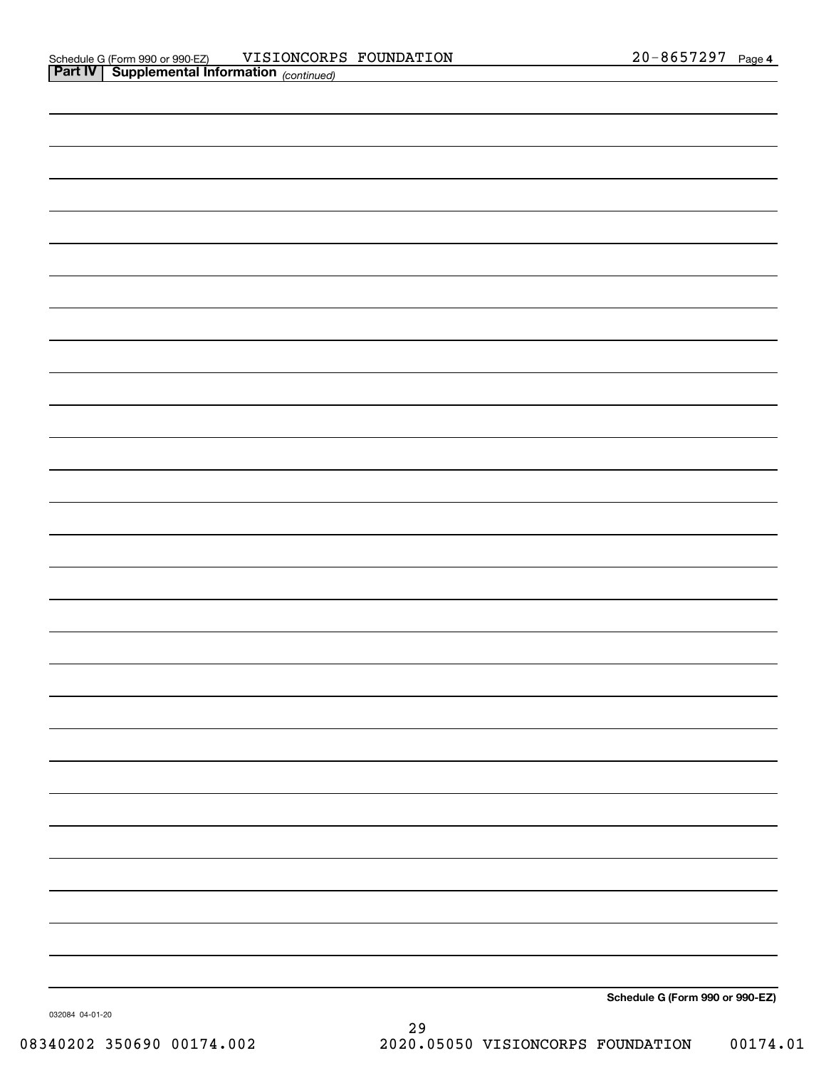Schedule G (Form 990 or 990-EZ) VISIONCORPS FOUNDATION 20-8657297 Page 4

**Part IV | Supplemental Information** *(continued)*

**Schedule G (Form 990 or 990-EZ)**

032084 04-01-20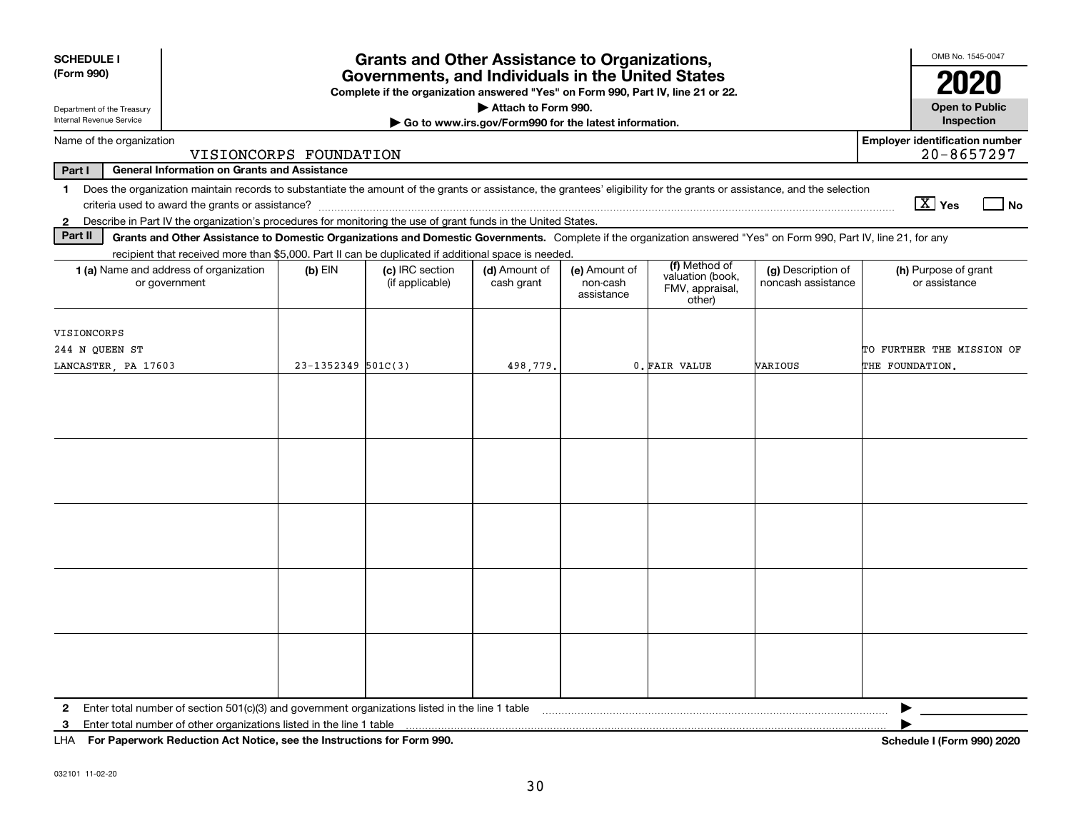**SCHEDULE I (Form 990)**

Department of the Treasury
Internal Revenue Service

# Grants and Other Assistance to Organizations, Governments, and Individuals in the United States

**Complete if the organization answered "Yes" on Form 990, Part IV, line 21 or 22.**

**▶ Attach to Form 990.**

**▶ Go to www.irs.gov/Form990 for the latest information.**

OMB No. 1545-0047

**2020**

**Open to Public Inspection**

Name of the organization: VISIONCORPS FOUNDATION

Employer identification number: 20-8657297

**Part I General Information on Grants and Assistance**

1 Does the organization maintain records to substantiate the amount of the grants or assistance, the grantees' eligibility for the grants or assistance, and the selection criteria used to award the grants or assistance? [X] Yes [ ] No

2 Describe in Part IV the organization's procedures for monitoring the use of grant funds in the United States.

**Part II Grants and Other Assistance to Domestic Organizations and Domestic Governments.** Complete if the organization answered "Yes" on Form 990, Part IV, line 21, for any recipient that received more than $5,000. Part II can be duplicated if additional space is needed.

| 1 (a) Name and address of organization or government | (b) EIN | (c) IRC section (if applicable) | (d) Amount of cash grant | (e) Amount of non-cash assistance | (f) Method of valuation (book, FMV, appraisal, other) | (g) Description of noncash assistance | (h) Purpose of grant or assistance |
|---|---|---|---|---|---|---|---|
| VISIONCORPS<br>244 N QUEEN ST<br>LANCASTER, PA 17603 | 23-1352349 | 501C(3) | 498,779. | 0. | FAIR VALUE | VARIOUS | TO FURTHER THE MISSION OF THE FOUNDATION. |
| | | | | | | | |
| | | | | | | | |
| | | | | | | | |
| | | | | | | | |
| | | | | | | | |

2 Enter total number of section 501(c)(3) and government organizations listed in the line 1 table ▶

3 Enter total number of other organizations listed in the line 1 table ▶

LHA **For Paperwork Reduction Act Notice, see the Instructions for Form 990.** **Schedule I (Form 990) 2020**

032101 11-02-20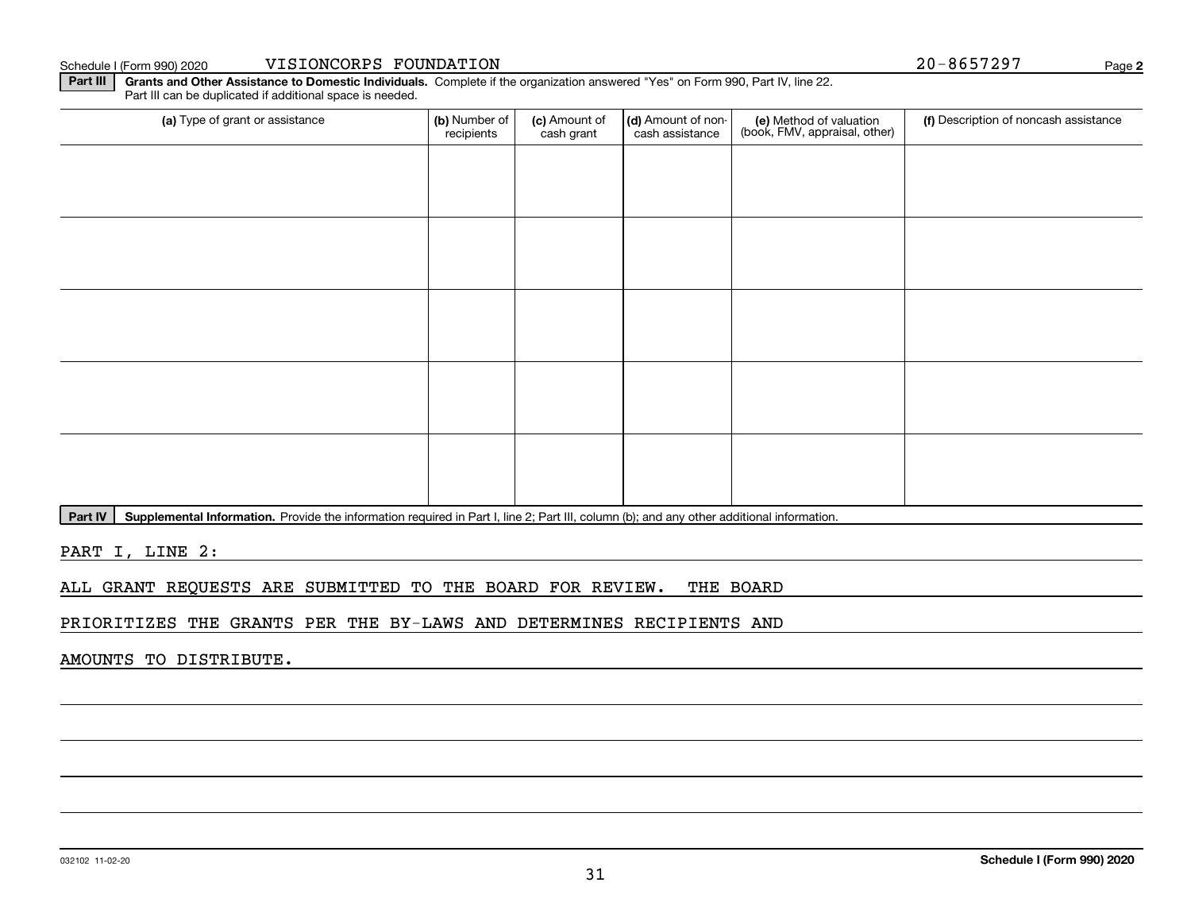Schedule I (Form 990) 2020 VISIONCORPS FOUNDATION 20-8657297 Page 2

**Part III** **Grants and Other Assistance to Domestic Individuals.** Complete if the organization answered "Yes" on Form 990, Part IV, line 22. Part III can be duplicated if additional space is needed.

| (a) Type of grant or assistance | (b) Number of recipients | (c) Amount of cash grant | (d) Amount of non-cash assistance | (e) Method of valuation (book, FMV, appraisal, other) | (f) Description of noncash assistance |
|---|---|---|---|---|---|
| | | | | | |
| | | | | | |
| | | | | | |
| | | | | | |
| | | | | | |

**Part IV** **Supplemental Information.** Provide the information required in Part I, line 2; Part III, column (b); and any other additional information.

PART I, LINE 2:

ALL GRANT REQUESTS ARE SUBMITTED TO THE BOARD FOR REVIEW. THE BOARD PRIORITIZES THE GRANTS PER THE BY-LAWS AND DETERMINES RECIPIENTS AND AMOUNTS TO DISTRIBUTE.

032102 11-02-20 **Schedule I (Form 990) 2020**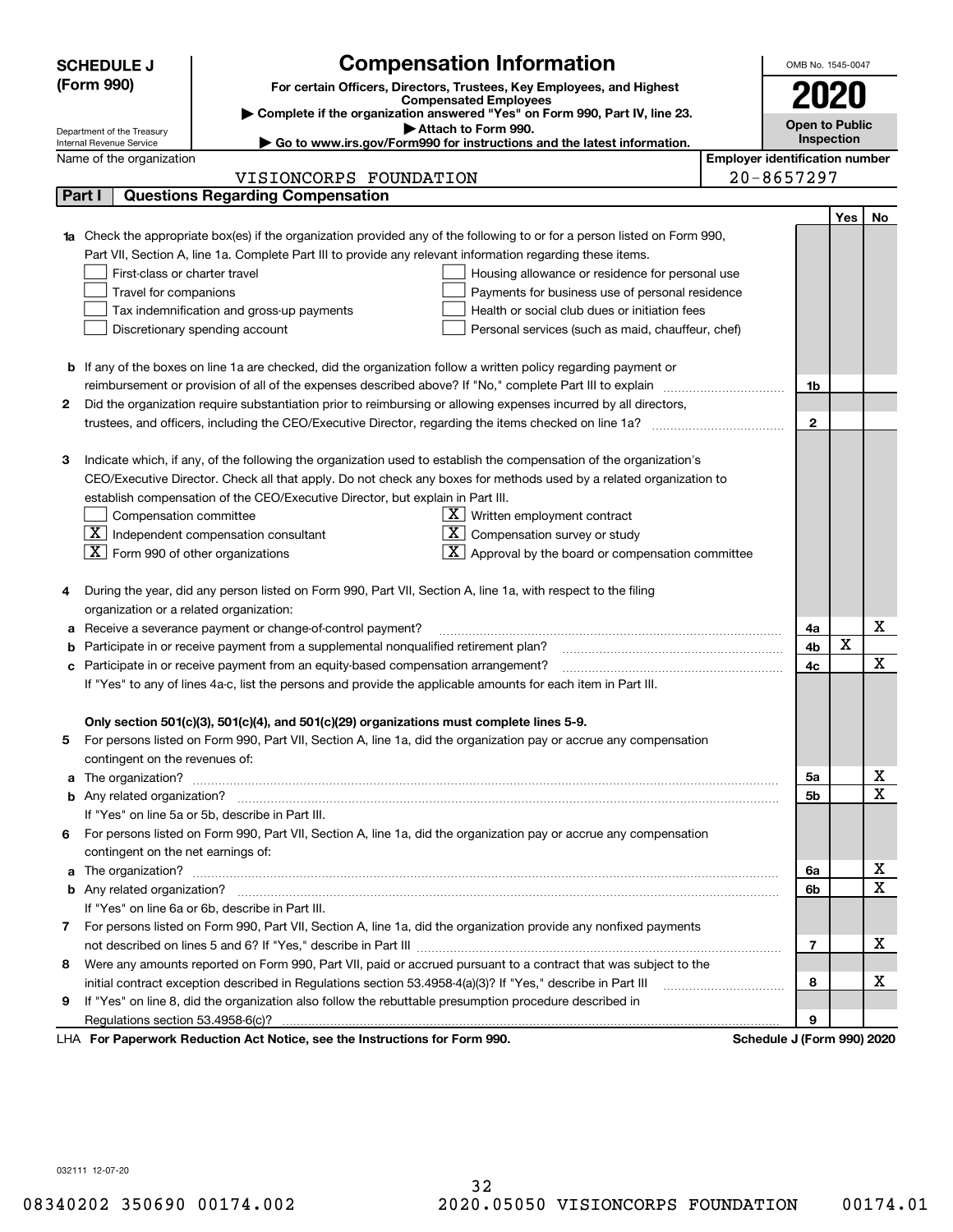**SCHEDULE J (Form 990)**

Department of the Treasury
Internal Revenue Service

# Compensation Information

**For certain Officers, Directors, Trustees, Key Employees, and Highest Compensated Employees**

▶ **Complete if the organization answered "Yes" on Form 990, Part IV, line 23.**
▶ **Attach to Form 990.**
▶ **Go to www.irs.gov/Form990 for instructions and the latest information.**

OMB No. 1545-0047

**2020**

**Open to Public Inspection**

Name of the organization: VISIONCORPS FOUNDATION

**Employer identification number**: 20-8657297

## Part I Questions Regarding Compensation

| | | | Yes | No |
|---|---|---|---|---|
| **1a** | Check the appropriate box(es) if the organization provided any of the following to or for a person listed on Form 990, Part VII, Section A, line 1a. Complete Part III to provide any relevant information regarding these items.<br>☐ First-class or charter travel ☐ Housing allowance or residence for personal use<br>☐ Travel for companions ☐ Payments for business use of personal residence<br>☐ Tax indemnification and gross-up payments ☐ Health or social club dues or initiation fees<br>☐ Discretionary spending account ☐ Personal services (such as maid, chauffeur, chef) | | | |
| **b** | If any of the boxes on line 1a are checked, did the organization follow a written policy regarding payment or reimbursement or provision of all of the expenses described above? If "No," complete Part III to explain | 1b | | |
| **2** | Did the organization require substantiation prior to reimbursing or allowing expenses incurred by all directors, trustees, and officers, including the CEO/Executive Director, regarding the items checked on line 1a? | 2 | | |
| **3** | Indicate which, if any, of the following the organization used to establish the compensation of the organization's CEO/Executive Director. Check all that apply. Do not check any boxes for methods used by a related organization to establish compensation of the CEO/Executive Director, but explain in Part III.<br>☐ Compensation committee ☒ Written employment contract<br>☒ Independent compensation consultant ☒ Compensation survey or study<br>☒ Form 990 of other organizations ☒ Approval by the board or compensation committee | | | |
| **4** | During the year, did any person listed on Form 990, Part VII, Section A, line 1a, with respect to the filing organization or a related organization: | | | |
| **a** | Receive a severance payment or change-of-control payment? | 4a | | X |
| **b** | Participate in or receive payment from a supplemental nonqualified retirement plan? | 4b | X | |
| **c** | Participate in or receive payment from an equity-based compensation arrangement? | 4c | | X |
| | If "Yes" to any of lines 4a-c, list the persons and provide the applicable amounts for each item in Part III. | | | |
| | **Only section 501(c)(3), 501(c)(4), and 501(c)(29) organizations must complete lines 5-9.** | | | |
| **5** | For persons listed on Form 990, Part VII, Section A, line 1a, did the organization pay or accrue any compensation contingent on the revenues of: | | | |
| **a** | The organization? | 5a | | X |
| **b** | Any related organization? | 5b | | X |
| | If "Yes" on line 5a or 5b, describe in Part III. | | | |
| **6** | For persons listed on Form 990, Part VII, Section A, line 1a, did the organization pay or accrue any compensation contingent on the net earnings of: | | | |
| **a** | The organization? | 6a | | X |
| **b** | Any related organization? | 6b | | X |
| | If "Yes" on line 6a or 6b, describe in Part III. | | | |
| **7** | For persons listed on Form 990, Part VII, Section A, line 1a, did the organization provide any nonfixed payments not described on lines 5 and 6? If "Yes," describe in Part III | 7 | | X |
| **8** | Were any amounts reported on Form 990, Part VII, paid or accrued pursuant to a contract that was subject to the initial contract exception described in Regulations section 53.4958-4(a)(3)? If "Yes," describe in Part III | 8 | | X |
| **9** | If "Yes" on line 8, did the organization also follow the rebuttable presumption procedure described in Regulations section 53.4958-6(c)? | 9 | | |

LHA **For Paperwork Reduction Act Notice, see the Instructions for Form 990.** **Schedule J (Form 990) 2020**

032111 12-07-20

08340202 350690 00174.002 2020.05050 VISIONCORPS FOUNDATION 00174.01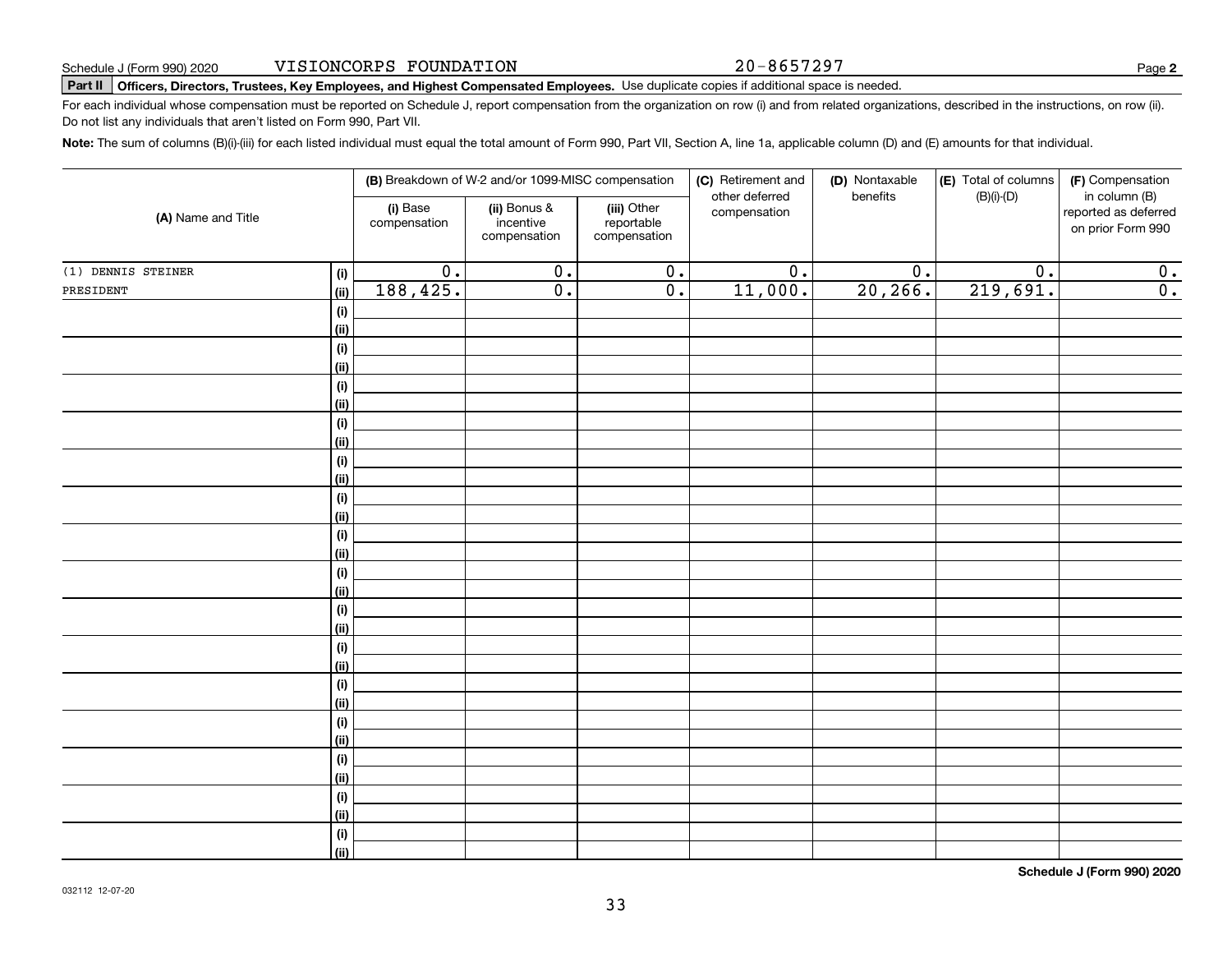Schedule J (Form 990) 2020 VISIONCORPS FOUNDATION 20-8657297 Page **2**

**Part II** **Officers, Directors, Trustees, Key Employees, and Highest Compensated Employees.** Use duplicate copies if additional space is needed.

For each individual whose compensation must be reported on Schedule J, report compensation from the organization on row (i) and from related organizations, described in the instructions, on row (ii). Do not list any individuals that aren't listed on Form 990, Part VII.

**Note:** The sum of columns (B)(i)-(iii) for each listed individual must equal the total amount of Form 990, Part VII, Section A, line 1a, applicable column (D) and (E) amounts for that individual.

| (A) Name and Title | | (B) Breakdown of W-2 and/or 1099-MISC compensation | | | (C) Retirement and other deferred compensation | (D) Nontaxable benefits | (E) Total of columns (B)(i)-(D) | (F) Compensation in column (B) reported as deferred on prior Form 990 |
|---|---|---|---|---|---|---|---|---|
| | | (i) Base compensation | (ii) Bonus & incentive compensation | (iii) Other reportable compensation | | | | |
| (1) DENNIS STEINER | (i) | 0. | 0. | 0. | 0. | 0. | 0. | 0. |
| PRESIDENT | (ii) | 188,425. | 0. | 0. | 11,000. | 20,266. | 219,691. | 0. |
| | (i) | | | | | | | |
| | (ii) | | | | | | | |
| | (i) | | | | | | | |
| | (ii) | | | | | | | |
| | (i) | | | | | | | |
| | (ii) | | | | | | | |
| | (i) | | | | | | | |
| | (ii) | | | | | | | |
| | (i) | | | | | | | |
| | (ii) | | | | | | | |
| | (i) | | | | | | | |
| | (ii) | | | | | | | |
| | (i) | | | | | | | |
| | (ii) | | | | | | | |
| | (i) | | | | | | | |
| | (ii) | | | | | | | |
| | (i) | | | | | | | |
| | (ii) | | | | | | | |
| | (i) | | | | | | | |
| | (ii) | | | | | | | |
| | (i) | | | | | | | |
| | (ii) | | | | | | | |
| | (i) | | | | | | | |
| | (ii) | | | | | | | |
| | (i) | | | | | | | |
| | (ii) | | | | | | | |
| | (i) | | | | | | | |
| | (ii) | | | | | | | |
| | (i) | | | | | | | |
| | (ii) | | | | | | | |

**Schedule J (Form 990) 2020**

032112 12-07-20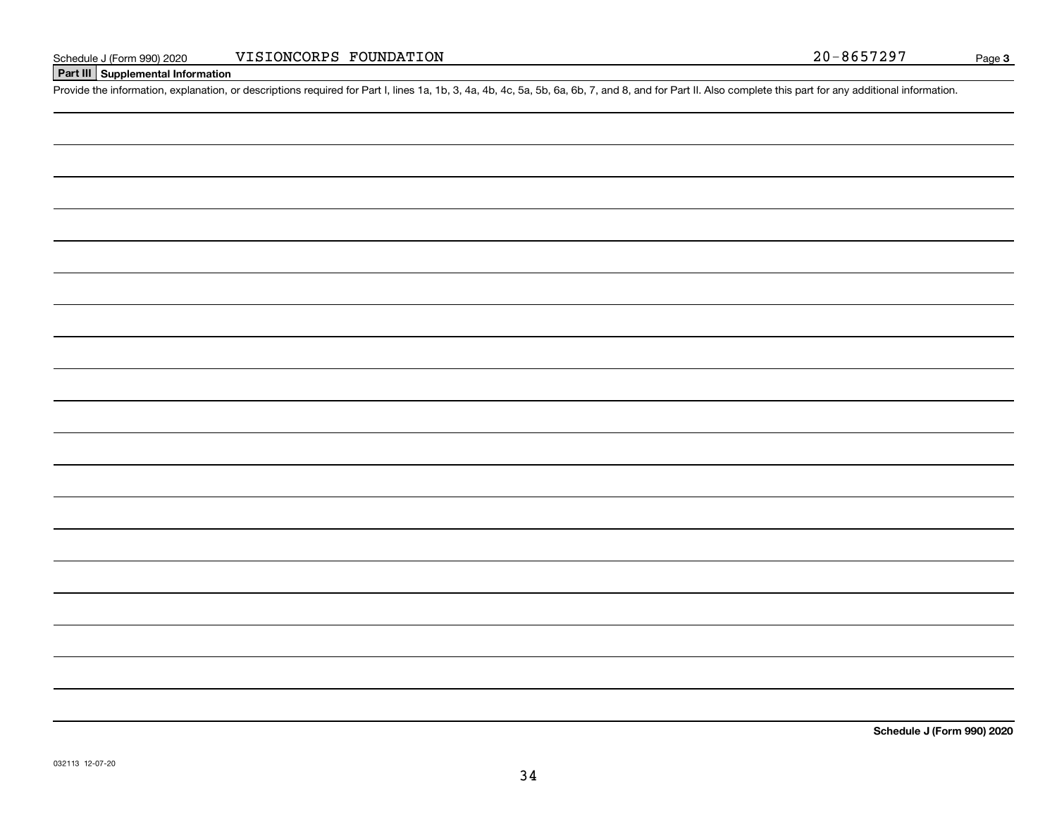Schedule J (Form 990) 2020 VISIONCORPS FOUNDATION 20-8657297 Page **3**

## Part III Supplemental Information

Provide the information, explanation, or descriptions required for Part I, lines 1a, 1b, 3, 4a, 4b, 4c, 5a, 5b, 6a, 6b, 7, and 8, and for Part II. Also complete this part for any additional information.

**Schedule J (Form 990) 2020**

032113 12-07-20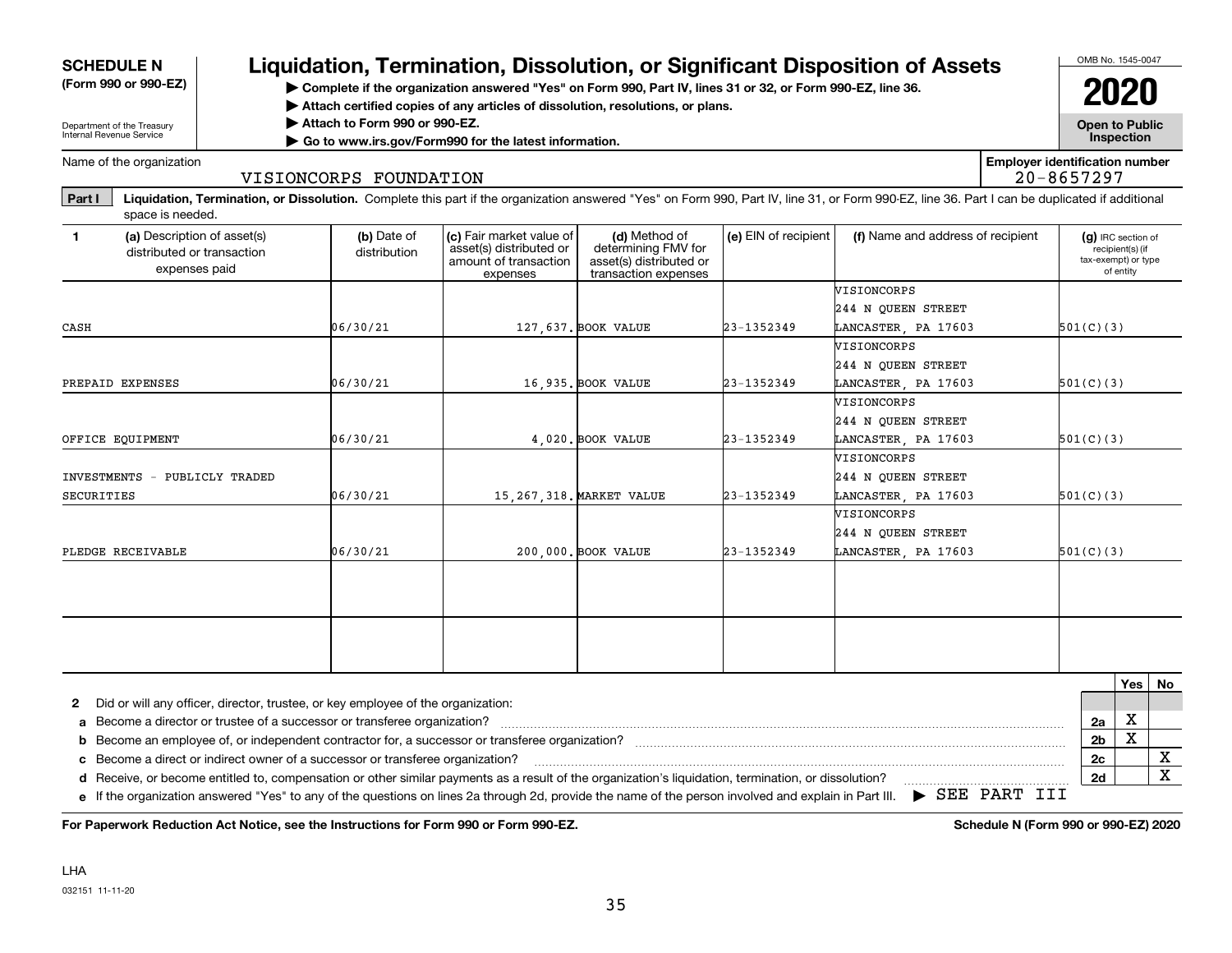**SCHEDULE N**
**(Form 990 or 990-EZ)**

Department of the Treasury
Internal Revenue Service

# Liquidation, Termination, Dissolution, or Significant Disposition of Assets

▶ **Complete if the organization answered "Yes" on Form 990, Part IV, lines 31 or 32, or Form 990-EZ, line 36.**
▶ **Attach certified copies of any articles of dissolution, resolutions, or plans.**
▶ **Attach to Form 990 or 990-EZ.**
▶ **Go to www.irs.gov/Form990 for the latest information.**

OMB No. 1545-0047

**2020**

**Open to Public Inspection**

Name of the organization: VISIONCORPS FOUNDATION

**Employer identification number:** 20-8657297

**Part I** **Liquidation, Termination, or Dissolution.** Complete this part if the organization answered "Yes" on Form 990, Part IV, line 31, or Form 990-EZ, line 36. Part I can be duplicated if additional space is needed.

| 1 (a) Description of asset(s) distributed or transaction expenses paid | (b) Date of distribution | (c) Fair market value of asset(s) distributed or amount of transaction expenses | (d) Method of determining FMV for asset(s) distributed or transaction expenses | (e) EIN of recipient | (f) Name and address of recipient | (g) IRC section of recipient(s) (if tax-exempt) or type of entity |
|---|---|---|---|---|---|---|
| CASH | 06/30/21 | 127,637. | BOOK VALUE | 23-1352349 | VISIONCORPS 244 N QUEEN STREET LANCASTER, PA 17603 | 501(C)(3) |
| PREPAID EXPENSES | 06/30/21 | 16,935. | BOOK VALUE | 23-1352349 | VISIONCORPS 244 N QUEEN STREET LANCASTER, PA 17603 | 501(C)(3) |
| OFFICE EQUIPMENT | 06/30/21 | 4,020. | BOOK VALUE | 23-1352349 | VISIONCORPS 244 N QUEEN STREET LANCASTER, PA 17603 | 501(C)(3) |
| INVESTMENTS - PUBLICLY TRADED SECURITIES | 06/30/21 | 15,267,318. | MARKET VALUE | 23-1352349 | VISIONCORPS 244 N QUEEN STREET LANCASTER, PA 17603 | 501(C)(3) |
| PLEDGE RECEIVABLE | 06/30/21 | 200,000. | BOOK VALUE | 23-1352349 | VISIONCORPS 244 N QUEEN STREET LANCASTER, PA 17603 | 501(C)(3) |
| | | | | | | |
| | | | | | | |

| | | Line | Yes | No |
|---|---|---|---|---|
| **2** | Did or will any officer, director, trustee, or key employee of the organization: | | | |
| **a** | Become a director or trustee of a successor or transferee organization? | 2a | X | |
| **b** | Become an employee of, or independent contractor for, a successor or transferee organization? | 2b | X | |
| **c** | Become a direct or indirect owner of a successor or transferee organization? | 2c | | X |
| **d** | Receive, or become entitled to, compensation or other similar payments as a result of the organization's liquidation, termination, or dissolution? | 2d | | X |
| **e** | If the organization answered "Yes" to any of the questions on lines 2a through 2d, provide the name of the person involved and explain in Part III. ▶ SEE PART III | | | |

**For Paperwork Reduction Act Notice, see the Instructions for Form 990 or Form 990-EZ.** **Schedule N (Form 990 or 990-EZ) 2020**

LHA
032151 11-11-20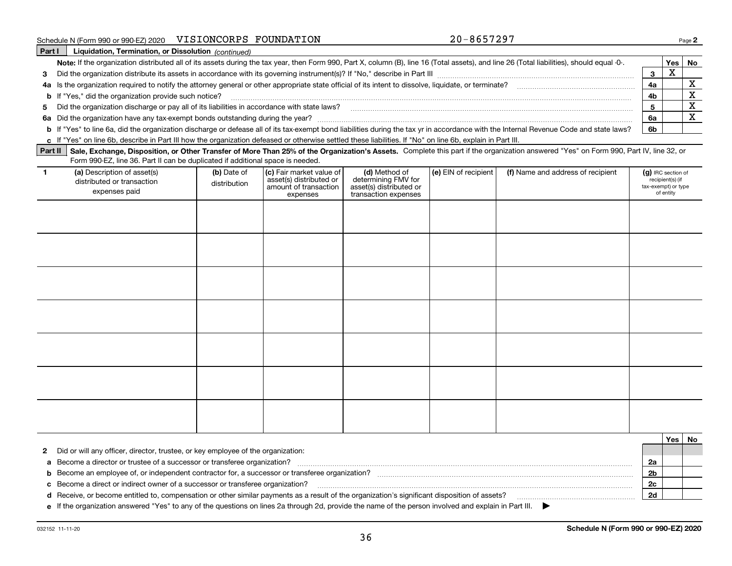Schedule N (Form 990 or 990-EZ) 2020 VISIONCORPS FOUNDATION 20-8657297

**Part I** **Liquidation, Termination, or Dissolution** *(continued)*

**Note:** If the organization distributed all of its assets during the tax year, then Form 990, Part X, column (B), line 16 (Total assets), and line 26 (Total liabilities), should equal -0-.

| | | | Yes | No |
|---|---|---|---|---|
| **3** | Did the organization distribute its assets in accordance with its governing instrument(s)? If "No," describe in Part III | 3 | X | |
| **4a** | Is the organization required to notify the attorney general or other appropriate state official of its intent to dissolve, liquidate, or terminate? | 4a | | X |
| **b** | If "Yes," did the organization provide such notice? | 4b | | X |
| **5** | Did the organization discharge or pay all of its liabilities in accordance with state laws? | 5 | | X |
| **6a** | Did the organization have any tax-exempt bonds outstanding during the year? | 6a | | X |
| **b** | If "Yes" to line 6a, did the organization discharge or defease all of its tax-exempt bond liabilities during the tax yr in accordance with the Internal Revenue Code and state laws? | 6b | | |
| **c** | If "Yes" on line 6b, describe in Part III how the organization defeased or otherwise settled these liabilities. If "No" on line 6b, explain in Part III. | | | |

**Part II** **Sale, Exchange, Disposition, or Other Transfer of More Than 25% of the Organization's Assets.** Complete this part if the organization answered "Yes" on Form 990, Part IV, line 32, or Form 990-EZ, line 36. Part II can be duplicated if additional space is needed.

| 1 (a) Description of asset(s) distributed or transaction expenses paid | (b) Date of distribution | (c) Fair market value of asset(s) distributed or amount of transaction expenses | (d) Method of determining FMV for asset(s) distributed or transaction expenses | (e) EIN of recipient | (f) Name and address of recipient | (g) IRC section of recipient(s) (if tax-exempt) or type of entity |
|---|---|---|---|---|---|---|
| | | | | | | |
| | | | | | | |
| | | | | | | |
| | | | | | | |
| | | | | | | |
| | | | | | | |
| | | | | | | |

| | | | Yes | No |
|---|---|---|---|---|
| **2** | Did or will any officer, director, trustee, or key employee of the organization: | | | |
| **a** | Become a director or trustee of a successor or transferee organization? | 2a | | |
| **b** | Become an employee of, or independent contractor for, a successor or transferee organization? | 2b | | |
| **c** | Become a direct or indirect owner of a successor or transferee organization? | 2c | | |
| **d** | Receive, or become entitled to, compensation or other similar payments as a result of the organization's significant disposition of assets? | 2d | | |
| **e** | If the organization answered "Yes" to any of the questions on lines 2a through 2d, provide the name of the person involved and explain in Part III. ▶ | | | |

032152 11-11-20 **Schedule N (Form 990 or 990-EZ) 2020**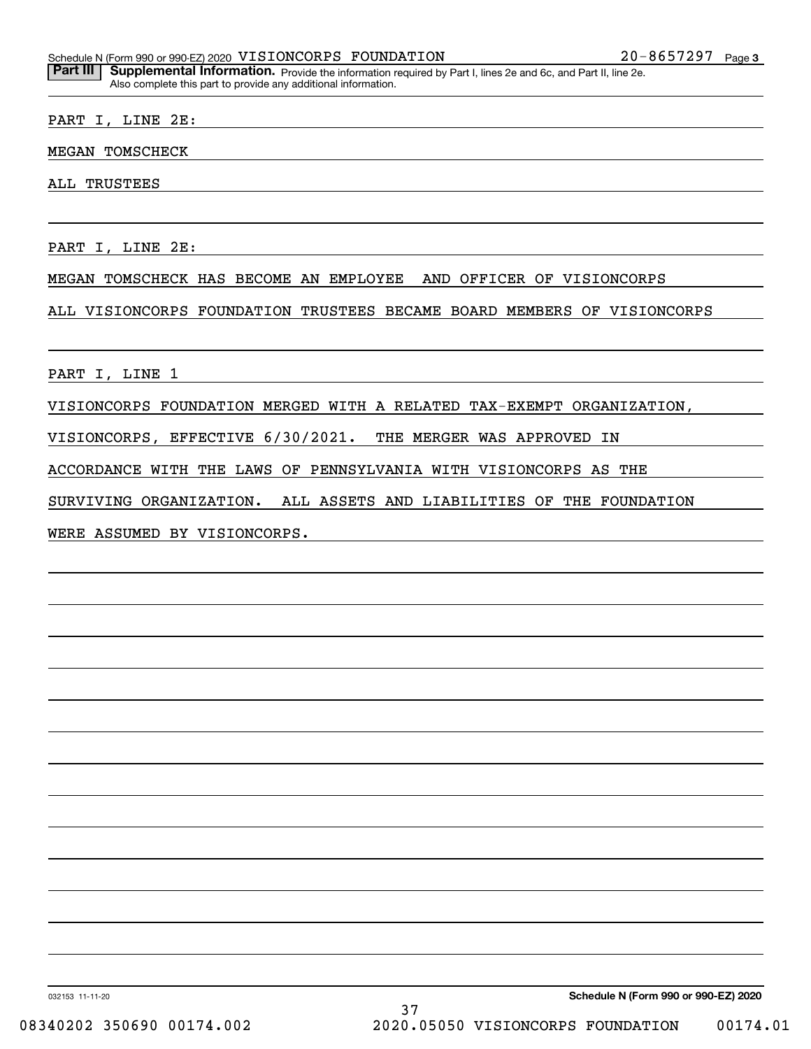Schedule N (Form 990 or 990-EZ) 2020 VISIONCORPS FOUNDATION 20-8657297 Page 3

**Part III** **Supplemental Information.** Provide the information required by Part I, lines 2e and 6c, and Part II, line 2e. Also complete this part to provide any additional information.

PART I, LINE 2E:

MEGAN TOMSCHECK

ALL TRUSTEES

PART I, LINE 2E:

MEGAN TOMSCHECK HAS BECOME AN EMPLOYEE AND OFFICER OF VISIONCORPS

ALL VISIONCORPS FOUNDATION TRUSTEES BECAME BOARD MEMBERS OF VISIONCORPS

PART I, LINE 1

VISIONCORPS FOUNDATION MERGED WITH A RELATED TAX-EXEMPT ORGANIZATION, VISIONCORPS, EFFECTIVE 6/30/2021. THE MERGER WAS APPROVED IN ACCORDANCE WITH THE LAWS OF PENNSYLVANIA WITH VISIONCORPS AS THE SURVIVING ORGANIZATION. ALL ASSETS AND LIABILITIES OF THE FOUNDATION WERE ASSUMED BY VISIONCORPS.

032153 11-11-20 **Schedule N (Form 990 or 990-EZ) 2020**

08340202 350690 00174.002 2020.05050 VISIONCORPS FOUNDATION 00174.01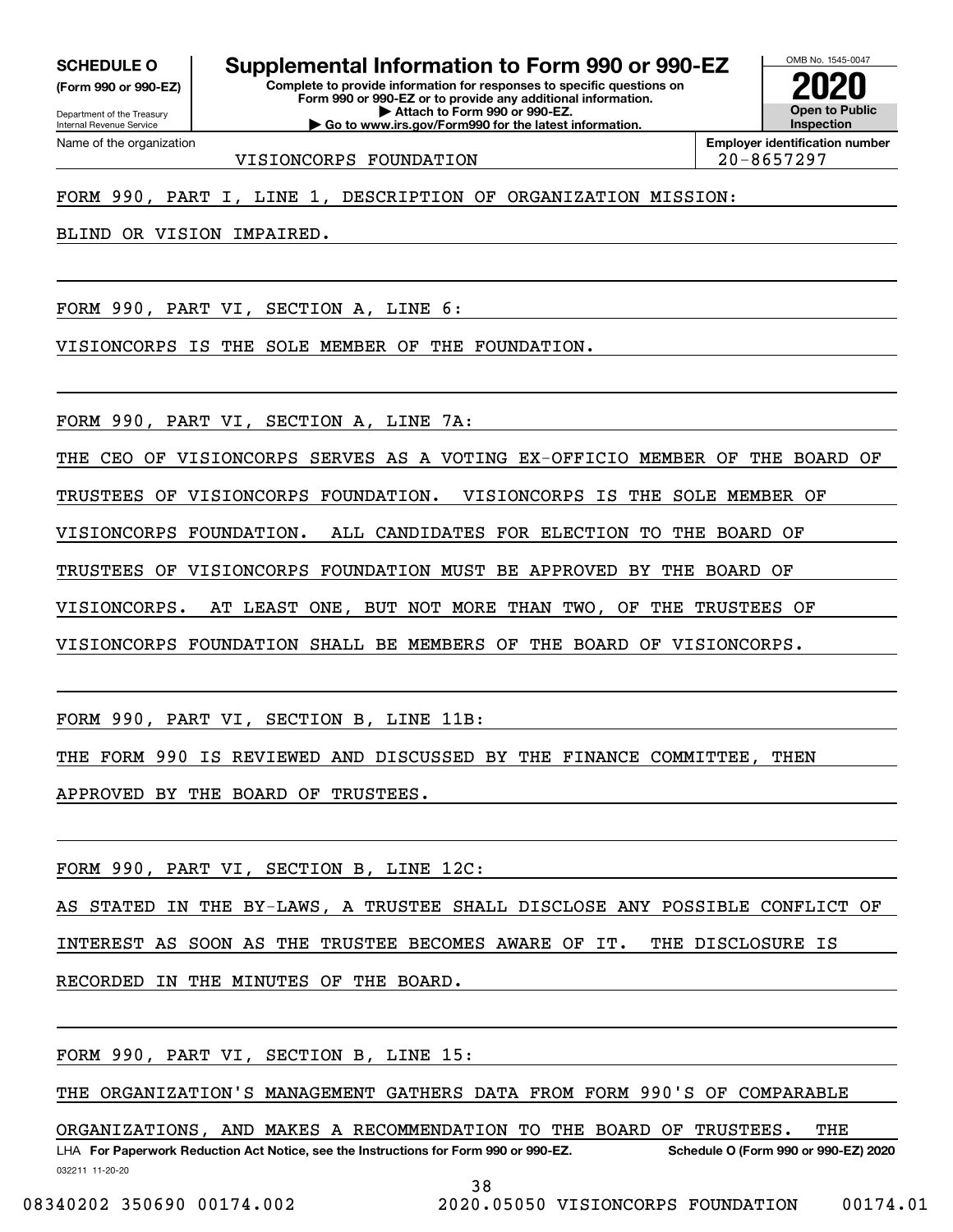**SCHEDULE O** (Form 990 or 990-EZ)

Department of the Treasury
Internal Revenue Service

# Supplemental Information to Form 990 or 990-EZ

**Complete to provide information for responses to specific questions on Form 990 or 990-EZ or to provide any additional information.**
**▶ Attach to Form 990 or 990-EZ.**
**▶ Go to www.irs.gov/Form990 for the latest information.**

OMB No. 1545-0047

**2020**

**Open to Public Inspection**

Name of the organization: VISIONCORPS FOUNDATION

**Employer identification number:** 20-8657297

FORM 990, PART I, LINE 1, DESCRIPTION OF ORGANIZATION MISSION:

BLIND OR VISION IMPAIRED.

FORM 990, PART VI, SECTION A, LINE 6:

VISIONCORPS IS THE SOLE MEMBER OF THE FOUNDATION.

FORM 990, PART VI, SECTION A, LINE 7A:

THE CEO OF VISIONCORPS SERVES AS A VOTING EX-OFFICIO MEMBER OF THE BOARD OF TRUSTEES OF VISIONCORPS FOUNDATION. VISIONCORPS IS THE SOLE MEMBER OF VISIONCORPS FOUNDATION. ALL CANDIDATES FOR ELECTION TO THE BOARD OF TRUSTEES OF VISIONCORPS FOUNDATION MUST BE APPROVED BY THE BOARD OF VISIONCORPS. AT LEAST ONE, BUT NOT MORE THAN TWO, OF THE TRUSTEES OF VISIONCORPS FOUNDATION SHALL BE MEMBERS OF THE BOARD OF VISIONCORPS.

FORM 990, PART VI, SECTION B, LINE 11B:

THE FORM 990 IS REVIEWED AND DISCUSSED BY THE FINANCE COMMITTEE, THEN APPROVED BY THE BOARD OF TRUSTEES.

FORM 990, PART VI, SECTION B, LINE 12C:

AS STATED IN THE BY-LAWS, A TRUSTEE SHALL DISCLOSE ANY POSSIBLE CONFLICT OF INTEREST AS SOON AS THE TRUSTEE BECOMES AWARE OF IT. THE DISCLOSURE IS RECORDED IN THE MINUTES OF THE BOARD.

FORM 990, PART VI, SECTION B, LINE 15:

THE ORGANIZATION'S MANAGEMENT GATHERS DATA FROM FORM 990'S OF COMPARABLE ORGANIZATIONS, AND MAKES A RECOMMENDATION TO THE BOARD OF TRUSTEES. THE

LHA **For Paperwork Reduction Act Notice, see the Instructions for Form 990 or 990-EZ.** **Schedule O (Form 990 or 990-EZ) 2020**

032211 11-20-20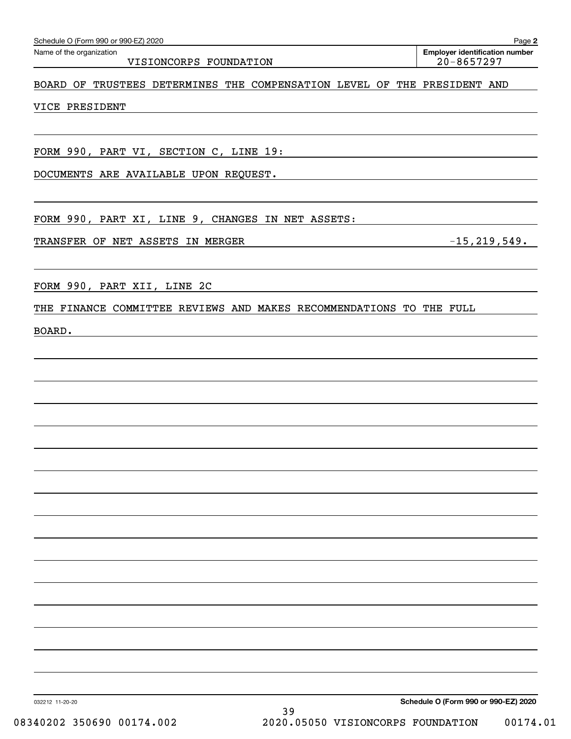Schedule O (Form 990 or 990-EZ) 2020 Page **2**

Name of the organization: VISIONCORPS FOUNDATION

**Employer identification number** 20-8657297

BOARD OF TRUSTEES DETERMINES THE COMPENSATION LEVEL OF THE PRESIDENT AND VICE PRESIDENT

FORM 990, PART VI, SECTION C, LINE 19:

DOCUMENTS ARE AVAILABLE UPON REQUEST.

FORM 990, PART XI, LINE 9, CHANGES IN NET ASSETS:

| TRANSFER OF NET ASSETS IN MERGER | -15,219,549. |
|---|---|

FORM 990, PART XII, LINE 2C

THE FINANCE COMMITTEE REVIEWS AND MAKES RECOMMENDATIONS TO THE FULL BOARD.

032212 11-20-20 **Schedule O (Form 990 or 990-EZ) 2020**

08340202 350690 00174.002 2020.05050 VISIONCORPS FOUNDATION 00174.01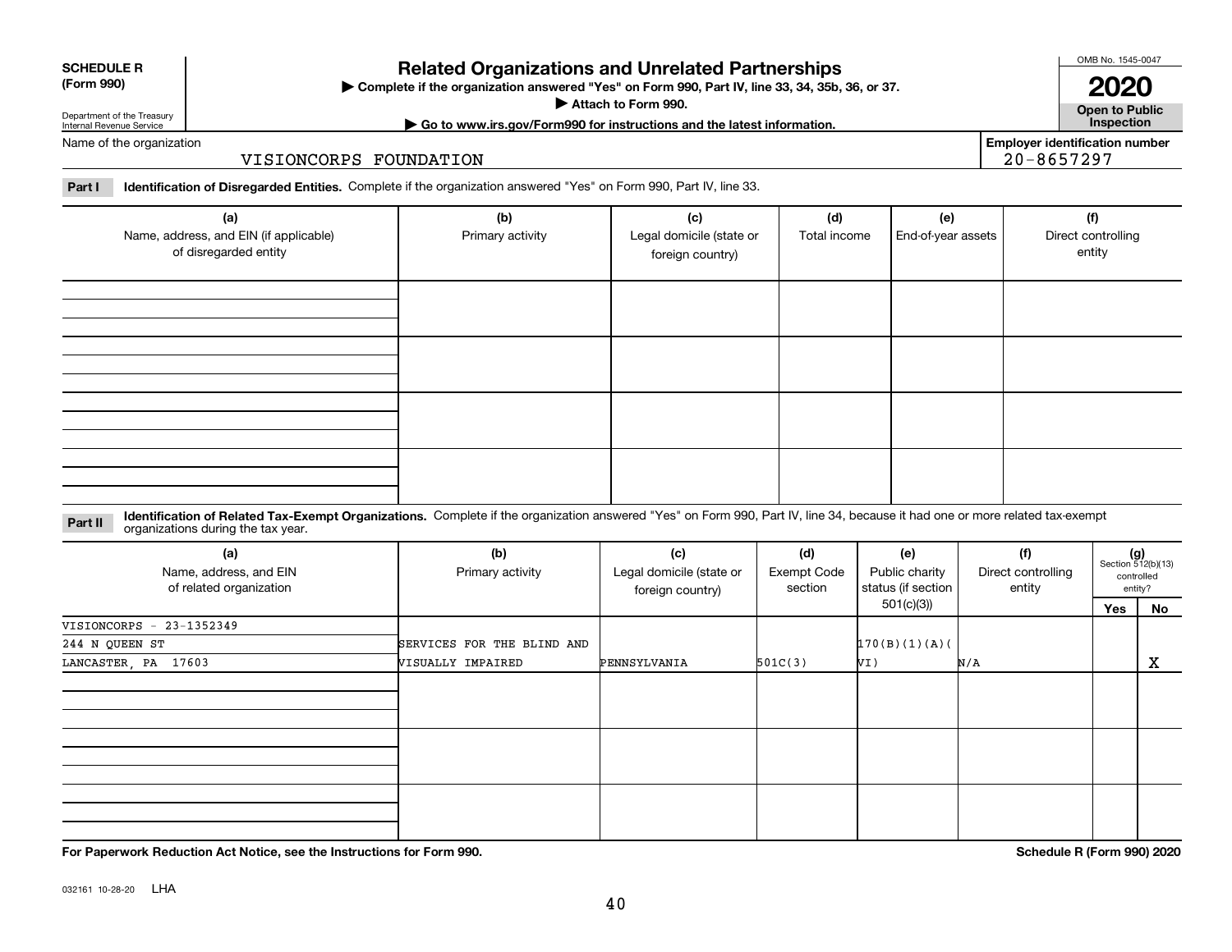**SCHEDULE R (Form 990)**

Department of the Treasury
Internal Revenue Service

# Related Organizations and Unrelated Partnerships

▶ Complete if the organization answered "Yes" on Form 990, Part IV, line 33, 34, 35b, 36, or 37.
▶ Attach to Form 990.
▶ Go to www.irs.gov/Form990 for instructions and the latest information.

OMB No. 1545-0047

**2020**

**Open to Public Inspection**

Name of the organization: VISIONCORPS FOUNDATION

Employer identification number: 20-8657297

**Part I** **Identification of Disregarded Entities.** Complete if the organization answered "Yes" on Form 990, Part IV, line 33.

| (a) Name, address, and EIN (if applicable) of disregarded entity | (b) Primary activity | (c) Legal domicile (state or foreign country) | (d) Total income | (e) End-of-year assets | (f) Direct controlling entity |
|---|---|---|---|---|---|
| | | | | | |
| | | | | | |
| | | | | | |
| | | | | | |

**Part II** **Identification of Related Tax-Exempt Organizations.** Complete if the organization answered "Yes" on Form 990, Part IV, line 34, because it had one or more related tax-exempt organizations during the tax year.

| (a) Name, address, and EIN of related organization | (b) Primary activity | (c) Legal domicile (state or foreign country) | (d) Exempt Code section | (e) Public charity status (if section 501(c)(3)) | (f) Direct controlling entity | (g) Section 512(b)(13) controlled entity? Yes | No |
|---|---|---|---|---|---|---|---|
| VISIONCORPS - 23-1352349<br>244 N QUEEN ST<br>LANCASTER, PA 17603 | SERVICES FOR THE BLIND AND VISUALLY IMPAIRED | PENNSYLVANIA | 501C(3) | 170(B)(1)(A)(VI) | N/A | | X |
| | | | | | | | |
| | | | | | | | |
| | | | | | | | |

**For Paperwork Reduction Act Notice, see the Instructions for Form 990.** **Schedule R (Form 990) 2020**

032161 10-28-20 LHA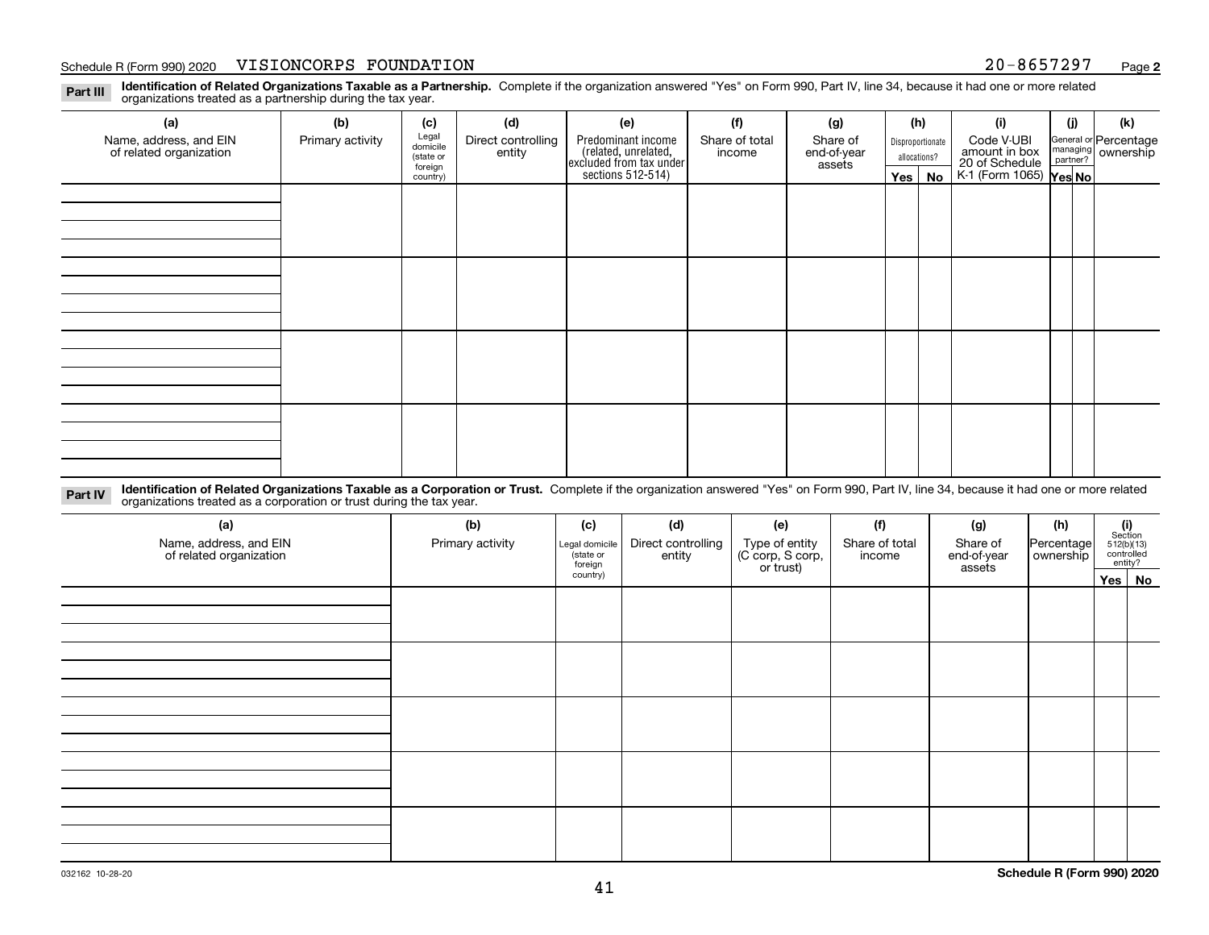Schedule R (Form 990) 2020 VISIONCORPS FOUNDATION 20-8657297 Page 2

**Part III** **Identification of Related Organizations Taxable as a Partnership.** Complete if the organization answered "Yes" on Form 990, Part IV, line 34, because it had one or more related organizations treated as a partnership during the tax year.

| (a) Name, address, and EIN of related organization | (b) Primary activity | (c) Legal domicile (state or foreign country) | (d) Direct controlling entity | (e) Predominant income (related, unrelated, excluded from tax under sections 512-514) | (f) Share of total income | (g) Share of end-of-year assets | (h) Disproportionate allocations? Yes | (h) No | (i) Code V-UBI amount in box 20 of Schedule K-1 (Form 1065) | (j) General or managing partner? Yes | (j) No | (k) Percentage ownership |
|---|---|---|---|---|---|---|---|---|---|---|---|---|
| | | | | | | | | | | | | |
| | | | | | | | | | | | | |
| | | | | | | | | | | | | |
| | | | | | | | | | | | | |

**Part IV** **Identification of Related Organizations Taxable as a Corporation or Trust.** Complete if the organization answered "Yes" on Form 990, Part IV, line 34, because it had one or more related organizations treated as a corporation or trust during the tax year.

| (a) Name, address, and EIN of related organization | (b) Primary activity | (c) Legal domicile (state or foreign country) | (d) Direct controlling entity | (e) Type of entity (C corp, S corp, or trust) | (f) Share of total income | (g) Share of end-of-year assets | (h) Percentage ownership | (i) Section 512(b)(13) controlled entity? Yes | (i) No |
|---|---|---|---|---|---|---|---|---|---|
| | | | | | | | | | |
| | | | | | | | | | |
| | | | | | | | | | |
| | | | | | | | | | |
| | | | | | | | | | |

032162 10-28-20 **Schedule R (Form 990) 2020**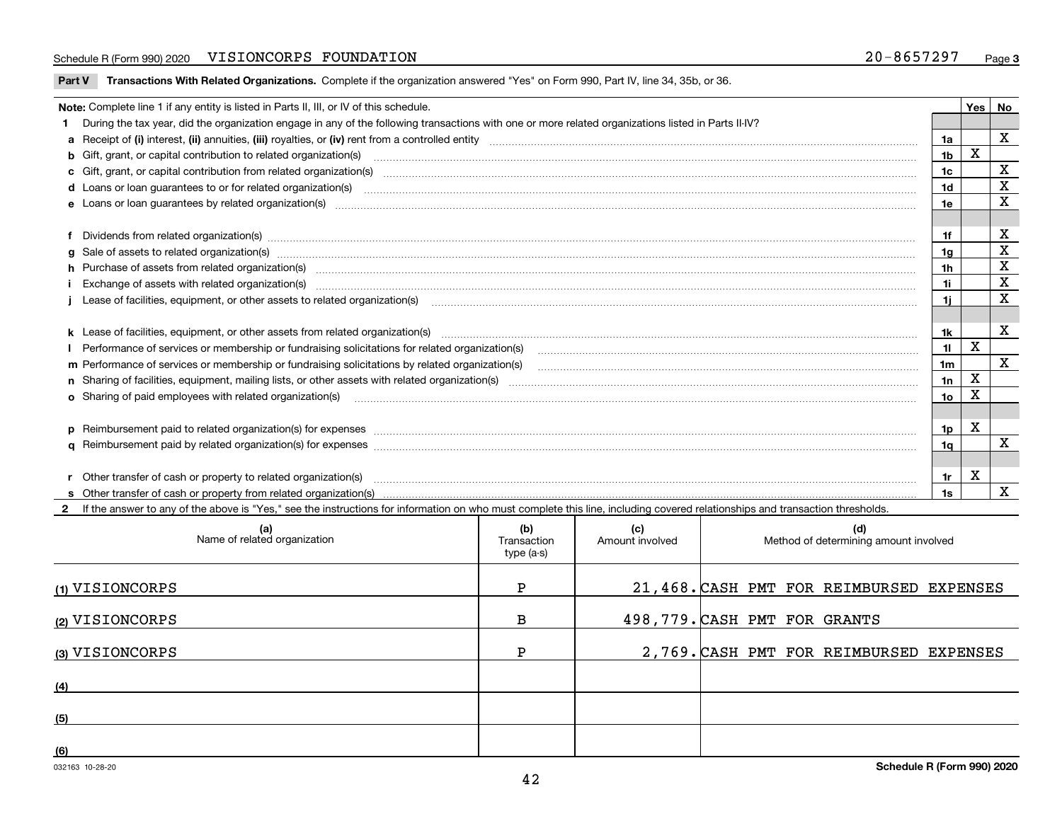Schedule R (Form 990) 2020 VISIONCORPS FOUNDATION 20-8657297 Page 3

**Part V Transactions With Related Organizations.** Complete if the organization answered "Yes" on Form 990, Part IV, line 34, 35b, or 36.

| Note: Complete line 1 if any entity is listed in Parts II, III, or IV of this schedule. | | Yes | No |
|---|---|---|---|
| **1** During the tax year, did the organization engage in any of the following transactions with one or more related organizations listed in Parts II-IV? | | | |
| **a** Receipt of **(i)** interest, **(ii)** annuities, **(iii)** royalties, or **(iv)** rent from a controlled entity | 1a | | X |
| **b** Gift, grant, or capital contribution to related organization(s) | 1b | X | |
| **c** Gift, grant, or capital contribution from related organization(s) | 1c | | X |
| **d** Loans or loan guarantees to or for related organization(s) | 1d | | X |
| **e** Loans or loan guarantees by related organization(s) | 1e | | X |
| **f** Dividends from related organization(s) | 1f | | X |
| **g** Sale of assets to related organization(s) | 1g | | X |
| **h** Purchase of assets from related organization(s) | 1h | | X |
| **i** Exchange of assets with related organization(s) | 1i | | X |
| **j** Lease of facilities, equipment, or other assets to related organization(s) | 1j | | X |
| **k** Lease of facilities, equipment, or other assets from related organization(s) | 1k | | X |
| **l** Performance of services or membership or fundraising solicitations for related organization(s) | 1l | X | |
| **m** Performance of services or membership or fundraising solicitations by related organization(s) | 1m | | X |
| **n** Sharing of facilities, equipment, mailing lists, or other assets with related organization(s) | 1n | X | |
| **o** Sharing of paid employees with related organization(s) | 1o | X | |
| **p** Reimbursement paid to related organization(s) for expenses | 1p | X | |
| **q** Reimbursement paid by related organization(s) for expenses | 1q | | X |
| **r** Other transfer of cash or property to related organization(s) | 1r | X | |
| **s** Other transfer of cash or property from related organization(s) | 1s | | X |

**2** If the answer to any of the above is "Yes," see the instructions for information on who must complete this line, including covered relationships and transaction thresholds.

| (a) Name of related organization | (b) Transaction type (a-s) | (c) Amount involved | (d) Method of determining amount involved |
|---|---|---|---|
| (1) VISIONCORPS | P | 21,468. | CASH PMT FOR REIMBURSED EXPENSES |
| (2) VISIONCORPS | B | 498,779. | CASH PMT FOR GRANTS |
| (3) VISIONCORPS | P | 2,769. | CASH PMT FOR REIMBURSED EXPENSES |
| (4) | | | |
| (5) | | | |
| (6) | | | |

032163 10-28-20 **Schedule R (Form 990) 2020**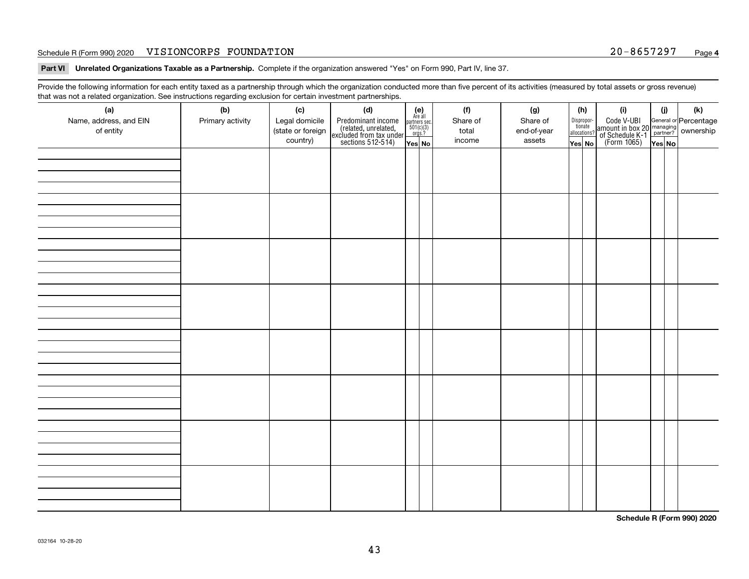Schedule R (Form 990) 2020 VISIONCORPS FOUNDATION 20-8657297 Page 4

**Part VI Unrelated Organizations Taxable as a Partnership.** Complete if the organization answered "Yes" on Form 990, Part IV, line 37.

Provide the following information for each entity taxed as a partnership through which the organization conducted more than five percent of its activities (measured by total assets or gross revenue) that was not a related organization. See instructions regarding exclusion for certain investment partnerships.

| (a) Name, address, and EIN of entity | (b) Primary activity | (c) Legal domicile (state or foreign country) | (d) Predominant income (related, unrelated, excluded from tax under sections 512-514) | (e) Are all partners sec. 501(c)(3) orgs.? Yes | (e) No | (f) Share of total income | (g) Share of end-of-year assets | (h) Dispropor-tionate allocations? Yes | (h) No | (i) Code V-UBI amount in box 20 of Schedule K-1 (Form 1065) | (j) General or managing partner? Yes | (j) No | (k) Percentage ownership |
|---|---|---|---|---|---|---|---|---|---|---|---|---|---|
| | | | | | | | | | | | | | |
| | | | | | | | | | | | | | |
| | | | | | | | | | | | | | |
| | | | | | | | | | | | | | |
| | | | | | | | | | | | | | |
| | | | | | | | | | | | | | |
| | | | | | | | | | | | | | |
| | | | | | | | | | | | | | |

**Schedule R (Form 990) 2020**

032164 10-28-20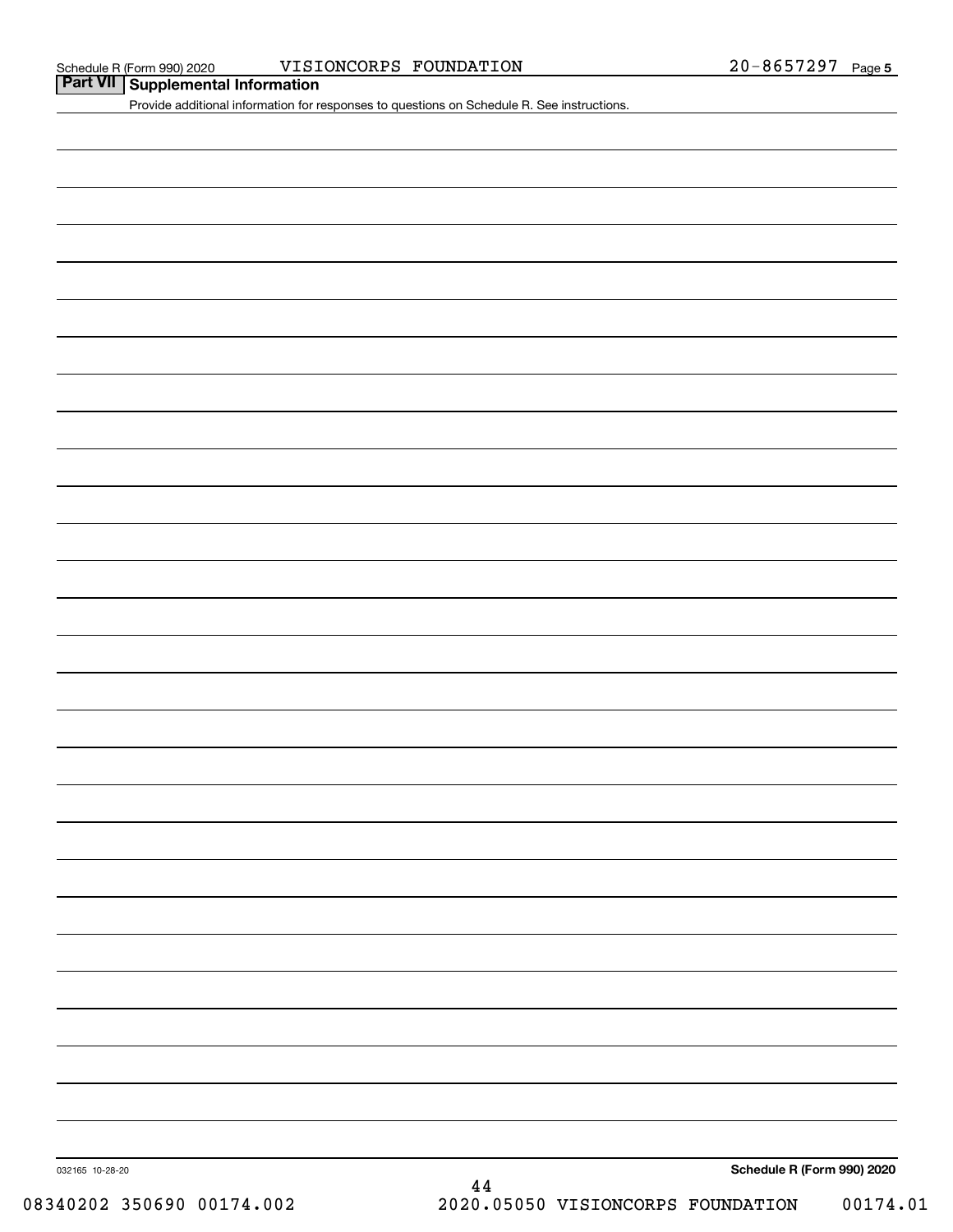## Part VII Supplemental Information

Provide additional information for responses to questions on Schedule R. See instructions.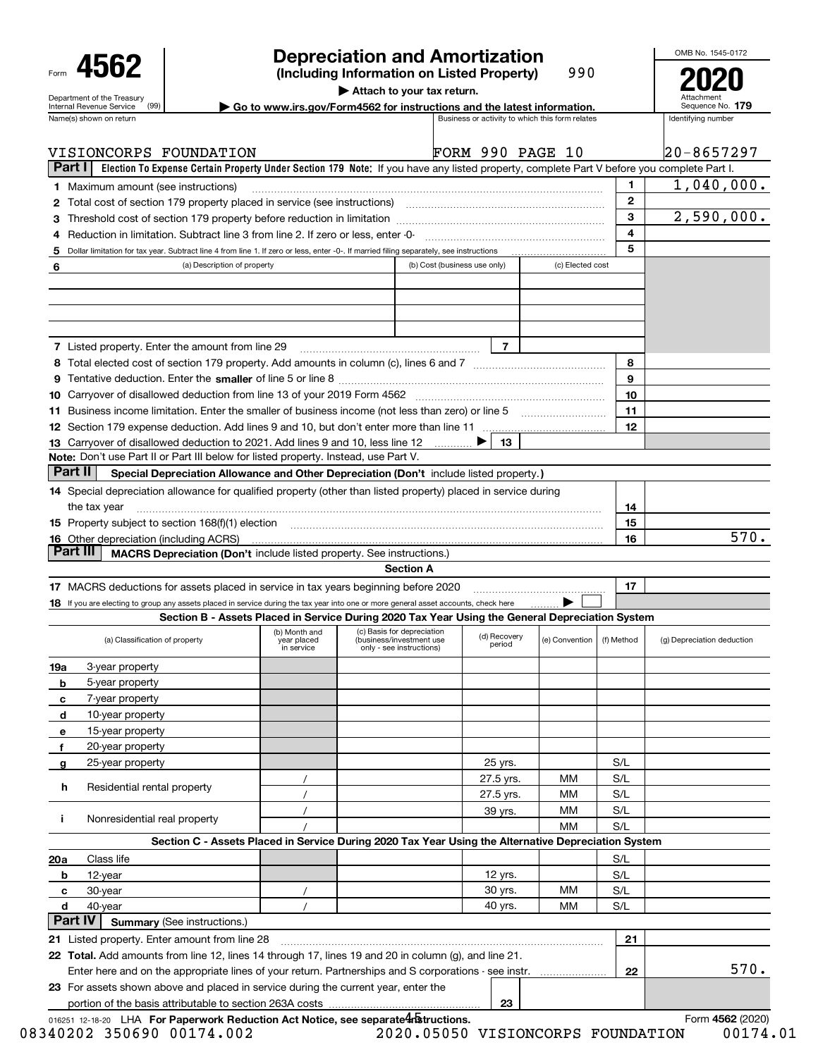Form **4562**

Department of the Treasury
Internal Revenue Service (99)

# Depreciation and Amortization

**(Including Information on Listed Property)** 990

▶ **Attach to your tax return.**

▶ **Go to www.irs.gov/Form4562 for instructions and the latest information.**

OMB No. 1545-0172

**2020**

Attachment Sequence No. **179**

| Name(s) shown on return | Business or activity to which this form relates | Identifying number |
|---|---|---|
| VISIONCORPS FOUNDATION | FORM 990 PAGE 10 | 20-8657297 |

**Part I** **Election To Expense Certain Property Under Section 179 Note:** If you have any listed property, complete Part V before you complete Part I.

| | | | |
|---|---|---|---|
| **1** | Maximum amount (see instructions) | **1** | 1,040,000. |
| **2** | Total cost of section 179 property placed in service (see instructions) | **2** | |
| **3** | Threshold cost of section 179 property before reduction in limitation | **3** | 2,590,000. |
| **4** | Reduction in limitation. Subtract line 3 from line 2. If zero or less, enter -0- | **4** | |
| **5** | Dollar limitation for tax year. Subtract line 4 from line 1. If zero or less, enter -0-. If married filing separately, see instructions | **5** | |

| **6** (a) Description of property | (b) Cost (business use only) | (c) Elected cost |
|---|---|---|
| | | |
| | | |
| | | |

| | | | |
|---|---|---|---|
| **7** | Listed property. Enter the amount from line 29 | **7** | |
| **8** | Total elected cost of section 179 property. Add amounts in column (c), lines 6 and 7 | **8** | |
| **9** | Tentative deduction. Enter the **smaller** of line 5 or line 8 | **9** | |
| **10** | Carryover of disallowed deduction from line 13 of your 2019 Form 4562 | **10** | |
| **11** | Business income limitation. Enter the smaller of business income (not less than zero) or line 5 | **11** | |
| **12** | Section 179 expense deduction. Add lines 9 and 10, but don't enter more than line 11 | **12** | |
| **13** | Carryover of disallowed deduction to 2021. Add lines 9 and 10, less line 12 ▶ | **13** | |

**Note:** Don't use Part II or Part III below for listed property. Instead, use Part V.

**Part II** **Special Depreciation Allowance and Other Depreciation (Don't** include listed property.**)**

| | | | |
|---|---|---|---|
| **14** | Special depreciation allowance for qualified property (other than listed property) placed in service during the tax year | **14** | |
| **15** | Property subject to section 168(f)(1) election | **15** | |
| **16** | Other depreciation (including ACRS) | **16** | 570. |

**Part III** **MACRS Depreciation (Don't** include listed property. See instructions.)

**Section A**

| | | | |
|---|---|---|---|
| **17** | MACRS deductions for assets placed in service in tax years beginning before 2020 | **17** | |
| **18** | If you are electing to group any assets placed in service during the tax year into one or more general asset accounts, check here ▶ ☐ | | |

**Section B - Assets Placed in Service During 2020 Tax Year Using the General Depreciation System**

| (a) Classification of property | (b) Month and year placed in service | (c) Basis for depreciation (business/investment use only - see instructions) | (d) Recovery period | (e) Convention | (f) Method | (g) Depreciation deduction |
|---|---|---|---|---|---|---|
| **19a** 3-year property | | | | | | |
| **b** 5-year property | | | | | | |
| **c** 7-year property | | | | | | |
| **d** 10-year property | | | | | | |
| **e** 15-year property | | | | | | |
| **f** 20-year property | | | | | | |
| **g** 25-year property | | | 25 yrs. | | S/L | |
| **h** Residential rental property | / | | 27.5 yrs. | MM | S/L | |
| | / | | 27.5 yrs. | MM | S/L | |
| **i** Nonresidential real property | / | | 39 yrs. | MM | S/L | |
| | / | | | MM | S/L | |

**Section C - Assets Placed in Service During 2020 Tax Year Using the Alternative Depreciation System**

| (a) Classification of property | (b) Month and year placed in service | (c) Basis for depreciation | (d) Recovery period | (e) Convention | (f) Method | (g) Depreciation deduction |
|---|---|---|---|---|---|---|
| **20a** Class life | | | | | S/L | |
| **b** 12-year | | | 12 yrs. | | S/L | |
| **c** 30-year | / | | 30 yrs. | MM | S/L | |
| **d** 40-year | / | | 40 yrs. | MM | S/L | |

**Part IV** **Summary** (See instructions.)

| | | | |
|---|---|---|---|
| **21** | Listed property. Enter amount from line 28 | **21** | |
| **22** | **Total.** Add amounts from line 12, lines 14 through 17, lines 19 and 20 in column (g), and line 21. Enter here and on the appropriate lines of your return. Partnerships and S corporations - see instr. | **22** | 570. |
| **23** | For assets shown above and placed in service during the current year, enter the portion of the basis attributable to section 263A costs | **23** | |

016251 12-18-20 LHA **For Paperwork Reduction Act Notice, see separate instructions.** Form **4562** (2020)

08340202 350690 00174.002 2020.05050 VISIONCORPS FOUNDATION 00174.01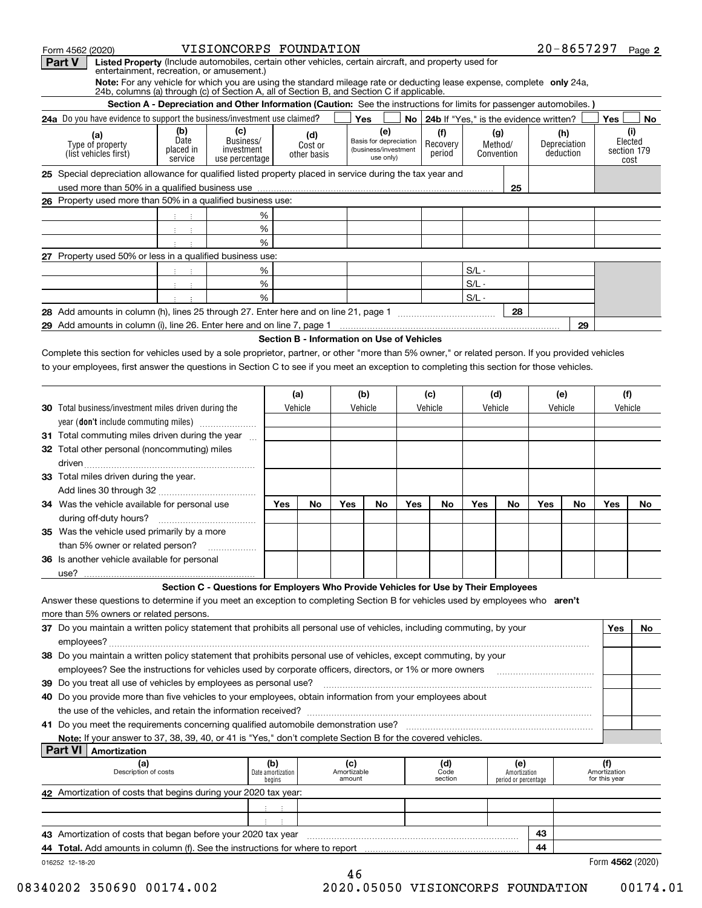Form 4562 (2020) VISIONCORPS FOUNDATION 20-8657297 Page 2

## Part V Listed Property (Include automobiles, certain other vehicles, certain aircraft, and property used for entertainment, recreation, or amusement.)

**Note:** For any vehicle for which you are using the standard mileage rate or deducting lease expense, complete **only** 24a, 24b, columns (a) through (c) of Section A, all of Section B, and Section C if applicable.

### Section A - Depreciation and Other Information (Caution: See the instructions for limits for passenger automobiles.)

**24a** Do you have evidence to support the business/investment use claimed? Yes No | **24b** If "Yes," is the evidence written? Yes No

| (a) Type of property (list vehicles first) | (b) Date placed in service | (c) Business/ investment use percentage | (d) Cost or other basis | (e) Basis for depreciation (business/investment use only) | (f) Recovery period | (g) Method/ Convention | (h) Depreciation deduction | (i) Elected section 179 cost |
|---|---|---|---|---|---|---|---|---|
| **25** Special depreciation allowance for qualified listed property placed in service during the tax year and used more than 50% in a qualified business use | | | | | | 25 | | |
| **26** Property used more than 50% in a qualified business use: | | | | | | | | |
| | | % | | | | | | |
| | | % | | | | | | |
| | | % | | | | | | |
| **27** Property used 50% or less in a qualified business use: | | | | | | | | |
| | | % | | | | S/L - | | |
| | | % | | | | S/L - | | |
| | | % | | | | S/L - | | |
| **28** Add amounts in column (h), lines 25 through 27. Enter here and on line 21, page 1 | | | | | | 28 | | |
| **29** Add amounts in column (i), line 26. Enter here and on line 7, page 1 | | | | | | | 29 | |

### Section B - Information on Use of Vehicles

Complete this section for vehicles used by a sole proprietor, partner, or other "more than 5% owner," or related person. If you provided vehicles to your employees, first answer the questions in Section C to see if you meet an exception to completing this section for those vehicles.

| | (a) Vehicle | | (b) Vehicle | | (c) Vehicle | | (d) Vehicle | | (e) Vehicle | | (f) Vehicle | |
|---|---|---|---|---|---|---|---|---|---|---|---|---|
| **30** Total business/investment miles driven during the year (**don't** include commuting miles) | | | | | | | | | | | | |
| **31** Total commuting miles driven during the year | | | | | | | | | | | | |
| **32** Total other personal (noncommuting) miles driven | | | | | | | | | | | | |
| **33** Total miles driven during the year. Add lines 30 through 32 | | | | | | | | | | | | |
| | Yes | No | Yes | No | Yes | No | Yes | No | Yes | No | Yes | No |
| **34** Was the vehicle available for personal use during off-duty hours? | | | | | | | | | | | | |
| **35** Was the vehicle used primarily by a more than 5% owner or related person? | | | | | | | | | | | | |
| **36** Is another vehicle available for personal use? | | | | | | | | | | | | |

### Section C - Questions for Employers Who Provide Vehicles for Use by Their Employees

Answer these questions to determine if you meet an exception to completing Section B for vehicles used by employees who **aren't** more than 5% owners or related persons.

| | Yes | No |
|---|---|---|
| **37** Do you maintain a written policy statement that prohibits all personal use of vehicles, including commuting, by your employees? | | |
| **38** Do you maintain a written policy statement that prohibits personal use of vehicles, except commuting, by your employees? See the instructions for vehicles used by corporate officers, directors, or 1% or more owners | | |
| **39** Do you treat all use of vehicles by employees as personal use? | | |
| **40** Do you provide more than five vehicles to your employees, obtain information from your employees about the use of the vehicles, and retain the information received? | | |
| **41** Do you meet the requirements concerning qualified automobile demonstration use? | | |

**Note:** If your answer to 37, 38, 39, 40, or 41 is "Yes," don't complete Section B for the covered vehicles.

## Part VI Amortization

| (a) Description of costs | (b) Date amortization begins | (c) Amortizable amount | (d) Code section | (e) Amortization period or percentage | (f) Amortization for this year |
|---|---|---|---|---|---|
| **42** Amortization of costs that begins during your 2020 tax year: | | | | | |
| | | | | | |
| | | | | | |
| **43** Amortization of costs that began before your 2020 tax year | | | | 43 | |
| **44 Total.** Add amounts in column (f). See the instructions for where to report | | | | 44 | |

016252 12-18-20 Form **4562** (2020)

08340202 350690 00174.002 2020.05050 VISIONCORPS FOUNDATION 00174.01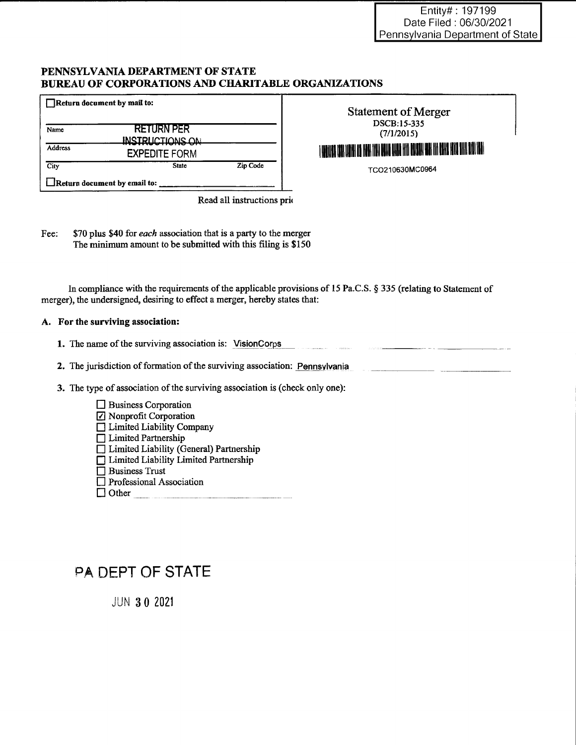Entity# : 197199
Date Filed : 06/30/2021
Pennsylvania Department of State

**PENNSYLVANIA DEPARTMENT OF STATE**
**BUREAU OF CORPORATIONS AND CHARITABLE ORGANIZATIONS**

| ☐ **Return document by mail to:** | | |
|---|---|---|
| Name | RETURN PER INSTRUCTIONS ON | |
| Address | EXPEDITE FORM | |
| City | State | Zip Code |
| ☐ **Return document by email to:** _______________ | | |

**Statement of Merger**
DSCB:15-335
(7/1/2015)

TCO210630MC0964

Read all instructions pri

Fee: $70 plus $40 for *each* association that is a party to the merger
The minimum amount to be submitted with this filing is $150

In compliance with the requirements of the applicable provisions of 15 Pa.C.S. § 335 (relating to Statement of merger), the undersigned, desiring to effect a merger, hereby states that:

**A. For the surviving association:**

**1.** The name of the surviving association is: VisionCorps

**2.** The jurisdiction of formation of the surviving association: Pennsylvania

**3.** The type of association of the surviving association is (check only one):

- ☐ Business Corporation
- ☑ Nonprofit Corporation
- ☐ Limited Liability Company
- ☐ Limited Partnership
- ☐ Limited Liability (General) Partnership
- ☐ Limited Liability Limited Partnership
- ☐ Business Trust
- ☐ Professional Association
- ☐ Other _______________

PA DEPT OF STATE

JUN 30 2021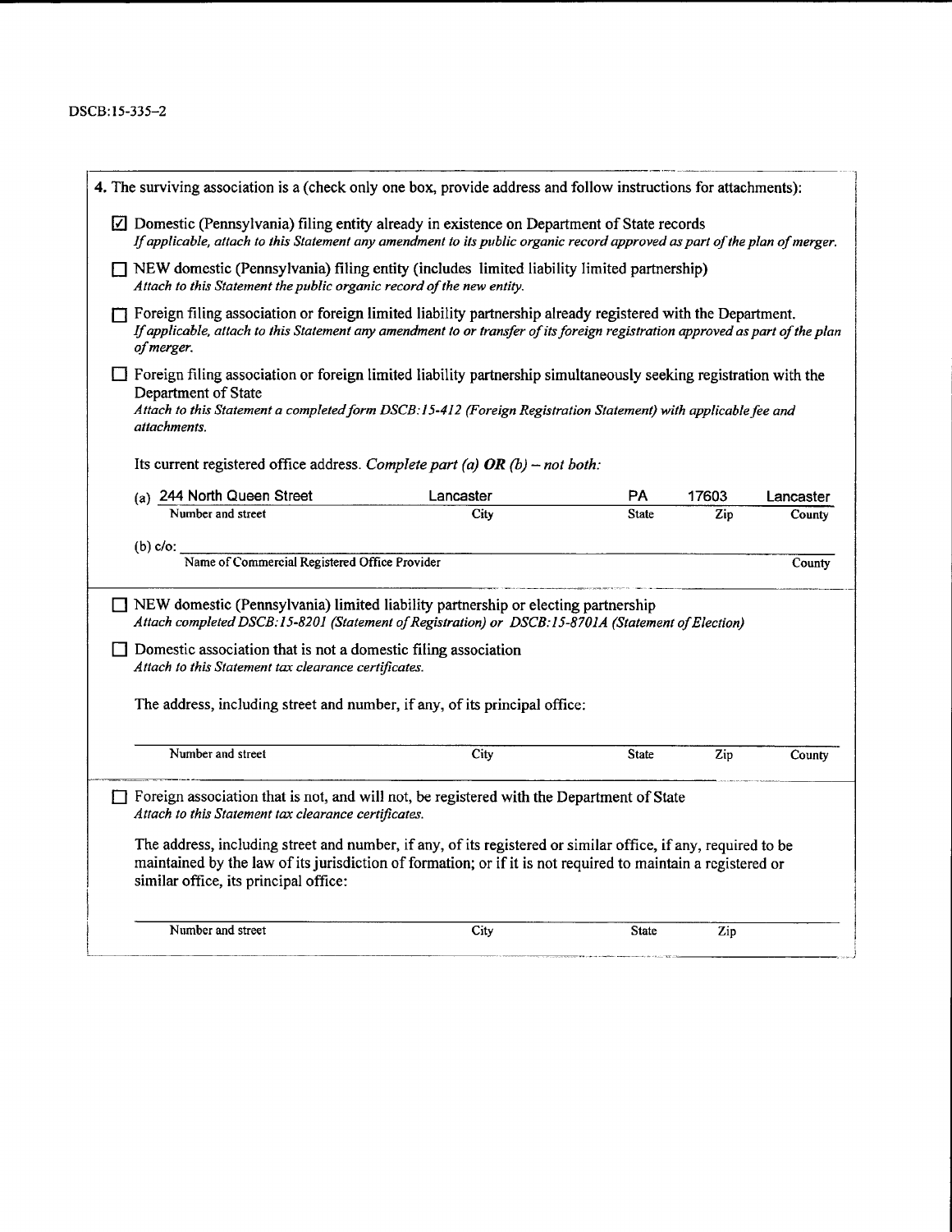DSCB:15-335-2

4. The surviving association is a (check only one box, provide address and follow instructions for attachments):

☑ Domestic (Pennsylvania) filing entity already in existence on Department of State records
*If applicable, attach to this Statement any amendment to its public organic record approved as part of the plan of merger.*

☐ NEW domestic (Pennsylvania) filing entity (includes limited liability limited partnership)
*Attach to this Statement the public organic record of the new entity.*

☐ Foreign filing association or foreign limited liability partnership already registered with the Department.
*If applicable, attach to this Statement any amendment to or transfer of its foreign registration approved as part of the plan of merger.*

☐ Foreign filing association or foreign limited liability partnership simultaneously seeking registration with the Department of State
*Attach to this Statement a completed form DSCB:15-412 (Foreign Registration Statement) with applicable fee and attachments.*

Its current registered office address. *Complete part (a)* ***OR*** *(b) – not both:*

| | Number and street | City | State | Zip | County |
|---|---|---|---|---|---|
| (a) | 244 North Queen Street | Lancaster | PA | 17603 | Lancaster |

(b) c/o: ______________________________
Name of Commercial Registered Office Provider ______ County

☐ NEW domestic (Pennsylvania) limited liability partnership or electing partnership
*Attach completed DSCB:15-8201 (Statement of Registration) or DSCB:15-8701A (Statement of Election)*

☐ Domestic association that is not a domestic filing association
*Attach to this Statement tax clearance certificates.*

The address, including street and number, if any, of its principal office:

| Number and street | City | State | Zip | County |
|---|---|---|---|---|
| | | | | |

☐ Foreign association that is not, and will not, be registered with the Department of State
*Attach to this Statement tax clearance certificates.*

The address, including street and number, if any, of its registered or similar office, if any, required to be maintained by the law of its jurisdiction of formation; or if it is not required to maintain a registered or similar office, its principal office:

| Number and street | City | State | Zip |
|---|---|---|---|
| | | | |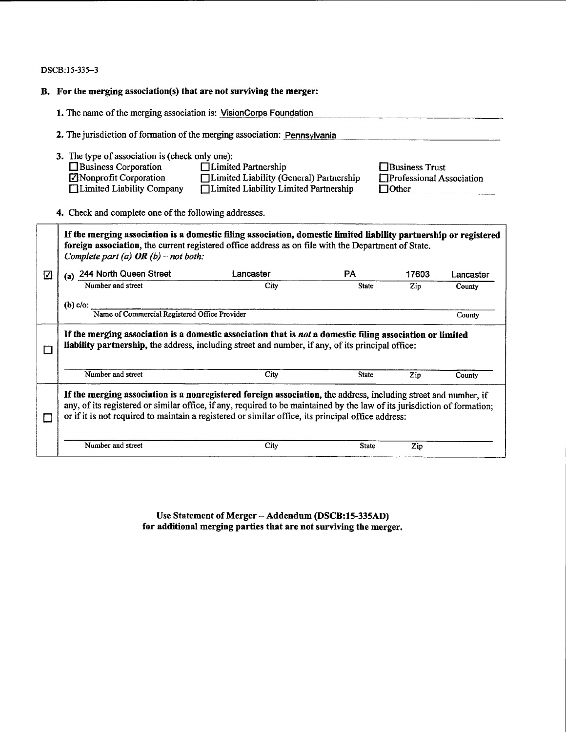DSCB:15-335–3

**B. For the merging association(s) that are not surviving the merger:**

1. The name of the merging association is: VisionCorps Foundation

2. The jurisdiction of formation of the merging association: Pennsylvania

3. The type of association is (check only one):

| | | |
|---|---|---|
| ☐ Business Corporation | ☐ Limited Partnership | ☐ Business Trust |
| ☑ Nonprofit Corporation | ☐ Limited Liability (General) Partnership | ☐ Professional Association |
| ☐ Limited Liability Company | ☐ Limited Liability Limited Partnership | ☐ Other ________ |

4. Check and complete one of the following addresses.

| | |
|---|---|
| ☑ | **If the merging association is a domestic filing association, domestic limited liability partnership or registered foreign association,** the current registered office address as on file with the Department of State. *Complete part (a)* ***OR*** *(b) – not both:*<br><br>(a) 244 North Queen Street — Lancaster — PA — 17603 — Lancaster<br>Number and street — City — State — Zip — County<br><br>(b) c/o: ____________________<br>Name of Commercial Registered Office Provider — County |
| ☐ | **If the merging association is a domestic association that is** ***not*** **a domestic filing association or limited liability partnership,** the address, including street and number, if any, of its principal office:<br><br>Number and street — City — State — Zip — County |
| ☐ | **If the merging association is a nonregistered foreign association,** the address, including street and number, if any, of its registered or similar office, if any, required to be maintained by the law of its jurisdiction of formation; or if it is not required to maintain a registered or similar office, its principal office address:<br><br>Number and street — City — State — Zip |

**Use Statement of Merger – Addendum (DSCB:15-335AD) for additional merging parties that are not surviving the merger.**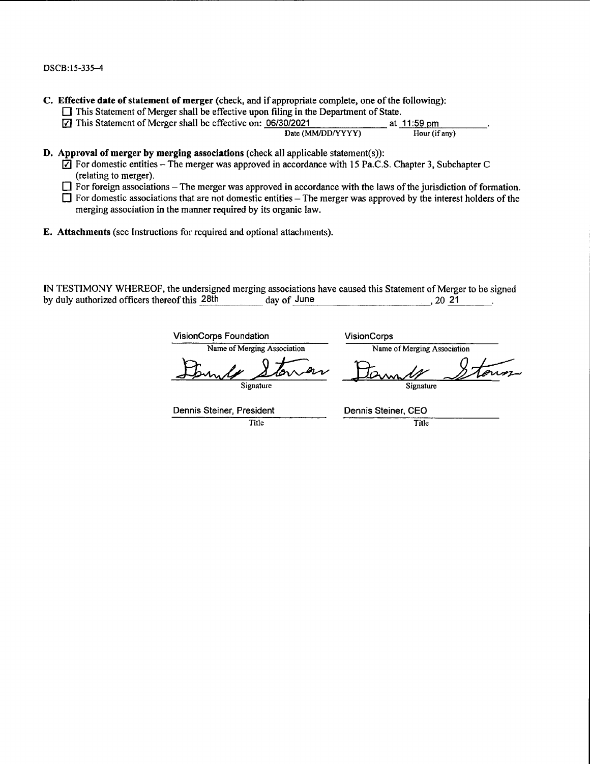DSCB:15-335–4

**C. Effective date of statement of merger** (check, and if appropriate complete, one of the following):

☐ This Statement of Merger shall be effective upon filing in the Department of State.

☑ This Statement of Merger shall be effective on: 06/30/2021 at 11:59 pm .

Date (MM/DD/YYYY) Hour (if any)

**D. Approval of merger by merging associations** (check all applicable statement(s)):

☑ For domestic entities – The merger was approved in accordance with 15 Pa.C.S. Chapter 3, Subchapter C (relating to merger).

☐ For foreign associations – The merger was approved in accordance with the laws of the jurisdiction of formation.

☐ For domestic associations that are not domestic entities – The merger was approved by the interest holders of the merging association in the manner required by its organic law.

**E. Attachments** (see Instructions for required and optional attachments).

IN TESTIMONY WHEREOF, the undersigned merging associations have caused this Statement of Merger to be signed by duly authorized officers thereof this 28th day of June , 20 21 .

| | |
|---|---|
| VisionCorps Foundation | VisionCorps |
| Name of Merging Association | Name of Merging Association |
| *Dennis Steiner* | *Dennis Steiner* |
| Signature | Signature |
| Dennis Steiner, President | Dennis Steiner, CEO |
| Title | Title |